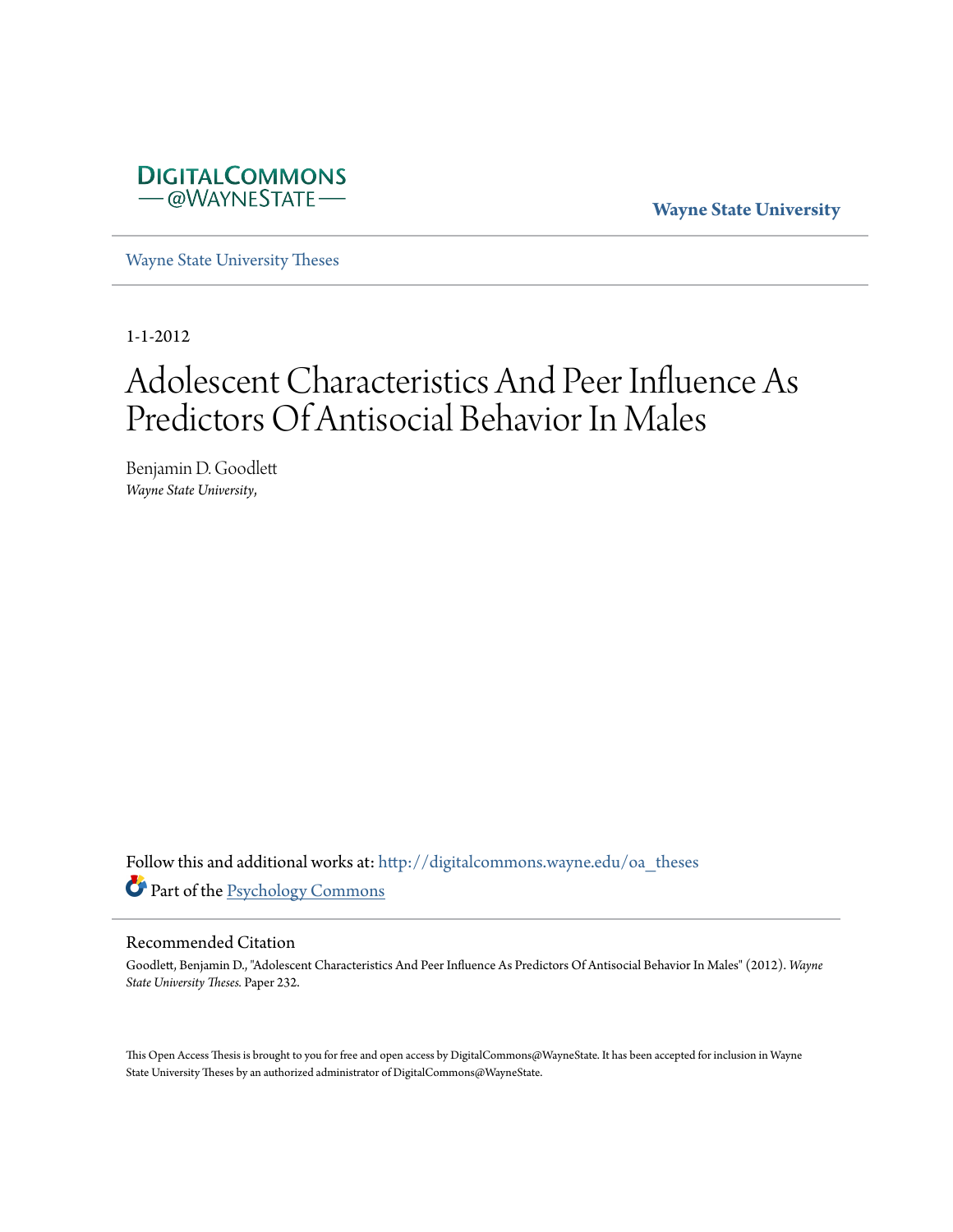DigitalCommons@WayneState

Wayne State University

Wayne State University Theses

1-1-2012

# Adolescent Characteristics And Peer Influence As Predictors Of Antisocial Behavior In Males

Benjamin D. Goodlett
*Wayne State University,*

Follow this and additional works at: http://digitalcommons.wayne.edu/oa_theses

Part of the Psychology Commons

## Recommended Citation

Goodlett, Benjamin D., "Adolescent Characteristics And Peer Influence As Predictors Of Antisocial Behavior In Males" (2012). *Wayne State University Theses.* Paper 232.

This Open Access Thesis is brought to you for free and open access by DigitalCommons@WayneState. It has been accepted for inclusion in Wayne State University Theses by an authorized administrator of DigitalCommons@WayneState.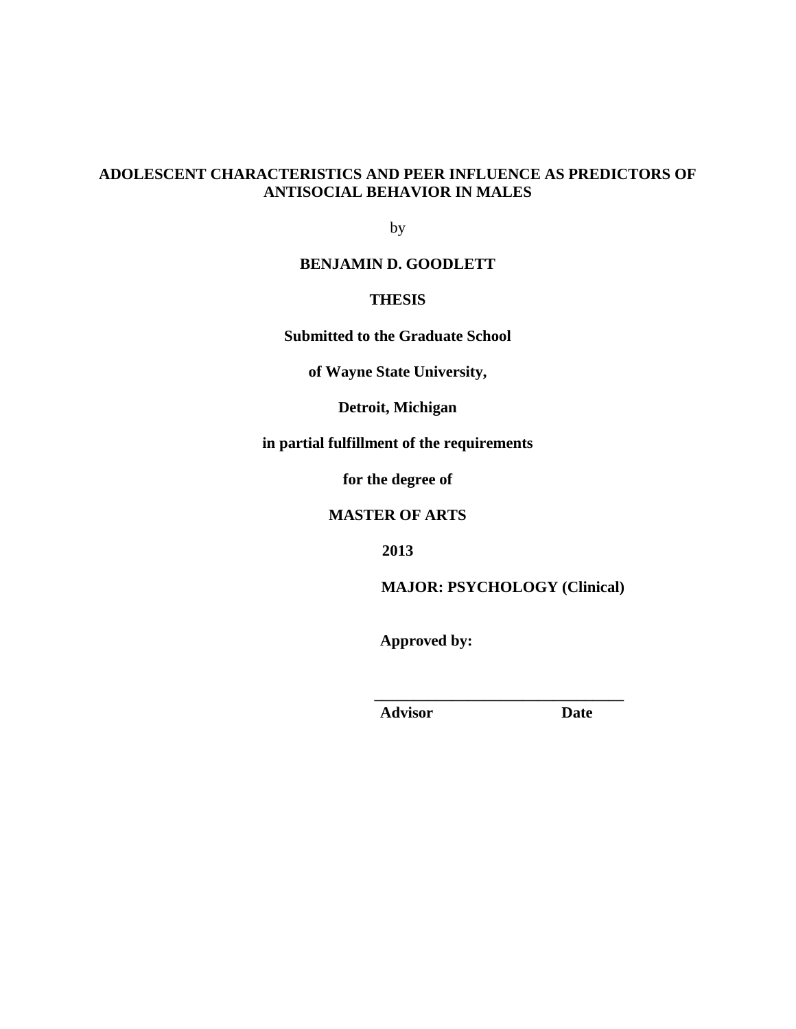**ADOLESCENT CHARACTERISTICS AND PEER INFLUENCE AS PREDICTORS OF ANTISOCIAL BEHAVIOR IN MALES**

by

**BENJAMIN D. GOODLETT**

**THESIS**

**Submitted to the Graduate School**

**of Wayne State University,**

**Detroit, Michigan**

**in partial fulfillment of the requirements**

**for the degree of**

**MASTER OF ARTS**

**2013**

**MAJOR: PSYCHOLOGY (Clinical)**

**Approved by:**

\_\_\_\_\_\_\_\_\_\_\_\_\_\_\_\_\_\_\_\_\_\_\_\_\_\_\_\_\_\_\_\_\_\_\_\_

**Advisor Date**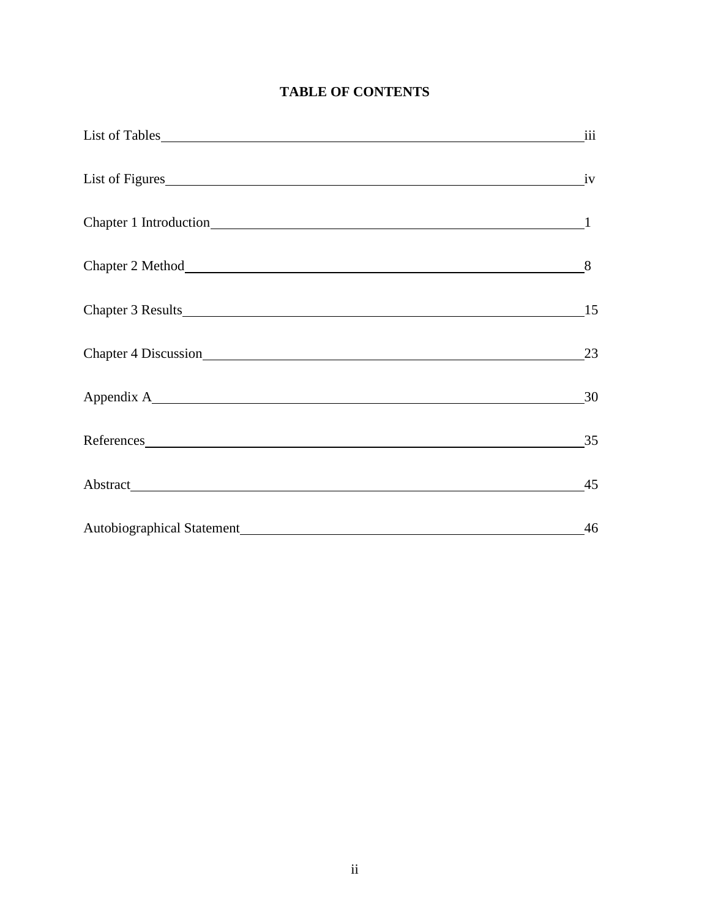# TABLE OF CONTENTS

| | |
|---|---|
| List of Tables | iii |
| List of Figures | iv |
| Chapter 1 Introduction | 1 |
| Chapter 2 Method | 8 |
| Chapter 3 Results | 15 |
| Chapter 4 Discussion | 23 |
| Appendix A | 30 |
| References | 35 |
| Abstract | 45 |
| Autobiographical Statement | 46 |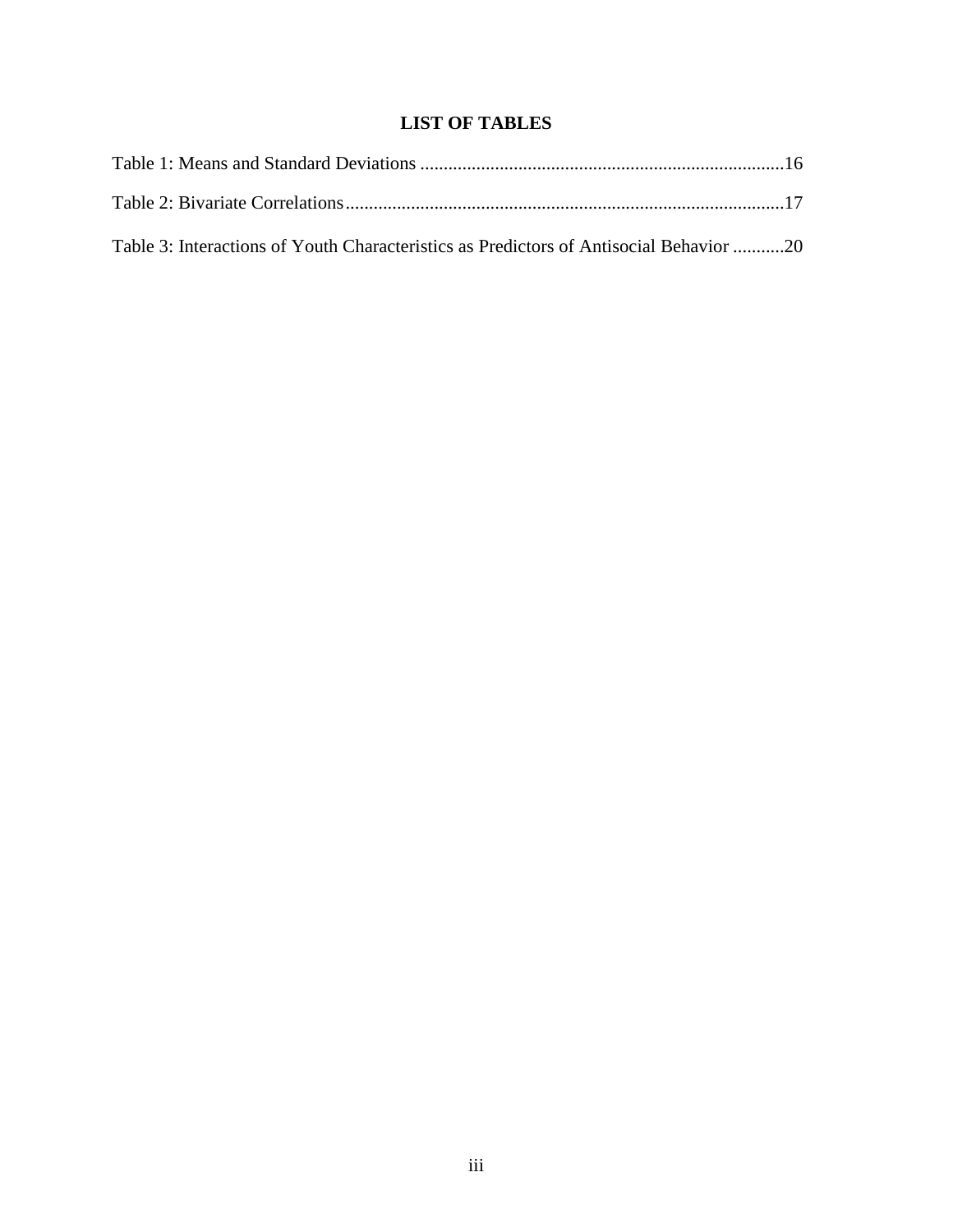# LIST OF TABLES

Table 1: Means and Standard Deviations ............................................................................16

Table 2: Bivariate Correlations............................................................................................17

Table 3: Interactions of Youth Characteristics as Predictors of Antisocial Behavior ...........20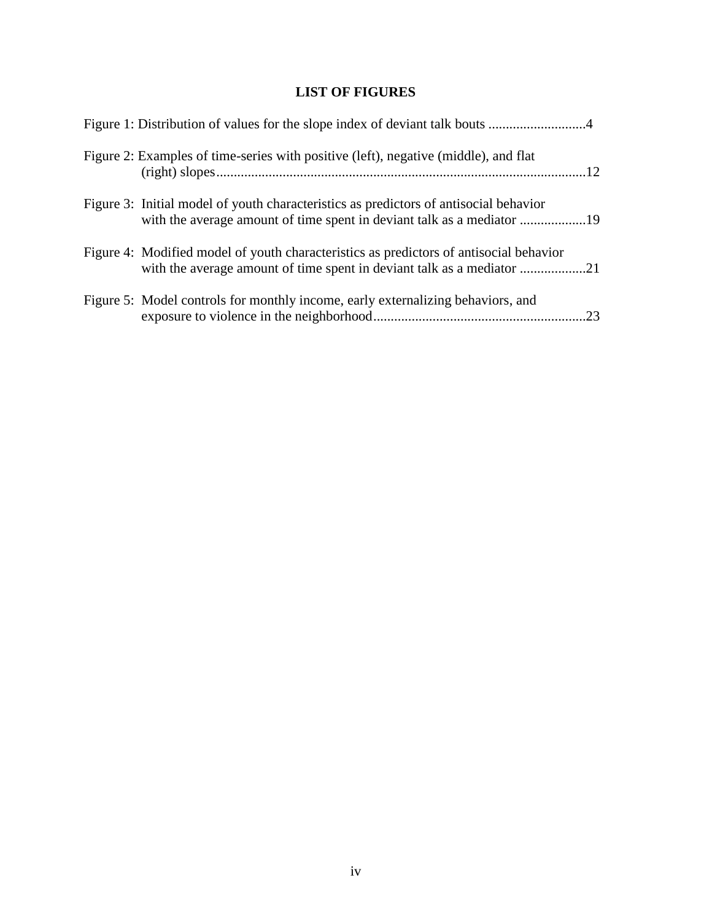# LIST OF FIGURES

Figure 1: Distribution of values for the slope index of deviant talk bouts ............................4

Figure 2: Examples of time-series with positive (left), negative (middle), and flat (right) slopes..........................................................................................................12

Figure 3: Initial model of youth characteristics as predictors of antisocial behavior with the average amount of time spent in deviant talk as a mediator ...................19

Figure 4: Modified model of youth characteristics as predictors of antisocial behavior with the average amount of time spent in deviant talk as a mediator ...................21

Figure 5: Model controls for monthly income, early externalizing behaviors, and exposure to violence in the neighborhood............................................................23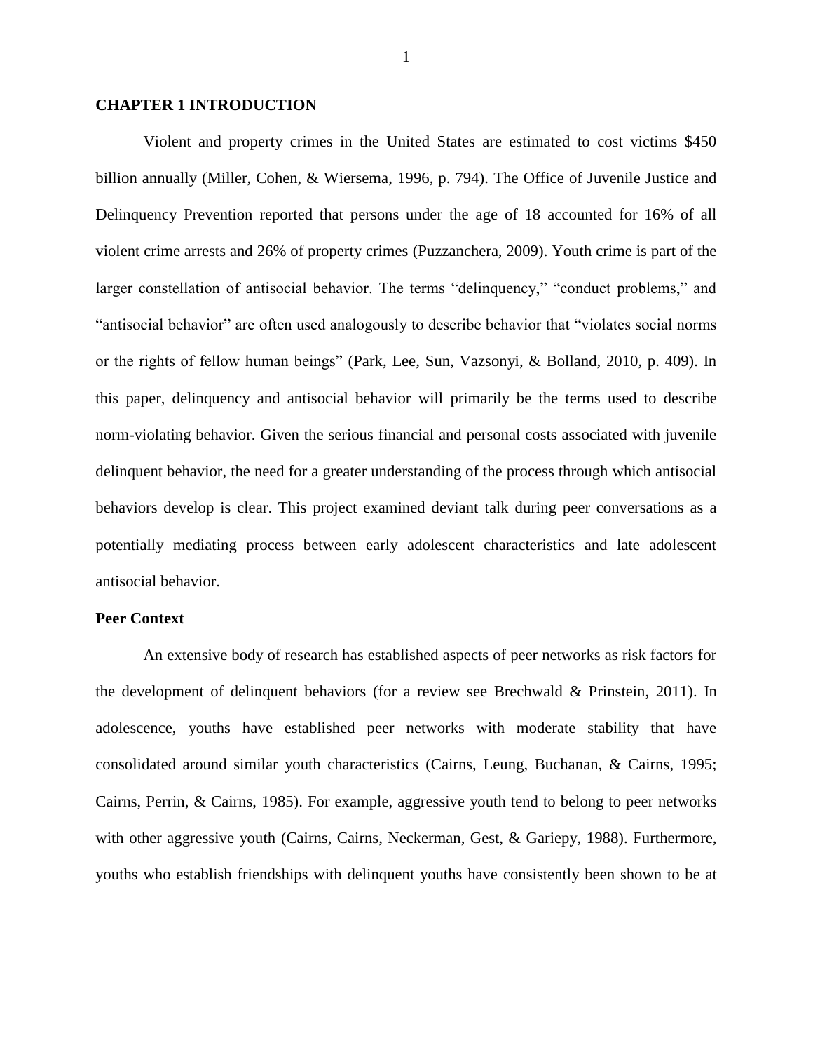# CHAPTER 1 INTRODUCTION

Violent and property crimes in the United States are estimated to cost victims $450 billion annually (Miller, Cohen, & Wiersema, 1996, p. 794). The Office of Juvenile Justice and Delinquency Prevention reported that persons under the age of 18 accounted for 16% of all violent crime arrests and 26% of property crimes (Puzzanchera, 2009). Youth crime is part of the larger constellation of antisocial behavior. The terms "delinquency," "conduct problems," and "antisocial behavior" are often used analogously to describe behavior that "violates social norms or the rights of fellow human beings" (Park, Lee, Sun, Vazsonyi, & Bolland, 2010, p. 409). In this paper, delinquency and antisocial behavior will primarily be the terms used to describe norm-violating behavior. Given the serious financial and personal costs associated with juvenile delinquent behavior, the need for a greater understanding of the process through which antisocial behaviors develop is clear. This project examined deviant talk during peer conversations as a potentially mediating process between early adolescent characteristics and late adolescent antisocial behavior.

## Peer Context

An extensive body of research has established aspects of peer networks as risk factors for the development of delinquent behaviors (for a review see Brechwald & Prinstein, 2011). In adolescence, youths have established peer networks with moderate stability that have consolidated around similar youth characteristics (Cairns, Leung, Buchanan, & Cairns, 1995; Cairns, Perrin, & Cairns, 1985). For example, aggressive youth tend to belong to peer networks with other aggressive youth (Cairns, Cairns, Neckerman, Gest, & Gariepy, 1988). Furthermore, youths who establish friendships with delinquent youths have consistently been shown to be at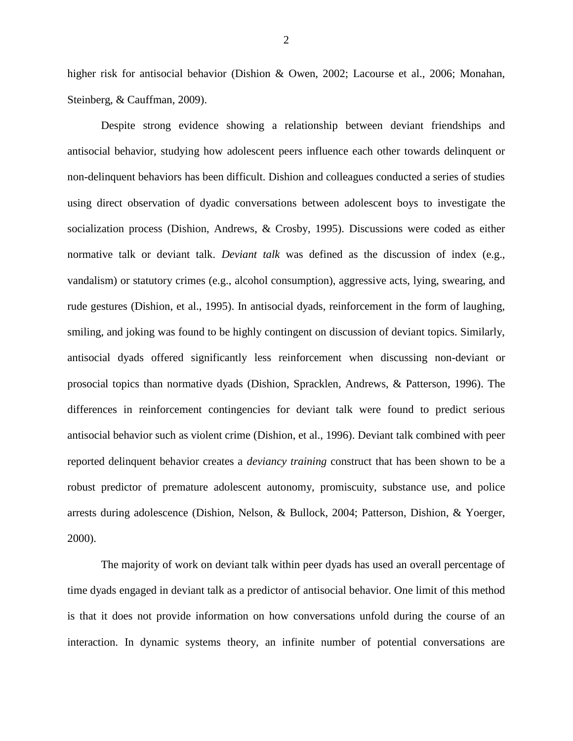higher risk for antisocial behavior (Dishion & Owen, 2002; Lacourse et al., 2006; Monahan, Steinberg, & Cauffman, 2009).

Despite strong evidence showing a relationship between deviant friendships and antisocial behavior, studying how adolescent peers influence each other towards delinquent or non-delinquent behaviors has been difficult. Dishion and colleagues conducted a series of studies using direct observation of dyadic conversations between adolescent boys to investigate the socialization process (Dishion, Andrews, & Crosby, 1995). Discussions were coded as either normative talk or deviant talk. *Deviant talk* was defined as the discussion of index (e.g., vandalism) or statutory crimes (e.g., alcohol consumption), aggressive acts, lying, swearing, and rude gestures (Dishion, et al., 1995). In antisocial dyads, reinforcement in the form of laughing, smiling, and joking was found to be highly contingent on discussion of deviant topics. Similarly, antisocial dyads offered significantly less reinforcement when discussing non-deviant or prosocial topics than normative dyads (Dishion, Spracklen, Andrews, & Patterson, 1996). The differences in reinforcement contingencies for deviant talk were found to predict serious antisocial behavior such as violent crime (Dishion, et al., 1996). Deviant talk combined with peer reported delinquent behavior creates a *deviancy training* construct that has been shown to be a robust predictor of premature adolescent autonomy, promiscuity, substance use, and police arrests during adolescence (Dishion, Nelson, & Bullock, 2004; Patterson, Dishion, & Yoerger, 2000).

The majority of work on deviant talk within peer dyads has used an overall percentage of time dyads engaged in deviant talk as a predictor of antisocial behavior. One limit of this method is that it does not provide information on how conversations unfold during the course of an interaction. In dynamic systems theory, an infinite number of potential conversations are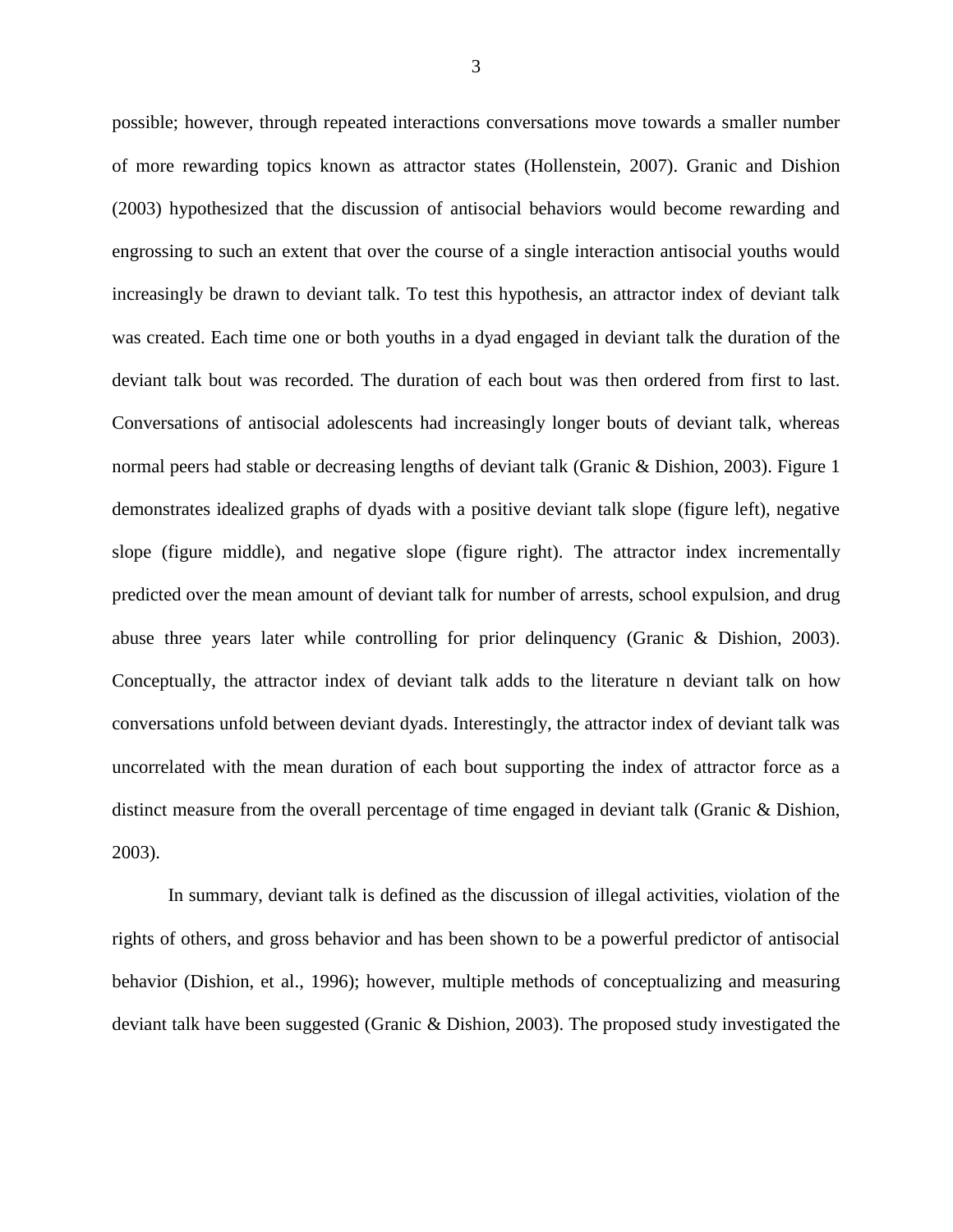possible; however, through repeated interactions conversations move towards a smaller number of more rewarding topics known as attractor states (Hollenstein, 2007). Granic and Dishion (2003) hypothesized that the discussion of antisocial behaviors would become rewarding and engrossing to such an extent that over the course of a single interaction antisocial youths would increasingly be drawn to deviant talk. To test this hypothesis, an attractor index of deviant talk was created. Each time one or both youths in a dyad engaged in deviant talk the duration of the deviant talk bout was recorded. The duration of each bout was then ordered from first to last. Conversations of antisocial adolescents had increasingly longer bouts of deviant talk, whereas normal peers had stable or decreasing lengths of deviant talk (Granic & Dishion, 2003). Figure 1 demonstrates idealized graphs of dyads with a positive deviant talk slope (figure left), negative slope (figure middle), and negative slope (figure right). The attractor index incrementally predicted over the mean amount of deviant talk for number of arrests, school expulsion, and drug abuse three years later while controlling for prior delinquency (Granic & Dishion, 2003). Conceptually, the attractor index of deviant talk adds to the literature n deviant talk on how conversations unfold between deviant dyads. Interestingly, the attractor index of deviant talk was uncorrelated with the mean duration of each bout supporting the index of attractor force as a distinct measure from the overall percentage of time engaged in deviant talk (Granic & Dishion, 2003).

In summary, deviant talk is defined as the discussion of illegal activities, violation of the rights of others, and gross behavior and has been shown to be a powerful predictor of antisocial behavior (Dishion, et al., 1996); however, multiple methods of conceptualizing and measuring deviant talk have been suggested (Granic & Dishion, 2003). The proposed study investigated the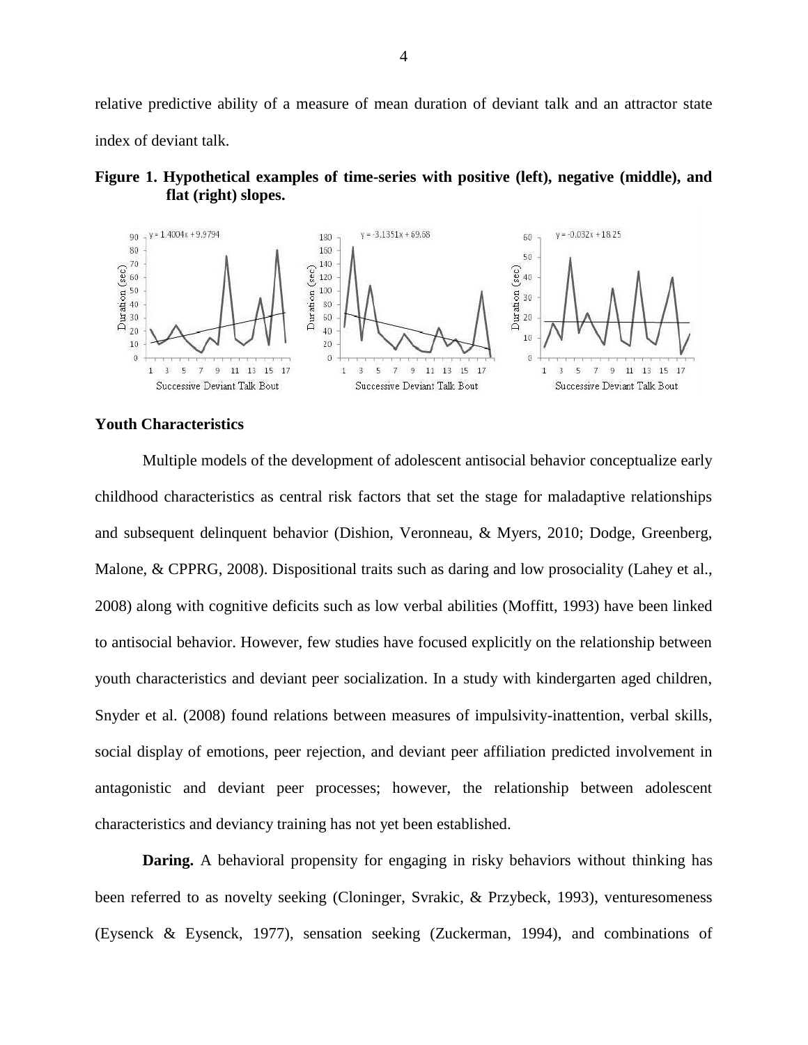relative predictive ability of a measure of mean duration of deviant talk and an attractor state index of deviant talk.

**Figure 1. Hypothetical examples of time-series with positive (left), negative (middle), and flat (right) slopes.**

### Youth Characteristics

Multiple models of the development of adolescent antisocial behavior conceptualize early childhood characteristics as central risk factors that set the stage for maladaptive relationships and subsequent delinquent behavior (Dishion, Veronneau, & Myers, 2010; Dodge, Greenberg, Malone, & CPPRG, 2008). Dispositional traits such as daring and low prosociality (Lahey et al., 2008) along with cognitive deficits such as low verbal abilities (Moffitt, 1993) have been linked to antisocial behavior. However, few studies have focused explicitly on the relationship between youth characteristics and deviant peer socialization. In a study with kindergarten aged children, Snyder et al. (2008) found relations between measures of impulsivity-inattention, verbal skills, social display of emotions, peer rejection, and deviant peer affiliation predicted involvement in antagonistic and deviant peer processes; however, the relationship between adolescent characteristics and deviancy training has not yet been established.

**Daring.** A behavioral propensity for engaging in risky behaviors without thinking has been referred to as novelty seeking (Cloninger, Svrakic, & Przybeck, 1993), venturesomeness (Eysenck & Eysenck, 1977), sensation seeking (Zuckerman, 1994), and combinations of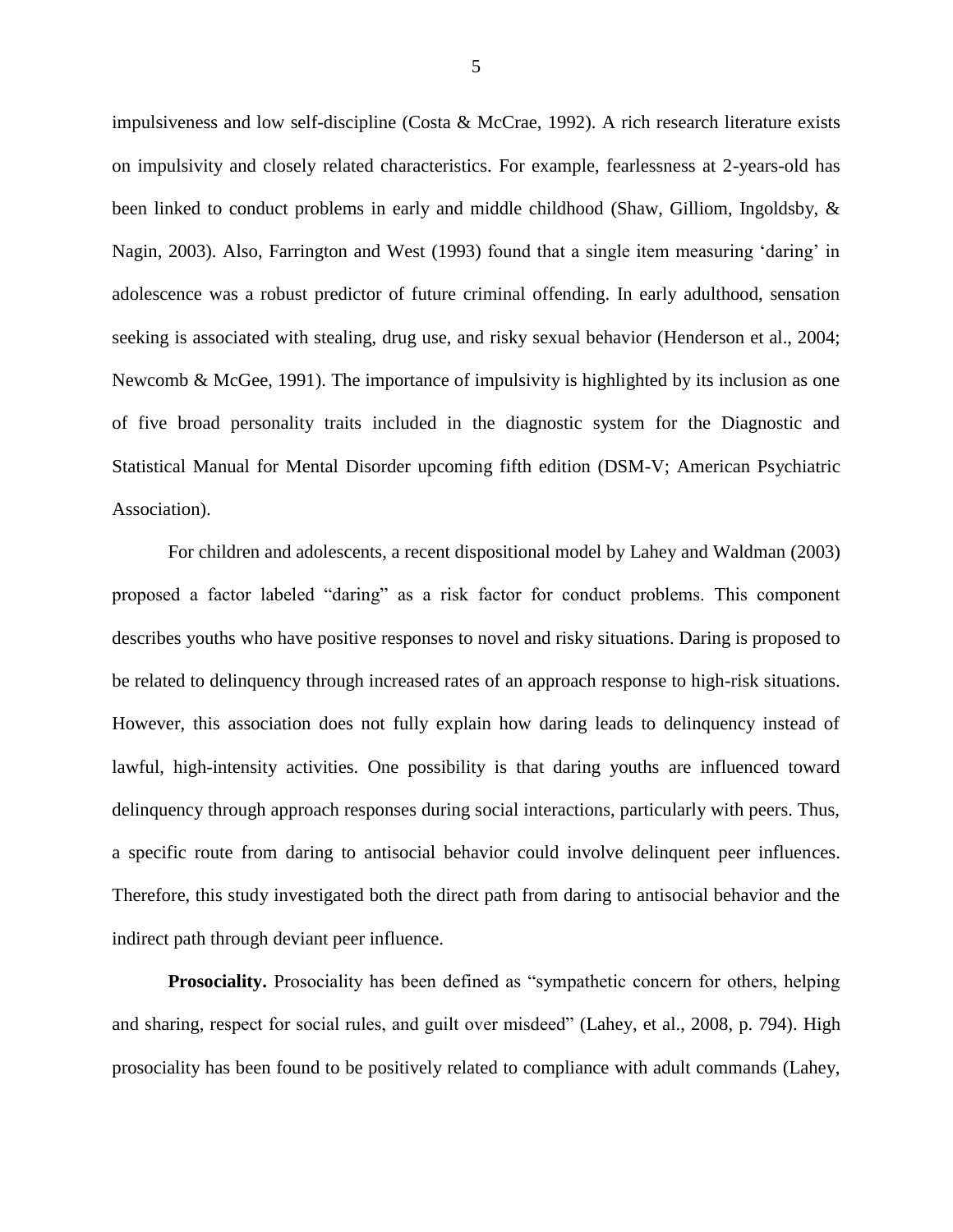impulsiveness and low self-discipline (Costa & McCrae, 1992). A rich research literature exists on impulsivity and closely related characteristics. For example, fearlessness at 2-years-old has been linked to conduct problems in early and middle childhood (Shaw, Gilliom, Ingoldsby, & Nagin, 2003). Also, Farrington and West (1993) found that a single item measuring 'daring' in adolescence was a robust predictor of future criminal offending. In early adulthood, sensation seeking is associated with stealing, drug use, and risky sexual behavior (Henderson et al., 2004; Newcomb & McGee, 1991). The importance of impulsivity is highlighted by its inclusion as one of five broad personality traits included in the diagnostic system for the Diagnostic and Statistical Manual for Mental Disorder upcoming fifth edition (DSM-V; American Psychiatric Association).

For children and adolescents, a recent dispositional model by Lahey and Waldman (2003) proposed a factor labeled "daring" as a risk factor for conduct problems. This component describes youths who have positive responses to novel and risky situations. Daring is proposed to be related to delinquency through increased rates of an approach response to high-risk situations. However, this association does not fully explain how daring leads to delinquency instead of lawful, high-intensity activities. One possibility is that daring youths are influenced toward delinquency through approach responses during social interactions, particularly with peers. Thus, a specific route from daring to antisocial behavior could involve delinquent peer influences. Therefore, this study investigated both the direct path from daring to antisocial behavior and the indirect path through deviant peer influence.

**Prosociality.** Prosociality has been defined as "sympathetic concern for others, helping and sharing, respect for social rules, and guilt over misdeed" (Lahey, et al., 2008, p. 794). High prosociality has been found to be positively related to compliance with adult commands (Lahey,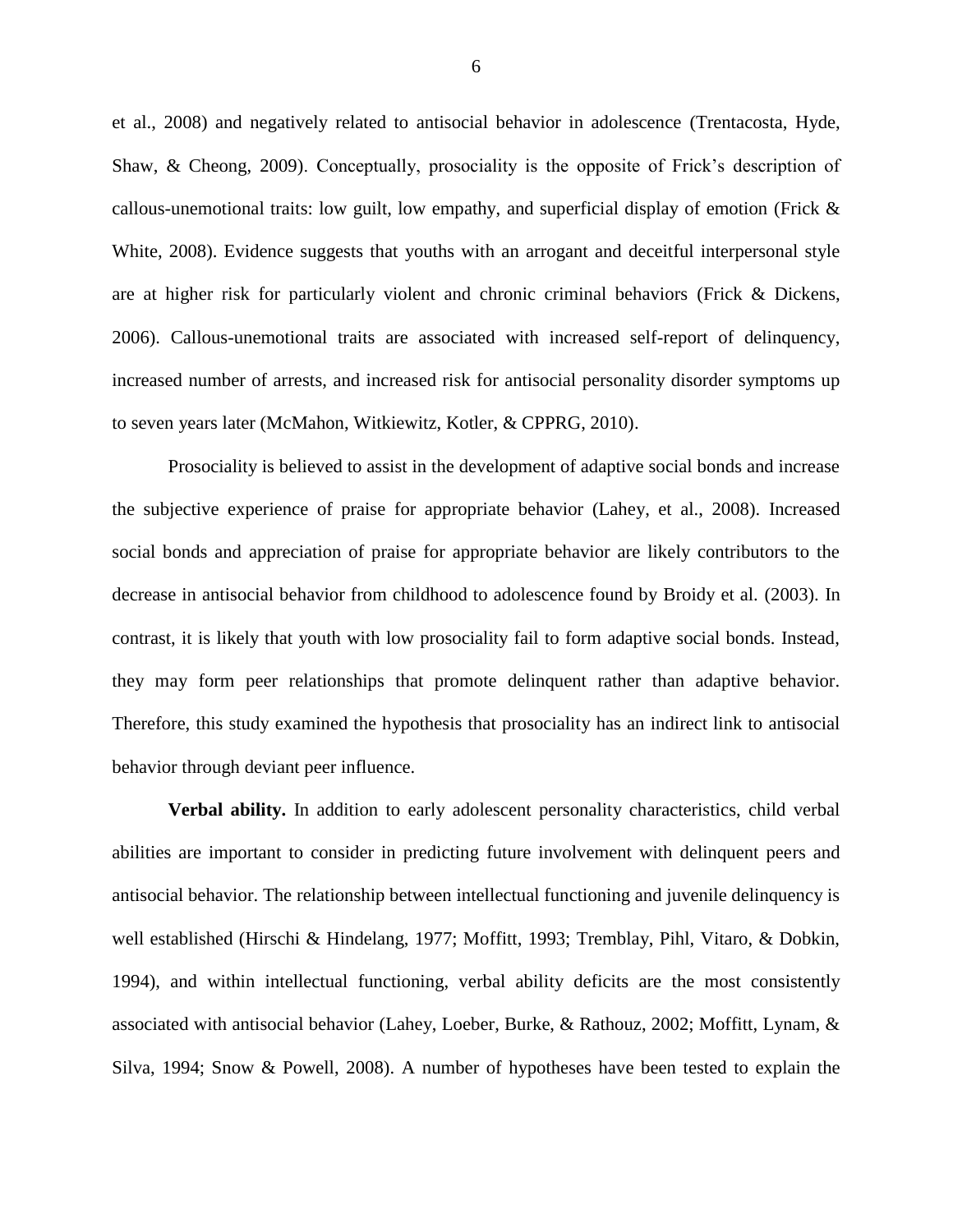et al., 2008) and negatively related to antisocial behavior in adolescence (Trentacosta, Hyde, Shaw, & Cheong, 2009). Conceptually, prosociality is the opposite of Frick's description of callous-unemotional traits: low guilt, low empathy, and superficial display of emotion (Frick & White, 2008). Evidence suggests that youths with an arrogant and deceitful interpersonal style are at higher risk for particularly violent and chronic criminal behaviors (Frick & Dickens, 2006). Callous-unemotional traits are associated with increased self-report of delinquency, increased number of arrests, and increased risk for antisocial personality disorder symptoms up to seven years later (McMahon, Witkiewitz, Kotler, & CPPRG, 2010).

Prosociality is believed to assist in the development of adaptive social bonds and increase the subjective experience of praise for appropriate behavior (Lahey, et al., 2008). Increased social bonds and appreciation of praise for appropriate behavior are likely contributors to the decrease in antisocial behavior from childhood to adolescence found by Broidy et al. (2003). In contrast, it is likely that youth with low prosociality fail to form adaptive social bonds. Instead, they may form peer relationships that promote delinquent rather than adaptive behavior. Therefore, this study examined the hypothesis that prosociality has an indirect link to antisocial behavior through deviant peer influence.

**Verbal ability.** In addition to early adolescent personality characteristics, child verbal abilities are important to consider in predicting future involvement with delinquent peers and antisocial behavior. The relationship between intellectual functioning and juvenile delinquency is well established (Hirschi & Hindelang, 1977; Moffitt, 1993; Tremblay, Pihl, Vitaro, & Dobkin, 1994), and within intellectual functioning, verbal ability deficits are the most consistently associated with antisocial behavior (Lahey, Loeber, Burke, & Rathouz, 2002; Moffitt, Lynam, & Silva, 1994; Snow & Powell, 2008). A number of hypotheses have been tested to explain the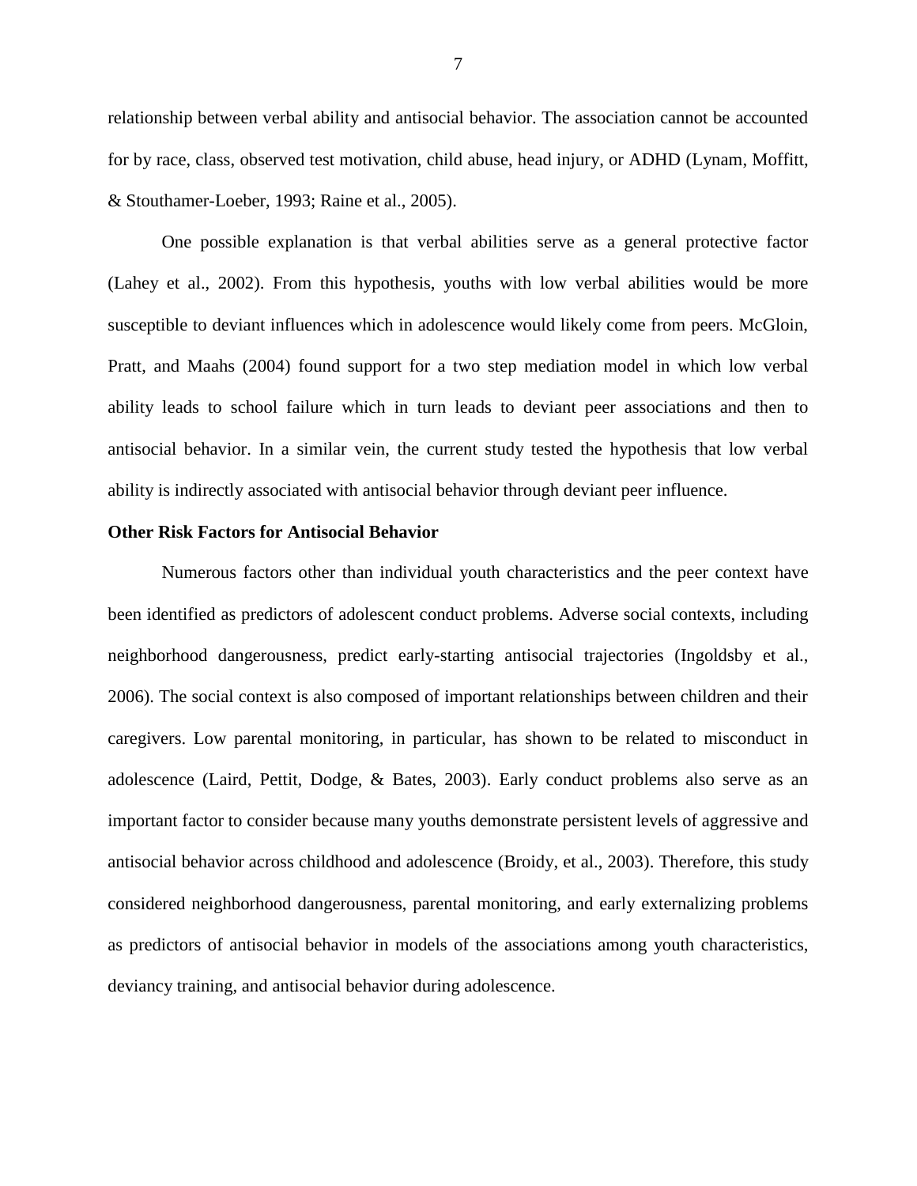relationship between verbal ability and antisocial behavior. The association cannot be accounted for by race, class, observed test motivation, child abuse, head injury, or ADHD (Lynam, Moffitt, & Stouthamer-Loeber, 1993; Raine et al., 2005).

One possible explanation is that verbal abilities serve as a general protective factor (Lahey et al., 2002). From this hypothesis, youths with low verbal abilities would be more susceptible to deviant influences which in adolescence would likely come from peers. McGloin, Pratt, and Maahs (2004) found support for a two step mediation model in which low verbal ability leads to school failure which in turn leads to deviant peer associations and then to antisocial behavior. In a similar vein, the current study tested the hypothesis that low verbal ability is indirectly associated with antisocial behavior through deviant peer influence.

**Other Risk Factors for Antisocial Behavior**

Numerous factors other than individual youth characteristics and the peer context have been identified as predictors of adolescent conduct problems. Adverse social contexts, including neighborhood dangerousness, predict early-starting antisocial trajectories (Ingoldsby et al., 2006). The social context is also composed of important relationships between children and their caregivers. Low parental monitoring, in particular, has shown to be related to misconduct in adolescence (Laird, Pettit, Dodge, & Bates, 2003). Early conduct problems also serve as an important factor to consider because many youths demonstrate persistent levels of aggressive and antisocial behavior across childhood and adolescence (Broidy, et al., 2003). Therefore, this study considered neighborhood dangerousness, parental monitoring, and early externalizing problems as predictors of antisocial behavior in models of the associations among youth characteristics, deviancy training, and antisocial behavior during adolescence.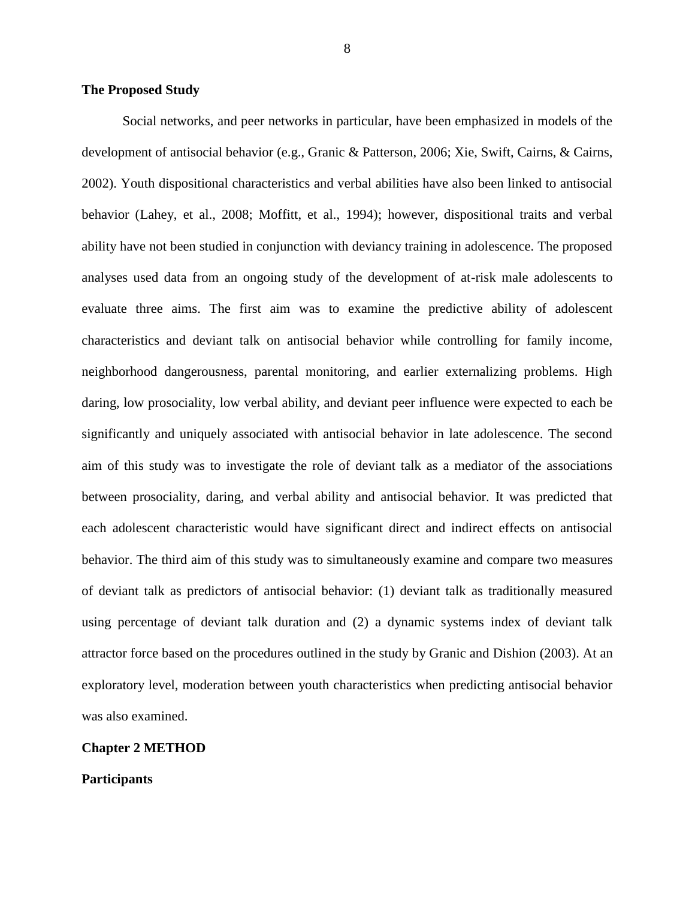### The Proposed Study

Social networks, and peer networks in particular, have been emphasized in models of the development of antisocial behavior (e.g., Granic & Patterson, 2006; Xie, Swift, Cairns, & Cairns, 2002). Youth dispositional characteristics and verbal abilities have also been linked to antisocial behavior (Lahey, et al., 2008; Moffitt, et al., 1994); however, dispositional traits and verbal ability have not been studied in conjunction with deviancy training in adolescence. The proposed analyses used data from an ongoing study of the development of at-risk male adolescents to evaluate three aims. The first aim was to examine the predictive ability of adolescent characteristics and deviant talk on antisocial behavior while controlling for family income, neighborhood dangerousness, parental monitoring, and earlier externalizing problems. High daring, low prosociality, low verbal ability, and deviant peer influence were expected to each be significantly and uniquely associated with antisocial behavior in late adolescence. The second aim of this study was to investigate the role of deviant talk as a mediator of the associations between prosociality, daring, and verbal ability and antisocial behavior. It was predicted that each adolescent characteristic would have significant direct and indirect effects on antisocial behavior. The third aim of this study was to simultaneously examine and compare two measures of deviant talk as predictors of antisocial behavior: (1) deviant talk as traditionally measured using percentage of deviant talk duration and (2) a dynamic systems index of deviant talk attractor force based on the procedures outlined in the study by Granic and Dishion (2003). At an exploratory level, moderation between youth characteristics when predicting antisocial behavior was also examined.

## Chapter 2 METHOD

### Participants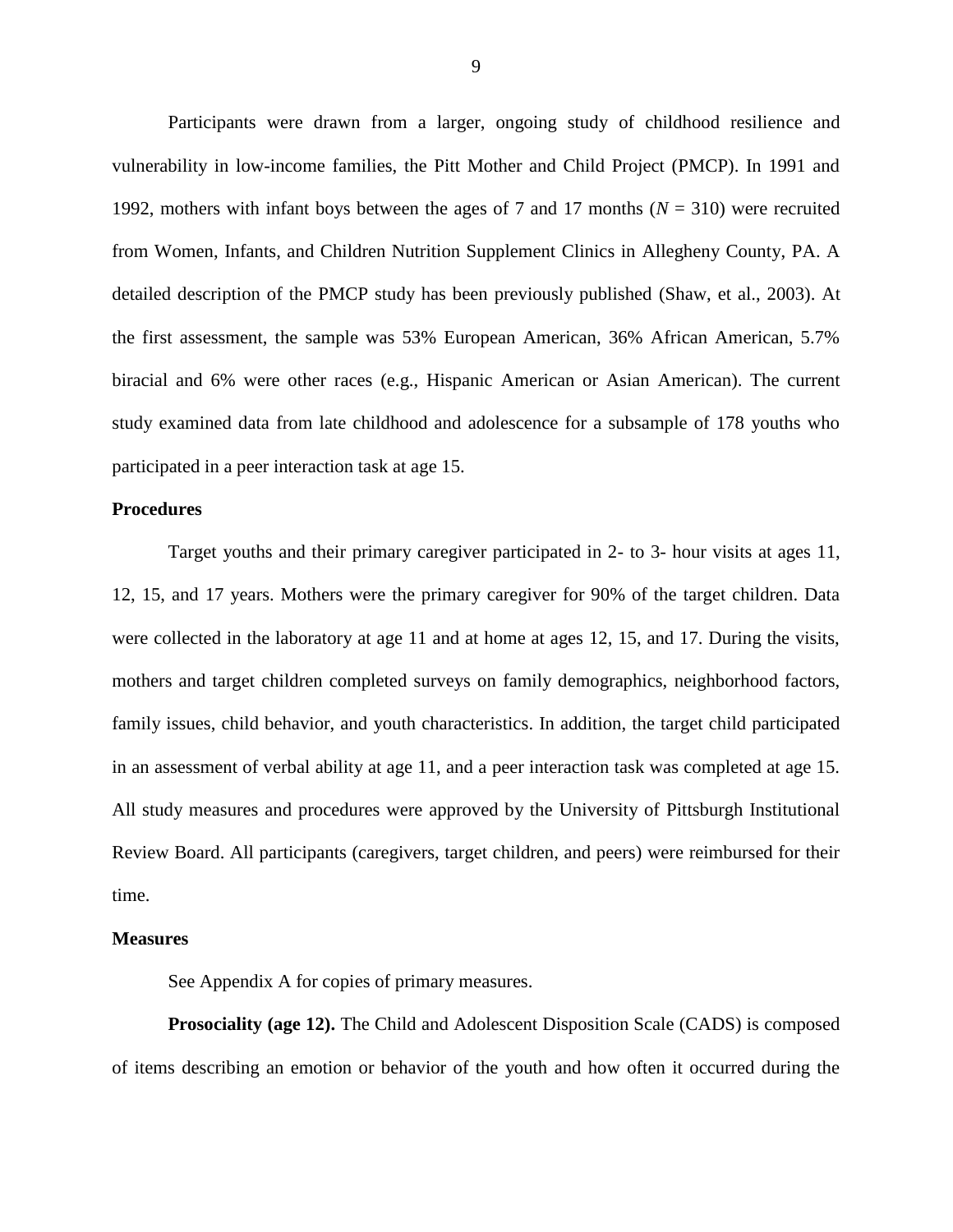Participants were drawn from a larger, ongoing study of childhood resilience and vulnerability in low-income families, the Pitt Mother and Child Project (PMCP). In 1991 and 1992, mothers with infant boys between the ages of 7 and 17 months (*N* = 310) were recruited from Women, Infants, and Children Nutrition Supplement Clinics in Allegheny County, PA. A detailed description of the PMCP study has been previously published (Shaw, et al., 2003). At the first assessment, the sample was 53% European American, 36% African American, 5.7% biracial and 6% were other races (e.g., Hispanic American or Asian American). The current study examined data from late childhood and adolescence for a subsample of 178 youths who participated in a peer interaction task at age 15.

**Procedures**

Target youths and their primary caregiver participated in 2- to 3- hour visits at ages 11, 12, 15, and 17 years. Mothers were the primary caregiver for 90% of the target children. Data were collected in the laboratory at age 11 and at home at ages 12, 15, and 17. During the visits, mothers and target children completed surveys on family demographics, neighborhood factors, family issues, child behavior, and youth characteristics. In addition, the target child participated in an assessment of verbal ability at age 11, and a peer interaction task was completed at age 15. All study measures and procedures were approved by the University of Pittsburgh Institutional Review Board. All participants (caregivers, target children, and peers) were reimbursed for their time.

**Measures**

See Appendix A for copies of primary measures.

**Prosociality (age 12).** The Child and Adolescent Disposition Scale (CADS) is composed of items describing an emotion or behavior of the youth and how often it occurred during the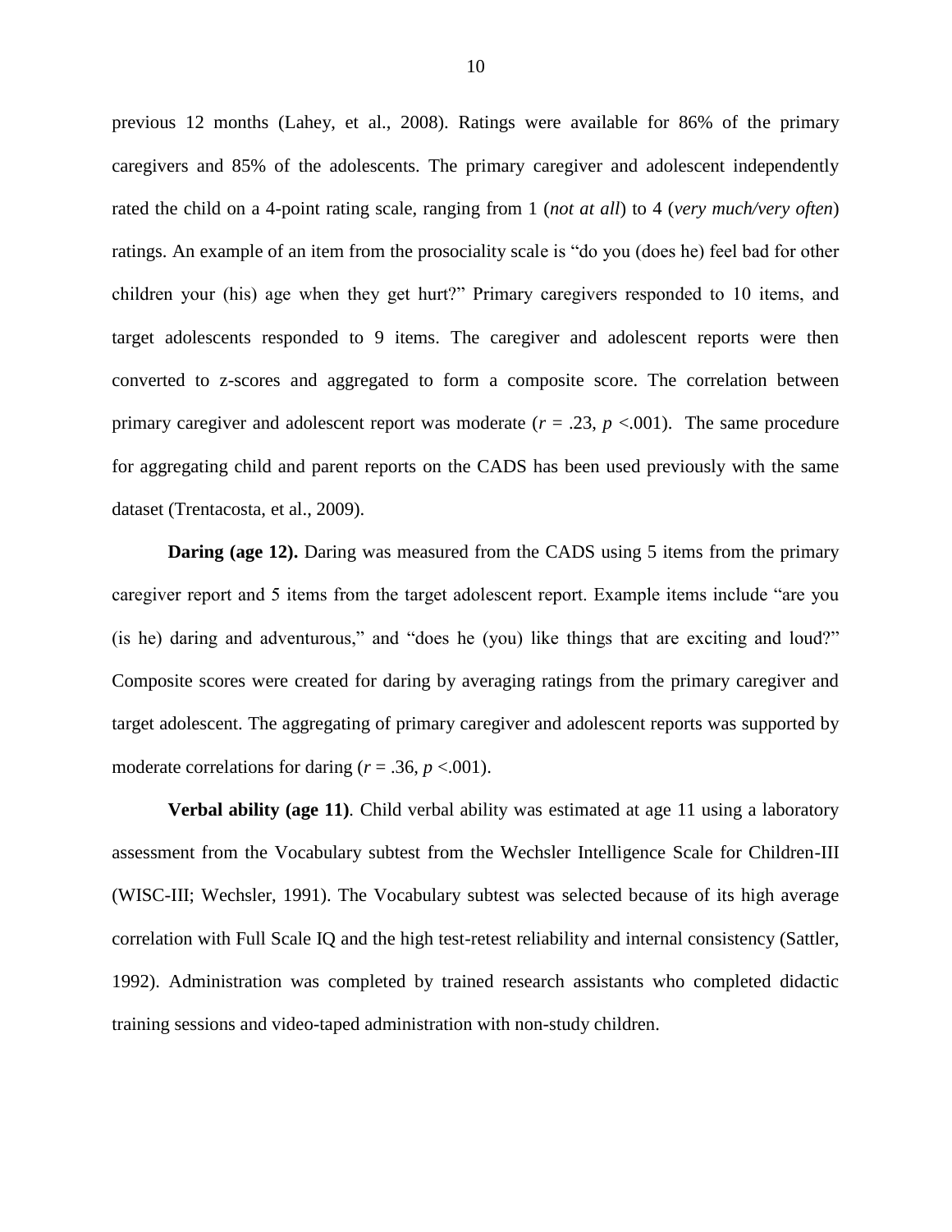previous 12 months (Lahey, et al., 2008). Ratings were available for 86% of the primary caregivers and 85% of the adolescents. The primary caregiver and adolescent independently rated the child on a 4-point rating scale, ranging from 1 (*not at all*) to 4 (*very much/very often*) ratings. An example of an item from the prosociality scale is "do you (does he) feel bad for other children your (his) age when they get hurt?" Primary caregivers responded to 10 items, and target adolescents responded to 9 items. The caregiver and adolescent reports were then converted to z-scores and aggregated to form a composite score. The correlation between primary caregiver and adolescent report was moderate ($r$ = .23, $p$ <.001). The same procedure for aggregating child and parent reports on the CADS has been used previously with the same dataset (Trentacosta, et al., 2009).

**Daring (age 12).** Daring was measured from the CADS using 5 items from the primary caregiver report and 5 items from the target adolescent report. Example items include "are you (is he) daring and adventurous," and "does he (you) like things that are exciting and loud?" Composite scores were created for daring by averaging ratings from the primary caregiver and target adolescent. The aggregating of primary caregiver and adolescent reports was supported by moderate correlations for daring ($r$ = .36, $p$ <.001).

**Verbal ability (age 11)**. Child verbal ability was estimated at age 11 using a laboratory assessment from the Vocabulary subtest from the Wechsler Intelligence Scale for Children-III (WISC-III; Wechsler, 1991). The Vocabulary subtest was selected because of its high average correlation with Full Scale IQ and the high test-retest reliability and internal consistency (Sattler, 1992). Administration was completed by trained research assistants who completed didactic training sessions and video-taped administration with non-study children.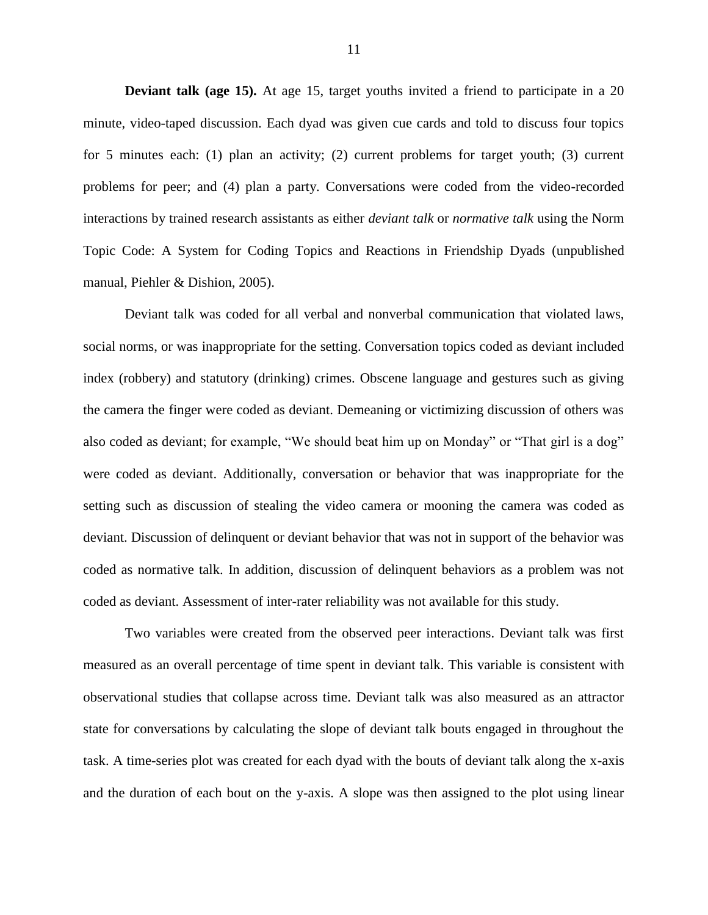**Deviant talk (age 15).** At age 15, target youths invited a friend to participate in a 20 minute, video-taped discussion. Each dyad was given cue cards and told to discuss four topics for 5 minutes each: (1) plan an activity; (2) current problems for target youth; (3) current problems for peer; and (4) plan a party. Conversations were coded from the video-recorded interactions by trained research assistants as either *deviant talk* or *normative talk* using the Norm Topic Code: A System for Coding Topics and Reactions in Friendship Dyads (unpublished manual, Piehler & Dishion, 2005).

Deviant talk was coded for all verbal and nonverbal communication that violated laws, social norms, or was inappropriate for the setting. Conversation topics coded as deviant included index (robbery) and statutory (drinking) crimes. Obscene language and gestures such as giving the camera the finger were coded as deviant. Demeaning or victimizing discussion of others was also coded as deviant; for example, "We should beat him up on Monday" or "That girl is a dog" were coded as deviant. Additionally, conversation or behavior that was inappropriate for the setting such as discussion of stealing the video camera or mooning the camera was coded as deviant. Discussion of delinquent or deviant behavior that was not in support of the behavior was coded as normative talk. In addition, discussion of delinquent behaviors as a problem was not coded as deviant. Assessment of inter-rater reliability was not available for this study.

Two variables were created from the observed peer interactions. Deviant talk was first measured as an overall percentage of time spent in deviant talk. This variable is consistent with observational studies that collapse across time. Deviant talk was also measured as an attractor state for conversations by calculating the slope of deviant talk bouts engaged in throughout the task. A time-series plot was created for each dyad with the bouts of deviant talk along the x-axis and the duration of each bout on the y-axis. A slope was then assigned to the plot using linear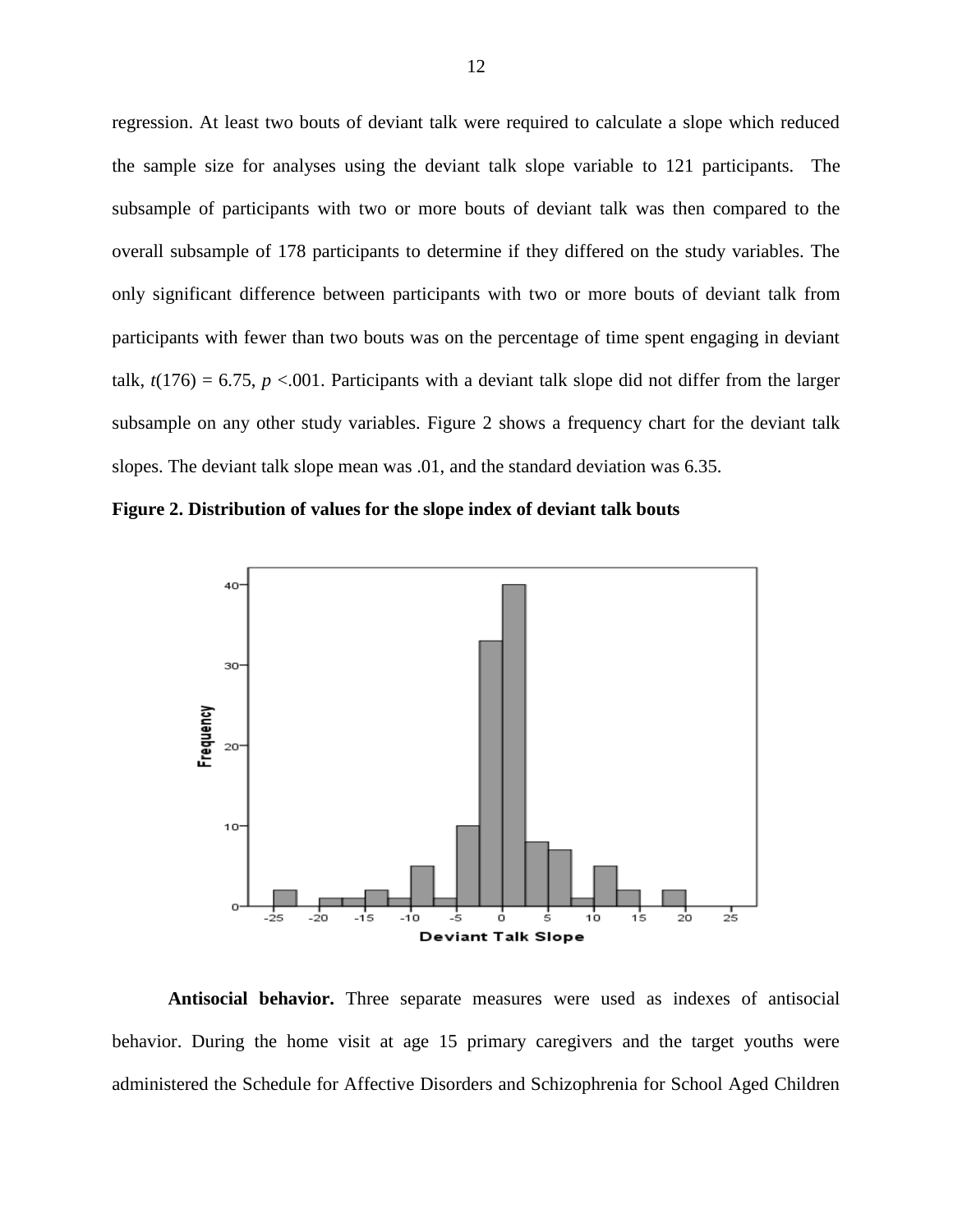regression. At least two bouts of deviant talk were required to calculate a slope which reduced the sample size for analyses using the deviant talk slope variable to 121 participants. The subsample of participants with two or more bouts of deviant talk was then compared to the overall subsample of 178 participants to determine if they differed on the study variables. The only significant difference between participants with two or more bouts of deviant talk from participants with fewer than two bouts was on the percentage of time spent engaging in deviant talk, $t(176) = 6.75$, $p < .001$. Participants with a deviant talk slope did not differ from the larger subsample on any other study variables. Figure 2 shows a frequency chart for the deviant talk slopes. The deviant talk slope mean was .01, and the standard deviation was 6.35.

**Figure 2. Distribution of values for the slope index of deviant talk bouts**

**Antisocial behavior.** Three separate measures were used as indexes of antisocial behavior. During the home visit at age 15 primary caregivers and the target youths were administered the Schedule for Affective Disorders and Schizophrenia for School Aged Children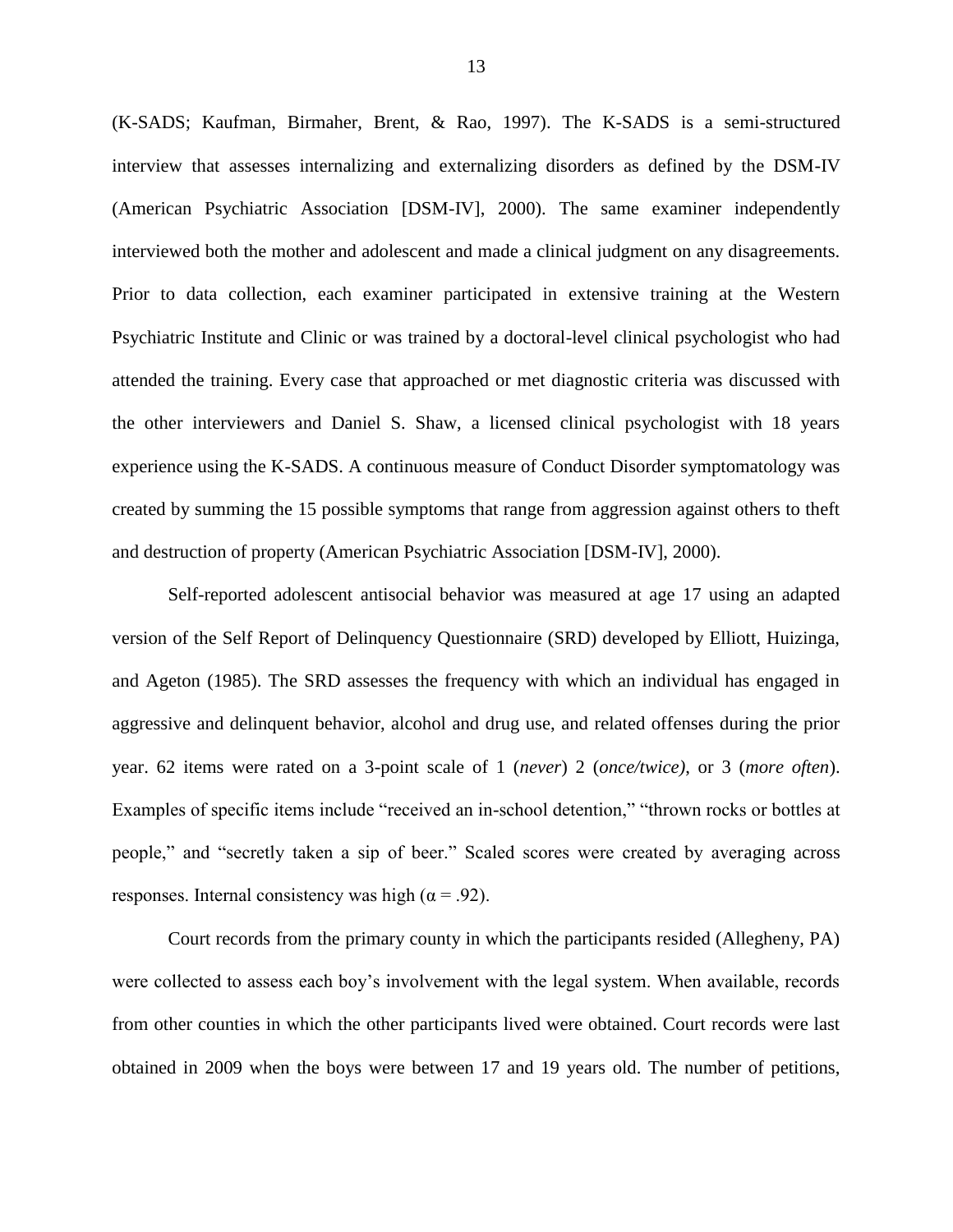(K-SADS; Kaufman, Birmaher, Brent, & Rao, 1997). The K-SADS is a semi-structured interview that assesses internalizing and externalizing disorders as defined by the DSM-IV (American Psychiatric Association [DSM-IV], 2000). The same examiner independently interviewed both the mother and adolescent and made a clinical judgment on any disagreements. Prior to data collection, each examiner participated in extensive training at the Western Psychiatric Institute and Clinic or was trained by a doctoral-level clinical psychologist who had attended the training. Every case that approached or met diagnostic criteria was discussed with the other interviewers and Daniel S. Shaw, a licensed clinical psychologist with 18 years experience using the K-SADS. A continuous measure of Conduct Disorder symptomatology was created by summing the 15 possible symptoms that range from aggression against others to theft and destruction of property (American Psychiatric Association [DSM-IV], 2000).

Self-reported adolescent antisocial behavior was measured at age 17 using an adapted version of the Self Report of Delinquency Questionnaire (SRD) developed by Elliott, Huizinga, and Ageton (1985). The SRD assesses the frequency with which an individual has engaged in aggressive and delinquent behavior, alcohol and drug use, and related offenses during the prior year. 62 items were rated on a 3-point scale of 1 (*never*) 2 (*once/twice)*, or 3 (*more often*). Examples of specific items include "received an in-school detention," "thrown rocks or bottles at people," and "secretly taken a sip of beer." Scaled scores were created by averaging across responses. Internal consistency was high ($\alpha = .92$).

Court records from the primary county in which the participants resided (Allegheny, PA) were collected to assess each boy's involvement with the legal system. When available, records from other counties in which the other participants lived were obtained. Court records were last obtained in 2009 when the boys were between 17 and 19 years old. The number of petitions,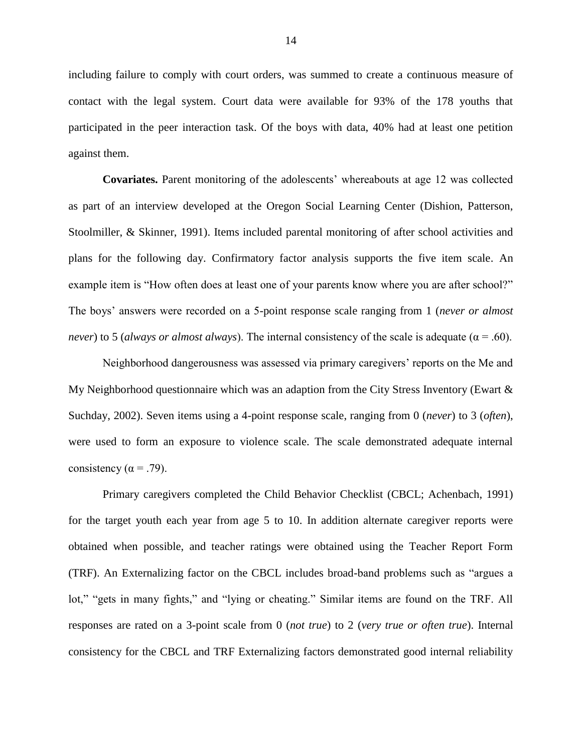including failure to comply with court orders, was summed to create a continuous measure of contact with the legal system. Court data were available for 93% of the 178 youths that participated in the peer interaction task. Of the boys with data, 40% had at least one petition against them.

**Covariates.** Parent monitoring of the adolescents' whereabouts at age 12 was collected as part of an interview developed at the Oregon Social Learning Center (Dishion, Patterson, Stoolmiller, & Skinner, 1991). Items included parental monitoring of after school activities and plans for the following day. Confirmatory factor analysis supports the five item scale. An example item is "How often does at least one of your parents know where you are after school?" The boys' answers were recorded on a 5-point response scale ranging from 1 (*never or almost never*) to 5 (*always or almost always*). The internal consistency of the scale is adequate ($\alpha = .60$).

Neighborhood dangerousness was assessed via primary caregivers' reports on the Me and My Neighborhood questionnaire which was an adaption from the City Stress Inventory (Ewart & Suchday, 2002). Seven items using a 4-point response scale, ranging from 0 (*never*) to 3 (*often*), were used to form an exposure to violence scale. The scale demonstrated adequate internal consistency ($\alpha = .79$).

Primary caregivers completed the Child Behavior Checklist (CBCL; Achenbach, 1991) for the target youth each year from age 5 to 10. In addition alternate caregiver reports were obtained when possible, and teacher ratings were obtained using the Teacher Report Form (TRF). An Externalizing factor on the CBCL includes broad-band problems such as "argues a lot," "gets in many fights," and "lying or cheating." Similar items are found on the TRF. All responses are rated on a 3-point scale from 0 (*not true*) to 2 (*very true or often true*). Internal consistency for the CBCL and TRF Externalizing factors demonstrated good internal reliability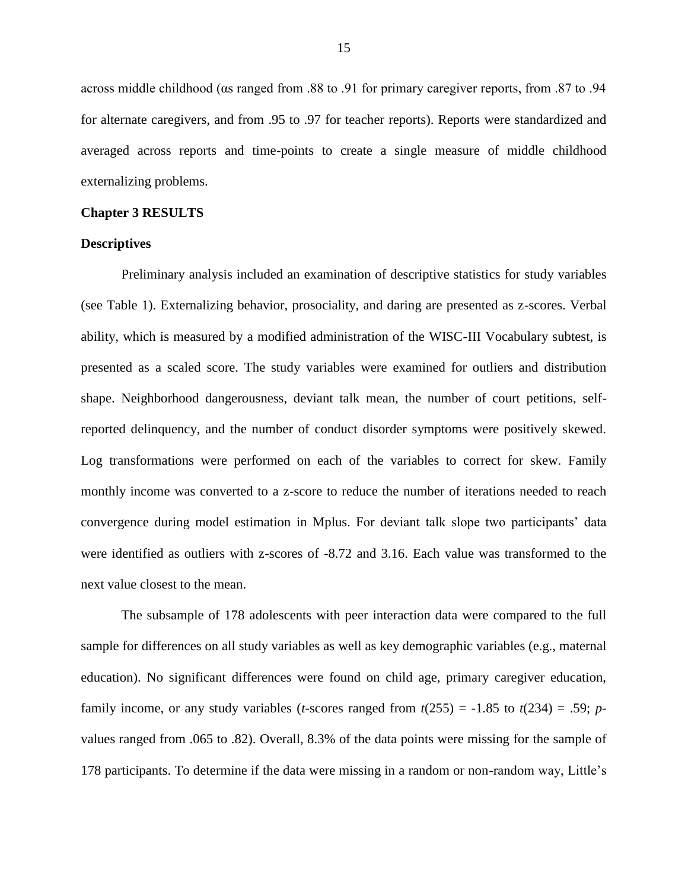across middle childhood (αs ranged from .88 to .91 for primary caregiver reports, from .87 to .94 for alternate caregivers, and from .95 to .97 for teacher reports). Reports were standardized and averaged across reports and time-points to create a single measure of middle childhood externalizing problems.

## Chapter 3 RESULTS

### Descriptives

Preliminary analysis included an examination of descriptive statistics for study variables (see Table 1). Externalizing behavior, prosociality, and daring are presented as z-scores. Verbal ability, which is measured by a modified administration of the WISC-III Vocabulary subtest, is presented as a scaled score. The study variables were examined for outliers and distribution shape. Neighborhood dangerousness, deviant talk mean, the number of court petitions, self-reported delinquency, and the number of conduct disorder symptoms were positively skewed. Log transformations were performed on each of the variables to correct for skew. Family monthly income was converted to a z-score to reduce the number of iterations needed to reach convergence during model estimation in Mplus. For deviant talk slope two participants' data were identified as outliers with z-scores of -8.72 and 3.16. Each value was transformed to the next value closest to the mean.

The subsample of 178 adolescents with peer interaction data were compared to the full sample for differences on all study variables as well as key demographic variables (e.g., maternal education). No significant differences were found on child age, primary caregiver education, family income, or any study variables (*t*-scores ranged from $t(255) = -1.85$ to $t(234) = .59$; *p*-values ranged from .065 to .82). Overall, 8.3% of the data points were missing for the sample of 178 participants. To determine if the data were missing in a random or non-random way, Little's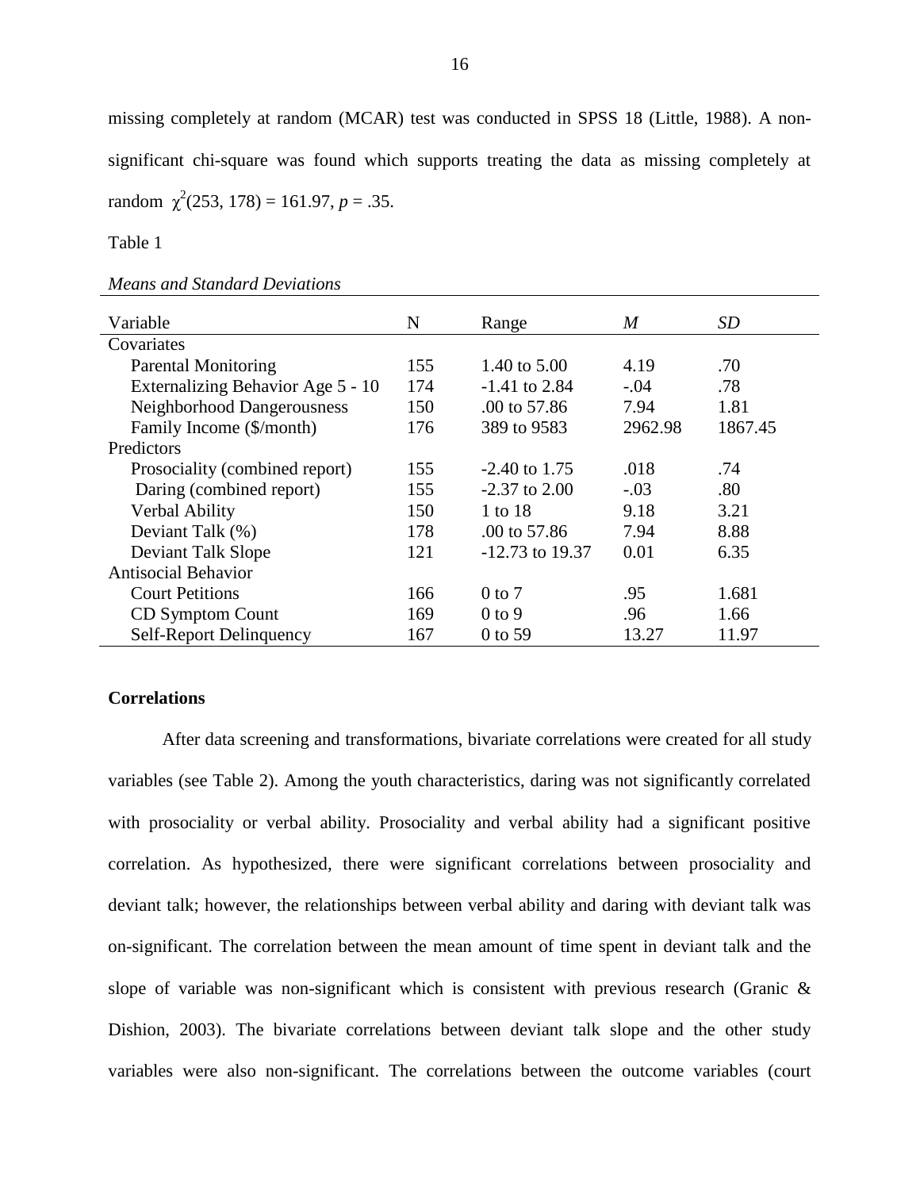missing completely at random (MCAR) test was conducted in SPSS 18 (Little, 1988). A non-significant chi-square was found which supports treating the data as missing completely at random $\chi^2(253, 178) = 161.97$, $p = .35$.

Table 1

*Means and Standard Deviations*

| Variable | N | Range | *M* | *SD* |
|---|---|---|---|---|
| Covariates | | | | |
| Parental Monitoring | 155 | 1.40 to 5.00 | 4.19 | .70 |
| Externalizing Behavior Age 5 - 10 | 174 | -1.41 to 2.84 | -.04 | .78 |
| Neighborhood Dangerousness | 150 | .00 to 57.86 | 7.94 | 1.81 |
| Family Income ($/month) | 176 | 389 to 9583 | 2962.98 | 1867.45 |
| Predictors | | | | |
| Prosociality (combined report) | 155 | -2.40 to 1.75 | .018 | .74 |
| Daring (combined report) | 155 | -2.37 to 2.00 | -.03 | .80 |
| Verbal Ability | 150 | 1 to 18 | 9.18 | 3.21 |
| Deviant Talk (%) | 178 | .00 to 57.86 | 7.94 | 8.88 |
| Deviant Talk Slope | 121 | -12.73 to 19.37 | 0.01 | 6.35 |
| Antisocial Behavior | | | | |
| Court Petitions | 166 | 0 to 7 | .95 | 1.681 |
| CD Symptom Count | 169 | 0 to 9 | .96 | 1.66 |
| Self-Report Delinquency | 167 | 0 to 59 | 13.27 | 11.97 |

**Correlations**

After data screening and transformations, bivariate correlations were created for all study variables (see Table 2). Among the youth characteristics, daring was not significantly correlated with prosociality or verbal ability. Prosociality and verbal ability had a significant positive correlation. As hypothesized, there were significant correlations between prosociality and deviant talk; however, the relationships between verbal ability and daring with deviant talk was on-significant. The correlation between the mean amount of time spent in deviant talk and the slope of variable was non-significant which is consistent with previous research (Granic & Dishion, 2003). The bivariate correlations between deviant talk slope and the other study variables were also non-significant. The correlations between the outcome variables (court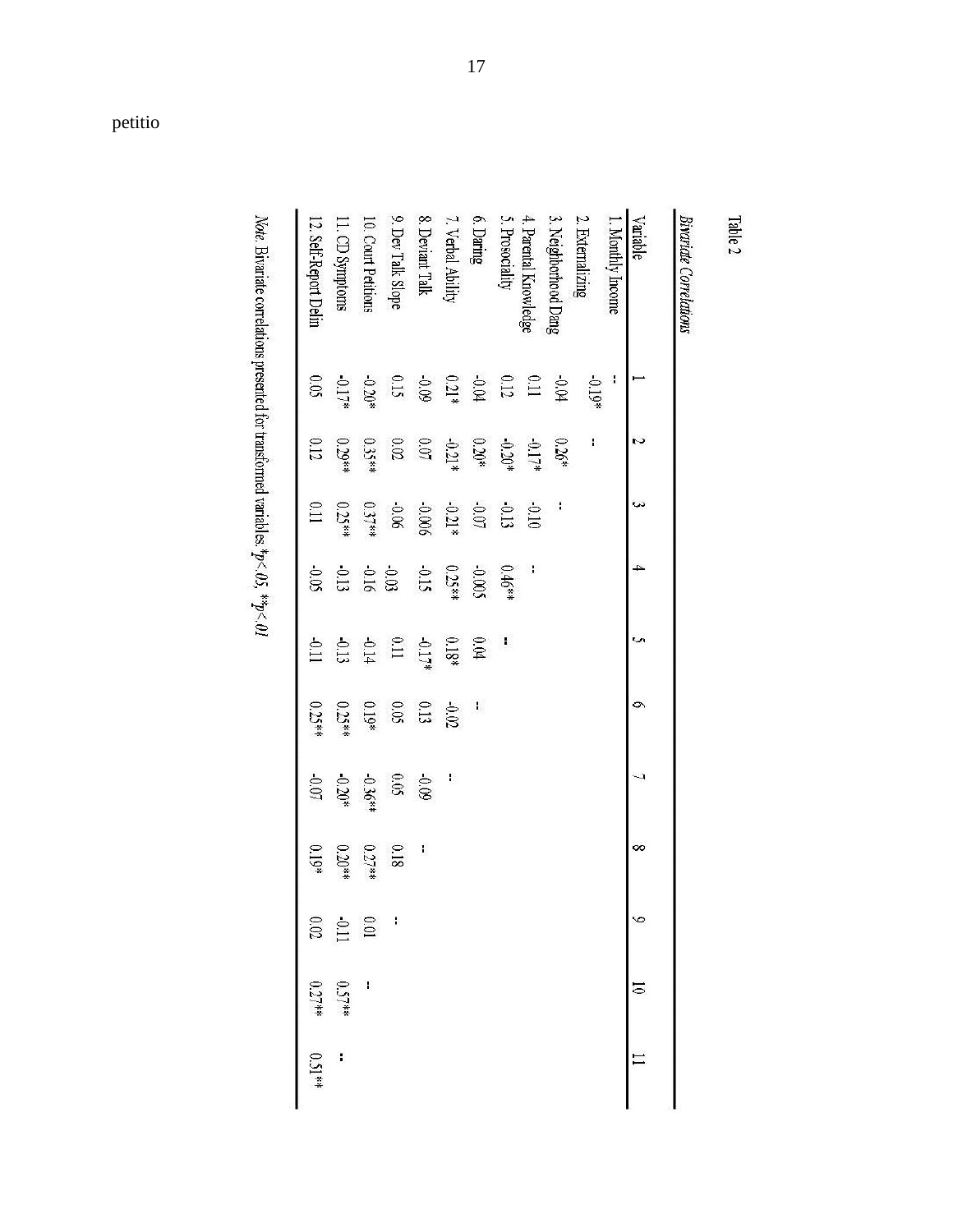petitio

Table 2

*Bivariate Correlations*

| Variable | 1 | 2 | 3 | 4 | 5 | 6 | 7 | 8 | 9 | 10 | 11 |
|---|---|---|---|---|---|---|---|---|---|---|---|
| 1. Monthly Income | -- | | | | | | | | | | |
| 2. Externalizing | -0.19* | -- | | | | | | | | | |
| 3. Neighborhood Dang | -0.04 | 0.26* | -- | | | | | | | | |
| 4. Parental Knowledge | 0.11 | -0.17* | -0.10 | -- | | | | | | | |
| 5. Prosociality | 0.12 | -0.20* | -0.13 | 0.46** | -- | | | | | | |
| 6. Daring | -0.04 | 0.20* | -0.07 | -0.005 | 0.04 | -- | | | | | |
| 7. Verbal Ability | 0.21* | -0.21* | -0.21* | 0.25** | 0.18* | -0.02 | -- | | | | |
| 8. Deviant Talk | -0.09 | 0.07 | -0.006 | -0.15 | -0.17* | 0.13 | -0.09 | -- | | | |
| 9. Dev Talk Slope | 0.15 | 0.02 | -0.06 | -0.03 | 0.11 | 0.05 | 0.05 | 0.18 | -- | | |
| 10. Court Petitions | -0.20* | 0.35** | 0.37** | -0.16 | -0.14 | 0.19* | -0.36** | 0.27** | 0.01 | -- | |
| 11. CD Symptoms | -0.17* | 0.29** | 0.25** | -0.13 | -0.13 | 0.25** | -0.20* | 0.20** | -0.11 | 0.57** | -- |
| 12. Self-Report Delin | 0.05 | 0.12 | 0.11 | -0.05 | -0.11 | 0.25** | -0.07 | 0.19* | 0.02 | 0.27** | 0.51** |

*Note.* Bivariate correlations presented for transformed variables. *$p < .05$, **$p < .01$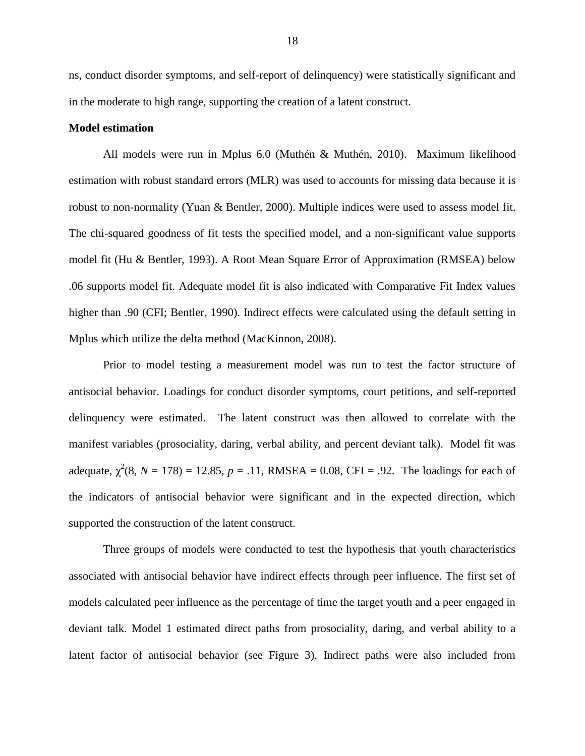ns, conduct disorder symptoms, and self-report of delinquency) were statistically significant and in the moderate to high range, supporting the creation of a latent construct.

**Model estimation**

All models were run in Mplus 6.0 (Muthén & Muthén, 2010). Maximum likelihood estimation with robust standard errors (MLR) was used to accounts for missing data because it is robust to non-normality (Yuan & Bentler, 2000). Multiple indices were used to assess model fit. The chi-squared goodness of fit tests the specified model, and a non-significant value supports model fit (Hu & Bentler, 1993). A Root Mean Square Error of Approximation (RMSEA) below .06 supports model fit. Adequate model fit is also indicated with Comparative Fit Index values higher than .90 (CFI; Bentler, 1990). Indirect effects were calculated using the default setting in Mplus which utilize the delta method (MacKinnon, 2008).

Prior to model testing a measurement model was run to test the factor structure of antisocial behavior. Loadings for conduct disorder symptoms, court petitions, and self-reported delinquency were estimated. The latent construct was then allowed to correlate with the manifest variables (prosociality, daring, verbal ability, and percent deviant talk). Model fit was adequate, $\chi^2(8, N = 178) = 12.85$, $p = .11$, RMSEA = 0.08, CFI = .92. The loadings for each of the indicators of antisocial behavior were significant and in the expected direction, which supported the construction of the latent construct.

Three groups of models were conducted to test the hypothesis that youth characteristics associated with antisocial behavior have indirect effects through peer influence. The first set of models calculated peer influence as the percentage of time the target youth and a peer engaged in deviant talk. Model 1 estimated direct paths from prosociality, daring, and verbal ability to a latent factor of antisocial behavior (see Figure 3). Indirect paths were also included from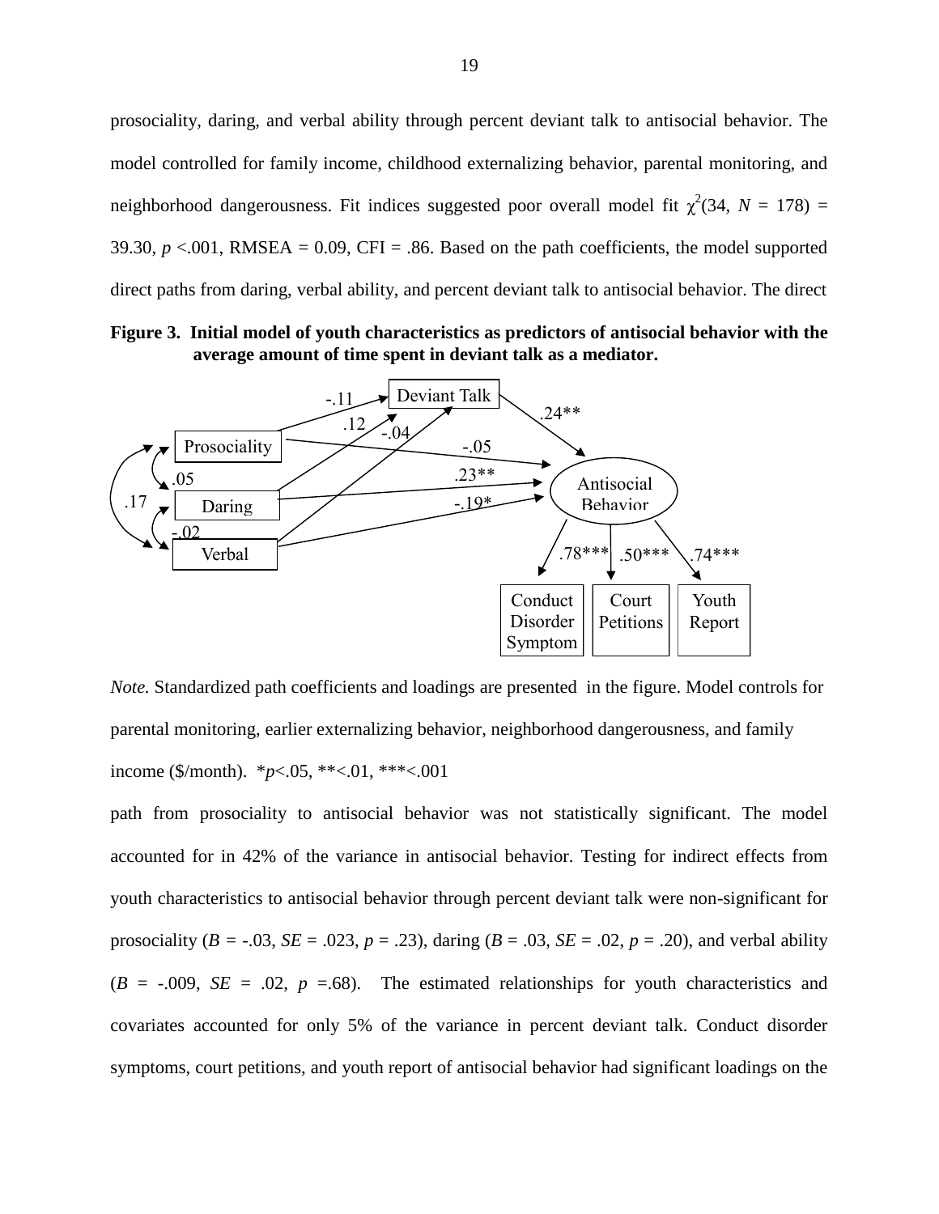prosociality, daring, and verbal ability through percent deviant talk to antisocial behavior. The model controlled for family income, childhood externalizing behavior, parental monitoring, and neighborhood dangerousness. Fit indices suggested poor overall model fit $\chi^2(34, N = 178) = 39.30$, $p < .001$, RMSEA = 0.09, CFI = .86. Based on the path coefficients, the model supported direct paths from daring, verbal ability, and percent deviant talk to antisocial behavior. The direct

**Figure 3. Initial model of youth characteristics as predictors of antisocial behavior with the average amount of time spent in deviant talk as a mediator.**

*Note.* Standardized path coefficients and loadings are presented in the figure. Model controls for parental monitoring, earlier externalizing behavior, neighborhood dangerousness, and family income ($/month). *$p$<.05, **<.01, ***<.001

path from prosociality to antisocial behavior was not statistically significant. The model accounted for in 42% of the variance in antisocial behavior. Testing for indirect effects from youth characteristics to antisocial behavior through percent deviant talk were non-significant for prosociality ($B$ = -.03, $SE$ = .023, $p$ = .23), daring ($B$ = .03, $SE$ = .02, $p$ = .20), and verbal ability ($B$ = -.009, $SE$ = .02, $p$ =.68). The estimated relationships for youth characteristics and covariates accounted for only 5% of the variance in percent deviant talk. Conduct disorder symptoms, court petitions, and youth report of antisocial behavior had significant loadings on the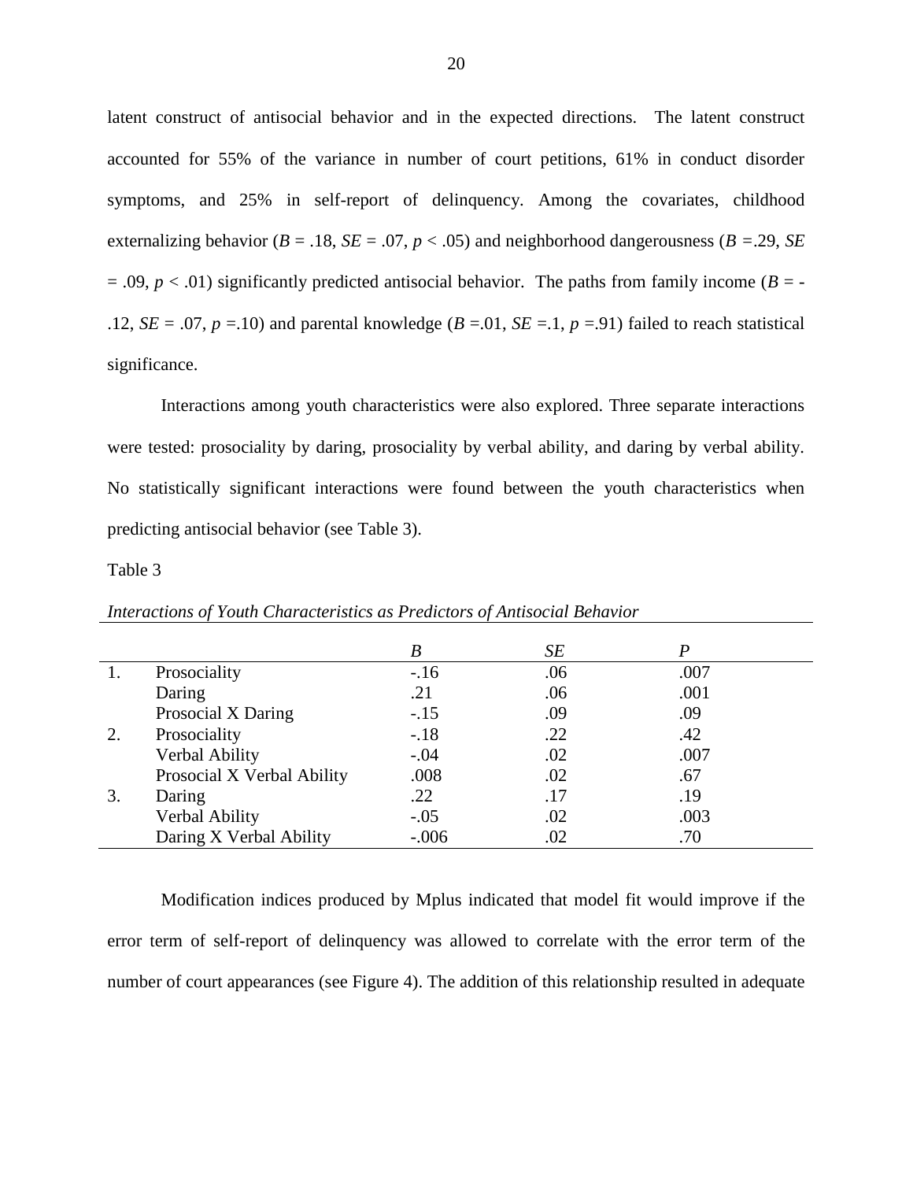latent construct of antisocial behavior and in the expected directions. The latent construct accounted for 55% of the variance in number of court petitions, 61% in conduct disorder symptoms, and 25% in self-report of delinquency. Among the covariates, childhood externalizing behavior (*B* = .18, *SE* = .07, $p < .05$) and neighborhood dangerousness (*B* =.29, *SE* = .09, $p < .01$) significantly predicted antisocial behavior. The paths from family income (*B* = -.12, *SE* = .07, *p* =.10) and parental knowledge (*B* =.01, *SE* =.1, *p* =.91) failed to reach statistical significance.

Interactions among youth characteristics were also explored. Three separate interactions were tested: prosociality by daring, prosociality by verbal ability, and daring by verbal ability. No statistically significant interactions were found between the youth characteristics when predicting antisocial behavior (see Table 3).

Table 3

*Interactions of Youth Characteristics as Predictors of Antisocial Behavior*

| | | *B* | *SE* | *P* |
|---|---|---|---|---|
| 1. | Prosociality | -.16 | .06 | .007 |
| | Daring | .21 | .06 | .001 |
| | Prosocial X Daring | -.15 | .09 | .09 |
| 2. | Prosociality | -.18 | .22 | .42 |
| | Verbal Ability | -.04 | .02 | .007 |
| | Prosocial X Verbal Ability | .008 | .02 | .67 |
| 3. | Daring | .22 | .17 | .19 |
| | Verbal Ability | -.05 | .02 | .003 |
| | Daring X Verbal Ability | -.006 | .02 | .70 |

Modification indices produced by Mplus indicated that model fit would improve if the error term of self-report of delinquency was allowed to correlate with the error term of the number of court appearances (see Figure 4). The addition of this relationship resulted in adequate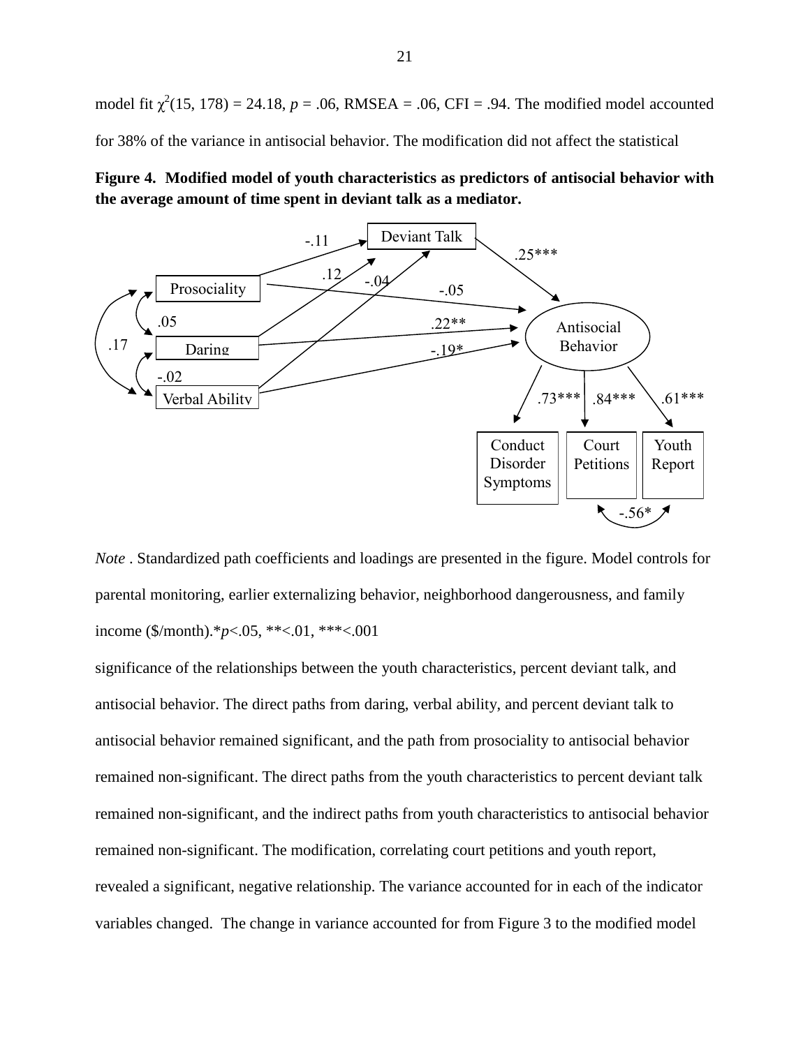model fit $\chi^2(15, 178) = 24.18$, $p = .06$, RMSEA = .06, CFI = .94. The modified model accounted for 38% of the variance in antisocial behavior. The modification did not affect the statistical

**Figure 4. Modified model of youth characteristics as predictors of antisocial behavior with the average amount of time spent in deviant talk as a mediator.**

*Note* . Standardized path coefficients and loadings are presented in the figure. Model controls for parental monitoring, earlier externalizing behavior, neighborhood dangerousness, and family income ($/month).*$p$<.05, **<.01, ***<.001

significance of the relationships between the youth characteristics, percent deviant talk, and antisocial behavior. The direct paths from daring, verbal ability, and percent deviant talk to antisocial behavior remained significant, and the path from prosociality to antisocial behavior remained non-significant. The direct paths from the youth characteristics to percent deviant talk remained non-significant, and the indirect paths from youth characteristics to antisocial behavior remained non-significant. The modification, correlating court petitions and youth report, revealed a significant, negative relationship. The variance accounted for in each of the indicator variables changed. The change in variance accounted for from Figure 3 to the modified model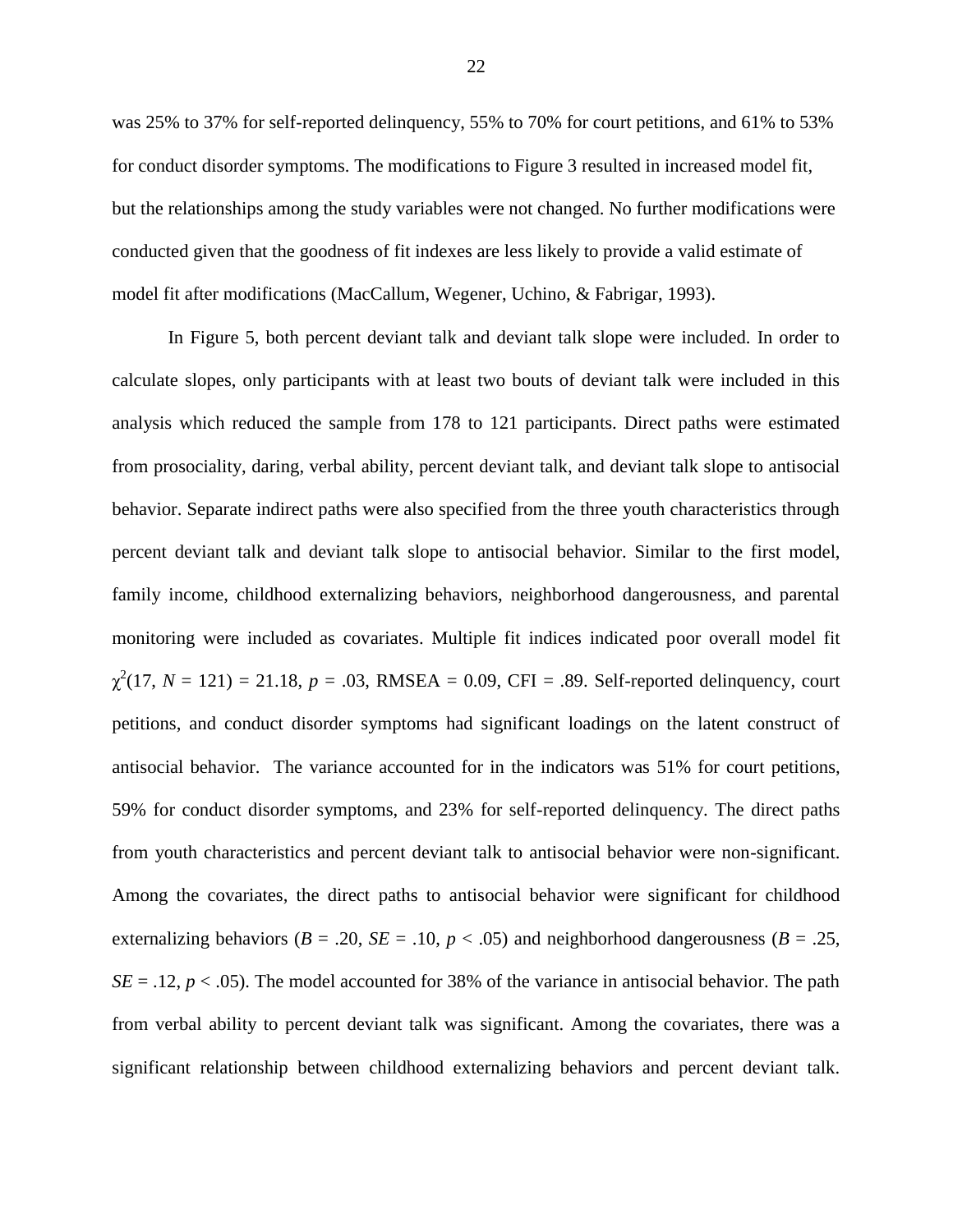was 25% to 37% for self-reported delinquency, 55% to 70% for court petitions, and 61% to 53% for conduct disorder symptoms. The modifications to Figure 3 resulted in increased model fit, but the relationships among the study variables were not changed. No further modifications were conducted given that the goodness of fit indexes are less likely to provide a valid estimate of model fit after modifications (MacCallum, Wegener, Uchino, & Fabrigar, 1993).

In Figure 5, both percent deviant talk and deviant talk slope were included. In order to calculate slopes, only participants with at least two bouts of deviant talk were included in this analysis which reduced the sample from 178 to 121 participants. Direct paths were estimated from prosociality, daring, verbal ability, percent deviant talk, and deviant talk slope to antisocial behavior. Separate indirect paths were also specified from the three youth characteristics through percent deviant talk and deviant talk slope to antisocial behavior. Similar to the first model, family income, childhood externalizing behaviors, neighborhood dangerousness, and parental monitoring were included as covariates. Multiple fit indices indicated poor overall model fit $\chi^2(17, N = 121) = 21.18$, $p = .03$, RMSEA = 0.09, CFI = .89. Self-reported delinquency, court petitions, and conduct disorder symptoms had significant loadings on the latent construct of antisocial behavior. The variance accounted for in the indicators was 51% for court petitions, 59% for conduct disorder symptoms, and 23% for self-reported delinquency. The direct paths from youth characteristics and percent deviant talk to antisocial behavior were non-significant. Among the covariates, the direct paths to antisocial behavior were significant for childhood externalizing behaviors ($B = .20$, $SE = .10$, $p < .05$) and neighborhood dangerousness ($B = .25$, $SE = .12$, $p < .05$). The model accounted for 38% of the variance in antisocial behavior. The path from verbal ability to percent deviant talk was significant. Among the covariates, there was a significant relationship between childhood externalizing behaviors and percent deviant talk.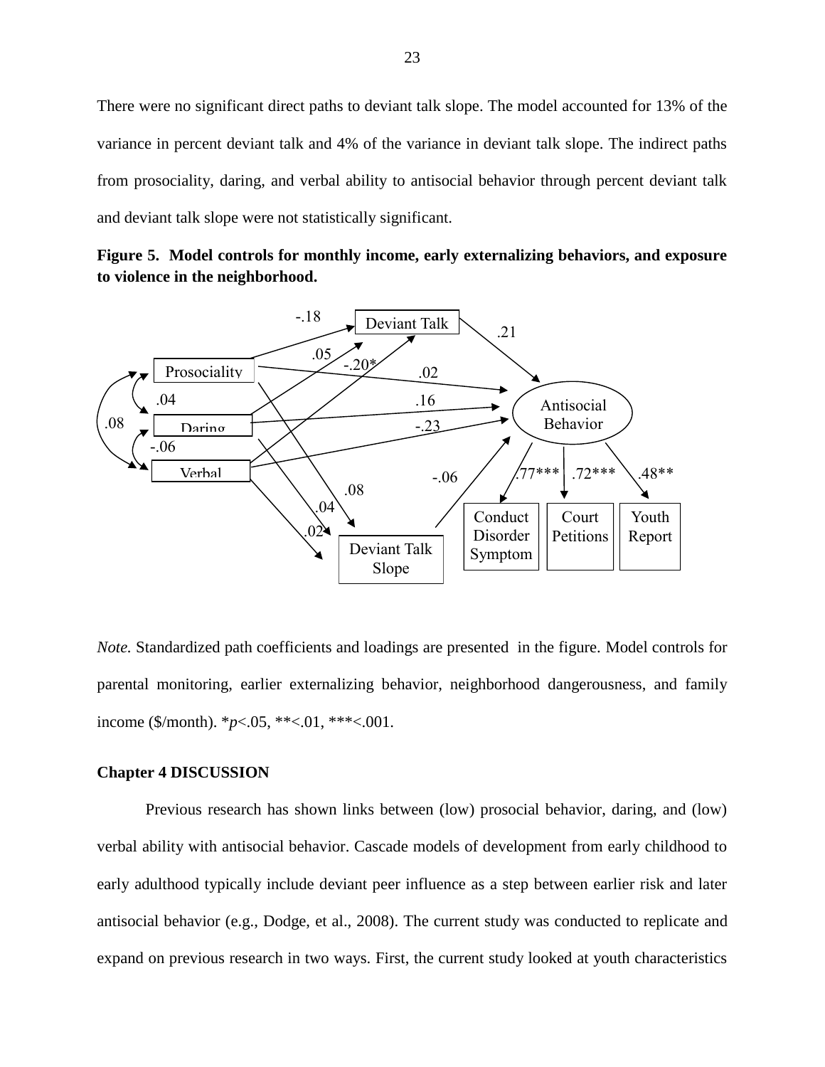There were no significant direct paths to deviant talk slope. The model accounted for 13% of the variance in percent deviant talk and 4% of the variance in deviant talk slope. The indirect paths from prosociality, daring, and verbal ability to antisocial behavior through percent deviant talk and deviant talk slope were not statistically significant.

**Figure 5. Model controls for monthly income, early externalizing behaviors, and exposure to violence in the neighborhood.**

*Note.* Standardized path coefficients and loadings are presented in the figure. Model controls for parental monitoring, earlier externalizing behavior, neighborhood dangerousness, and family income (\$/month). \**p*<.05, \*\*<.01, \*\*\*<.001.

**Chapter 4 DISCUSSION**

Previous research has shown links between (low) prosocial behavior, daring, and (low) verbal ability with antisocial behavior. Cascade models of development from early childhood to early adulthood typically include deviant peer influence as a step between earlier risk and later antisocial behavior (e.g., Dodge, et al., 2008). The current study was conducted to replicate and expand on previous research in two ways. First, the current study looked at youth characteristics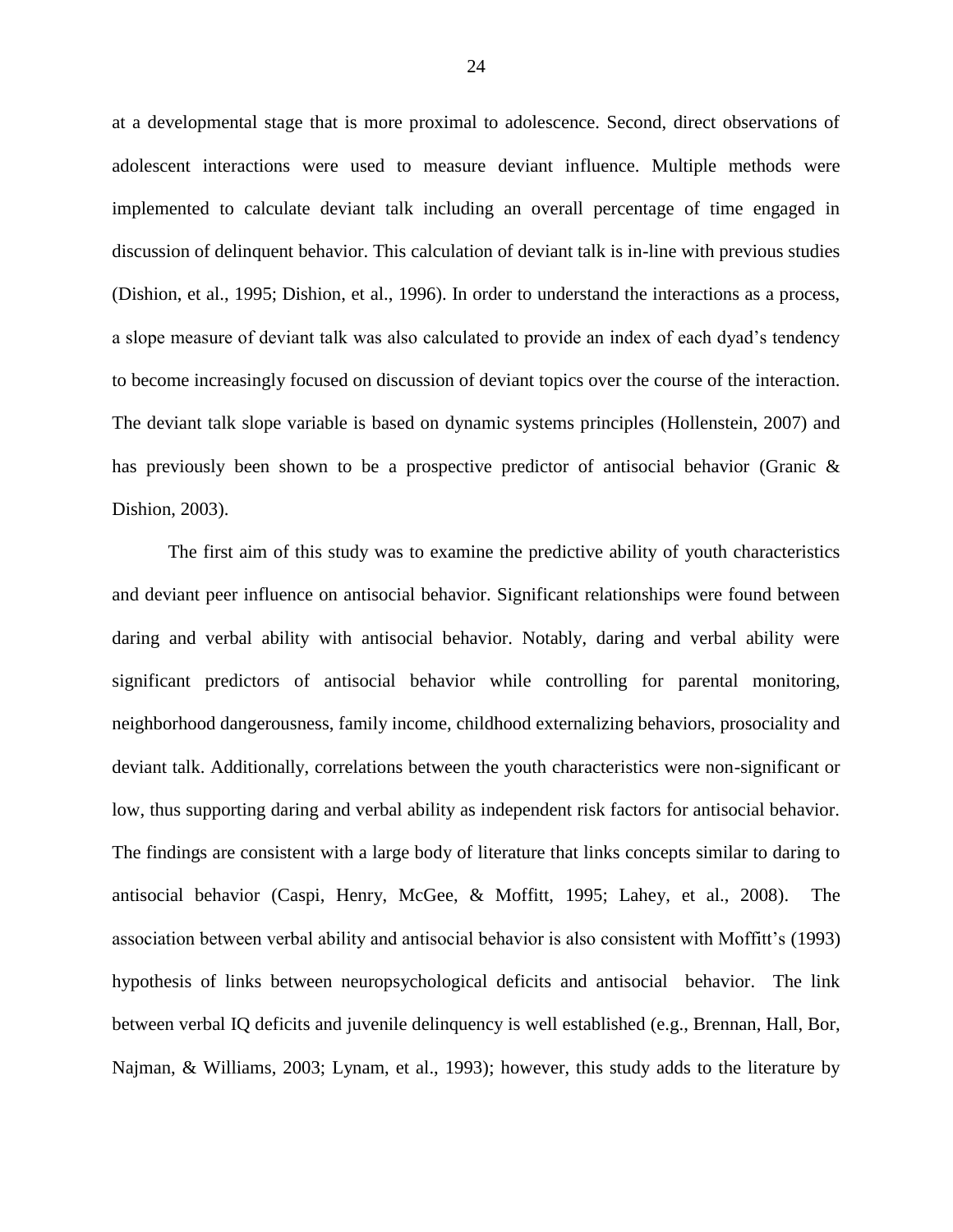at a developmental stage that is more proximal to adolescence. Second, direct observations of adolescent interactions were used to measure deviant influence. Multiple methods were implemented to calculate deviant talk including an overall percentage of time engaged in discussion of delinquent behavior. This calculation of deviant talk is in-line with previous studies (Dishion, et al., 1995; Dishion, et al., 1996). In order to understand the interactions as a process, a slope measure of deviant talk was also calculated to provide an index of each dyad's tendency to become increasingly focused on discussion of deviant topics over the course of the interaction. The deviant talk slope variable is based on dynamic systems principles (Hollenstein, 2007) and has previously been shown to be a prospective predictor of antisocial behavior (Granic & Dishion, 2003).

The first aim of this study was to examine the predictive ability of youth characteristics and deviant peer influence on antisocial behavior. Significant relationships were found between daring and verbal ability with antisocial behavior. Notably, daring and verbal ability were significant predictors of antisocial behavior while controlling for parental monitoring, neighborhood dangerousness, family income, childhood externalizing behaviors, prosociality and deviant talk. Additionally, correlations between the youth characteristics were non-significant or low, thus supporting daring and verbal ability as independent risk factors for antisocial behavior. The findings are consistent with a large body of literature that links concepts similar to daring to antisocial behavior (Caspi, Henry, McGee, & Moffitt, 1995; Lahey, et al., 2008). The association between verbal ability and antisocial behavior is also consistent with Moffitt's (1993) hypothesis of links between neuropsychological deficits and antisocial behavior. The link between verbal IQ deficits and juvenile delinquency is well established (e.g., Brennan, Hall, Bor, Najman, & Williams, 2003; Lynam, et al., 1993); however, this study adds to the literature by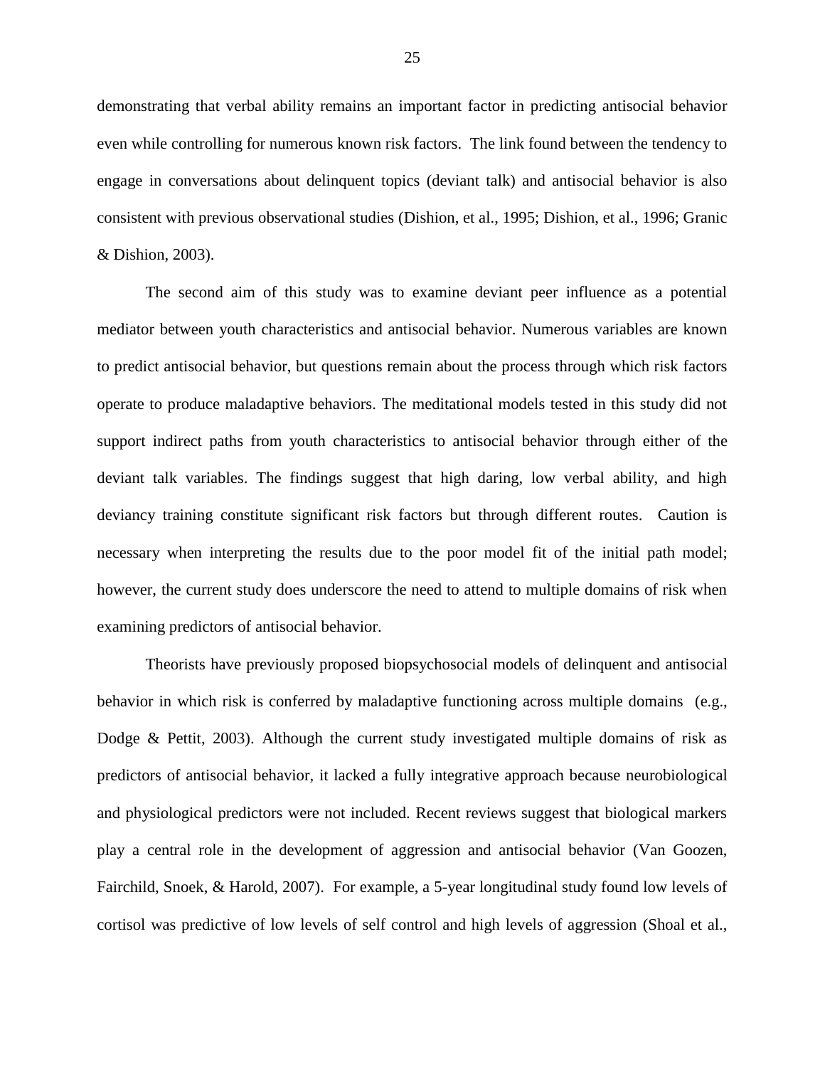demonstrating that verbal ability remains an important factor in predicting antisocial behavior even while controlling for numerous known risk factors. The link found between the tendency to engage in conversations about delinquent topics (deviant talk) and antisocial behavior is also consistent with previous observational studies (Dishion, et al., 1995; Dishion, et al., 1996; Granic & Dishion, 2003).

The second aim of this study was to examine deviant peer influence as a potential mediator between youth characteristics and antisocial behavior. Numerous variables are known to predict antisocial behavior, but questions remain about the process through which risk factors operate to produce maladaptive behaviors. The meditational models tested in this study did not support indirect paths from youth characteristics to antisocial behavior through either of the deviant talk variables. The findings suggest that high daring, low verbal ability, and high deviancy training constitute significant risk factors but through different routes. Caution is necessary when interpreting the results due to the poor model fit of the initial path model; however, the current study does underscore the need to attend to multiple domains of risk when examining predictors of antisocial behavior.

Theorists have previously proposed biopsychosocial models of delinquent and antisocial behavior in which risk is conferred by maladaptive functioning across multiple domains (e.g., Dodge & Pettit, 2003). Although the current study investigated multiple domains of risk as predictors of antisocial behavior, it lacked a fully integrative approach because neurobiological and physiological predictors were not included. Recent reviews suggest that biological markers play a central role in the development of aggression and antisocial behavior (Van Goozen, Fairchild, Snoek, & Harold, 2007). For example, a 5-year longitudinal study found low levels of cortisol was predictive of low levels of self control and high levels of aggression (Shoal et al.,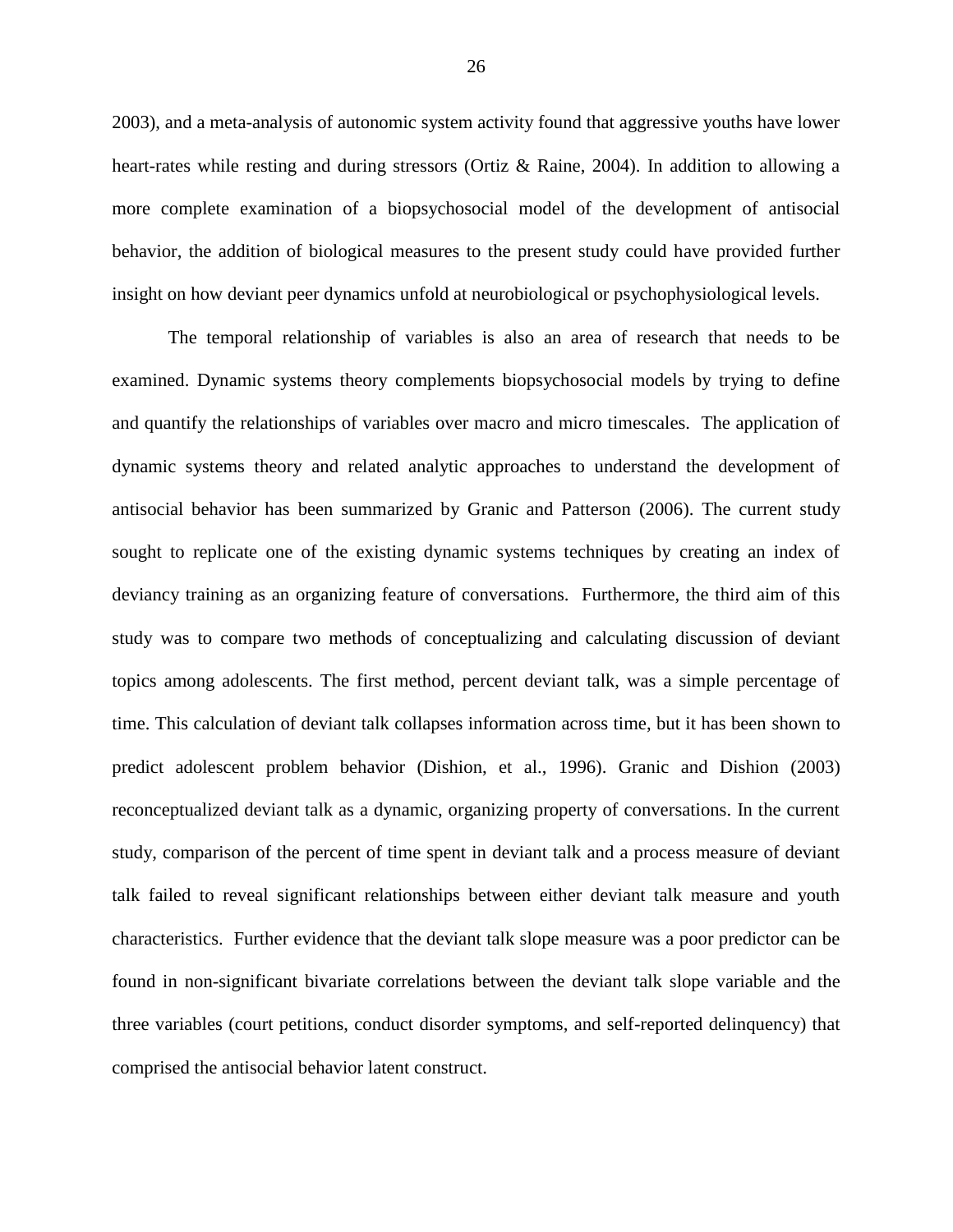2003), and a meta-analysis of autonomic system activity found that aggressive youths have lower heart-rates while resting and during stressors (Ortiz & Raine, 2004). In addition to allowing a more complete examination of a biopsychosocial model of the development of antisocial behavior, the addition of biological measures to the present study could have provided further insight on how deviant peer dynamics unfold at neurobiological or psychophysiological levels.

The temporal relationship of variables is also an area of research that needs to be examined. Dynamic systems theory complements biopsychosocial models by trying to define and quantify the relationships of variables over macro and micro timescales. The application of dynamic systems theory and related analytic approaches to understand the development of antisocial behavior has been summarized by Granic and Patterson (2006). The current study sought to replicate one of the existing dynamic systems techniques by creating an index of deviancy training as an organizing feature of conversations. Furthermore, the third aim of this study was to compare two methods of conceptualizing and calculating discussion of deviant topics among adolescents. The first method, percent deviant talk, was a simple percentage of time. This calculation of deviant talk collapses information across time, but it has been shown to predict adolescent problem behavior (Dishion, et al., 1996). Granic and Dishion (2003) reconceptualized deviant talk as a dynamic, organizing property of conversations. In the current study, comparison of the percent of time spent in deviant talk and a process measure of deviant talk failed to reveal significant relationships between either deviant talk measure and youth characteristics. Further evidence that the deviant talk slope measure was a poor predictor can be found in non-significant bivariate correlations between the deviant talk slope variable and the three variables (court petitions, conduct disorder symptoms, and self-reported delinquency) that comprised the antisocial behavior latent construct.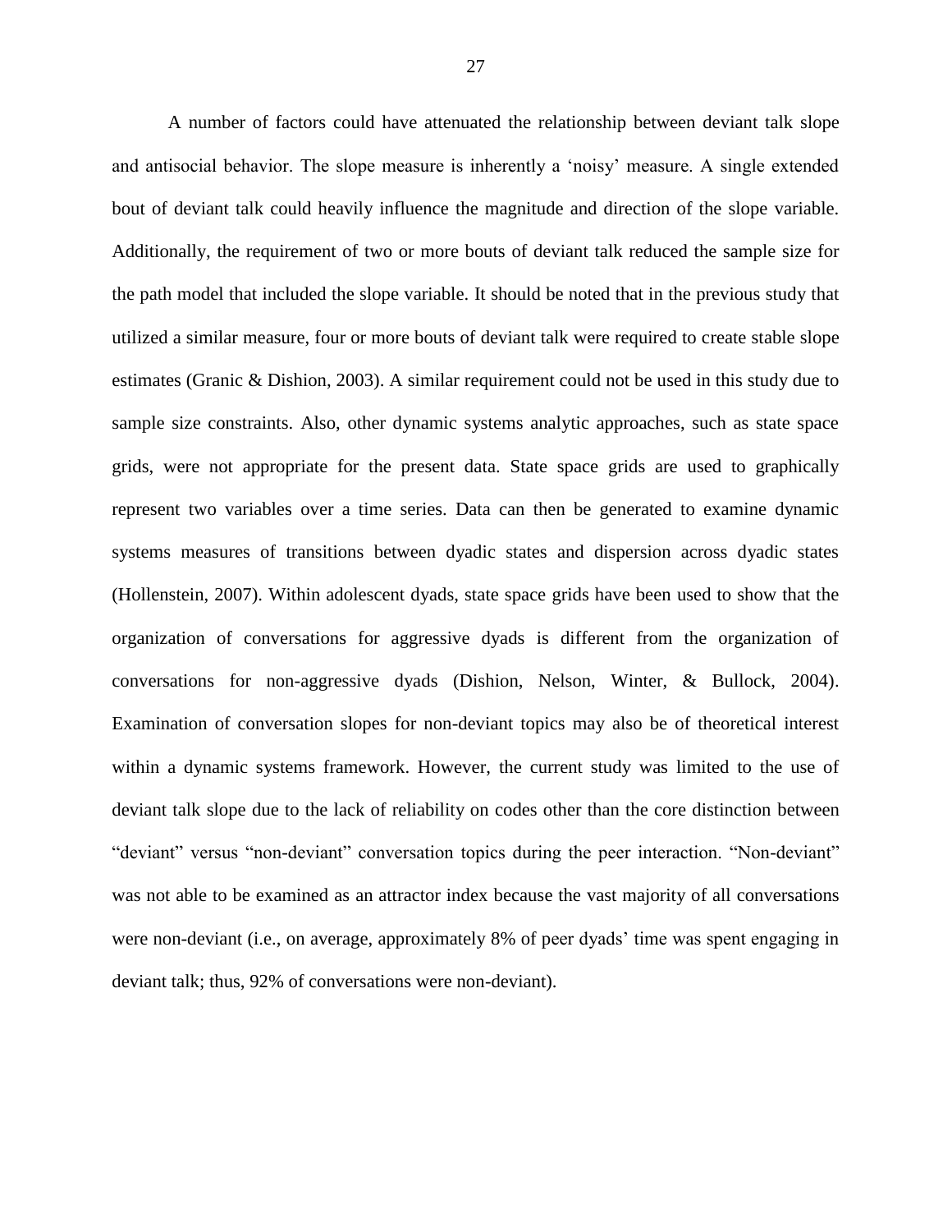A number of factors could have attenuated the relationship between deviant talk slope and antisocial behavior. The slope measure is inherently a 'noisy' measure. A single extended bout of deviant talk could heavily influence the magnitude and direction of the slope variable. Additionally, the requirement of two or more bouts of deviant talk reduced the sample size for the path model that included the slope variable. It should be noted that in the previous study that utilized a similar measure, four or more bouts of deviant talk were required to create stable slope estimates (Granic & Dishion, 2003). A similar requirement could not be used in this study due to sample size constraints. Also, other dynamic systems analytic approaches, such as state space grids, were not appropriate for the present data. State space grids are used to graphically represent two variables over a time series. Data can then be generated to examine dynamic systems measures of transitions between dyadic states and dispersion across dyadic states (Hollenstein, 2007). Within adolescent dyads, state space grids have been used to show that the organization of conversations for aggressive dyads is different from the organization of conversations for non-aggressive dyads (Dishion, Nelson, Winter, & Bullock, 2004). Examination of conversation slopes for non-deviant topics may also be of theoretical interest within a dynamic systems framework. However, the current study was limited to the use of deviant talk slope due to the lack of reliability on codes other than the core distinction between "deviant" versus "non-deviant" conversation topics during the peer interaction. "Non-deviant" was not able to be examined as an attractor index because the vast majority of all conversations were non-deviant (i.e., on average, approximately 8% of peer dyads' time was spent engaging in deviant talk; thus, 92% of conversations were non-deviant).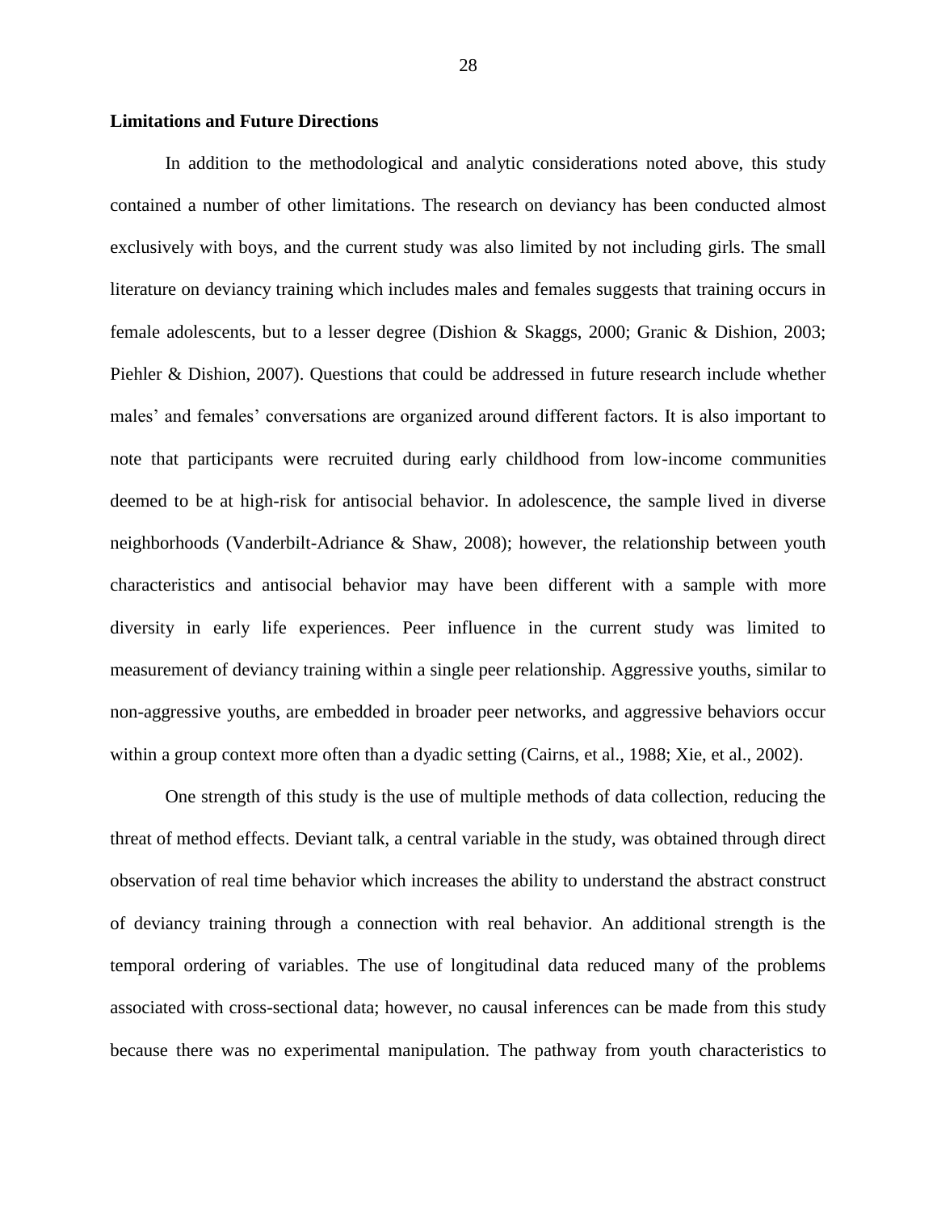### Limitations and Future Directions

In addition to the methodological and analytic considerations noted above, this study contained a number of other limitations. The research on deviancy has been conducted almost exclusively with boys, and the current study was also limited by not including girls. The small literature on deviancy training which includes males and females suggests that training occurs in female adolescents, but to a lesser degree (Dishion & Skaggs, 2000; Granic & Dishion, 2003; Piehler & Dishion, 2007). Questions that could be addressed in future research include whether males' and females' conversations are organized around different factors. It is also important to note that participants were recruited during early childhood from low-income communities deemed to be at high-risk for antisocial behavior. In adolescence, the sample lived in diverse neighborhoods (Vanderbilt-Adriance & Shaw, 2008); however, the relationship between youth characteristics and antisocial behavior may have been different with a sample with more diversity in early life experiences. Peer influence in the current study was limited to measurement of deviancy training within a single peer relationship. Aggressive youths, similar to non-aggressive youths, are embedded in broader peer networks, and aggressive behaviors occur within a group context more often than a dyadic setting (Cairns, et al., 1988; Xie, et al., 2002).

One strength of this study is the use of multiple methods of data collection, reducing the threat of method effects. Deviant talk, a central variable in the study, was obtained through direct observation of real time behavior which increases the ability to understand the abstract construct of deviancy training through a connection with real behavior. An additional strength is the temporal ordering of variables. The use of longitudinal data reduced many of the problems associated with cross-sectional data; however, no causal inferences can be made from this study because there was no experimental manipulation. The pathway from youth characteristics to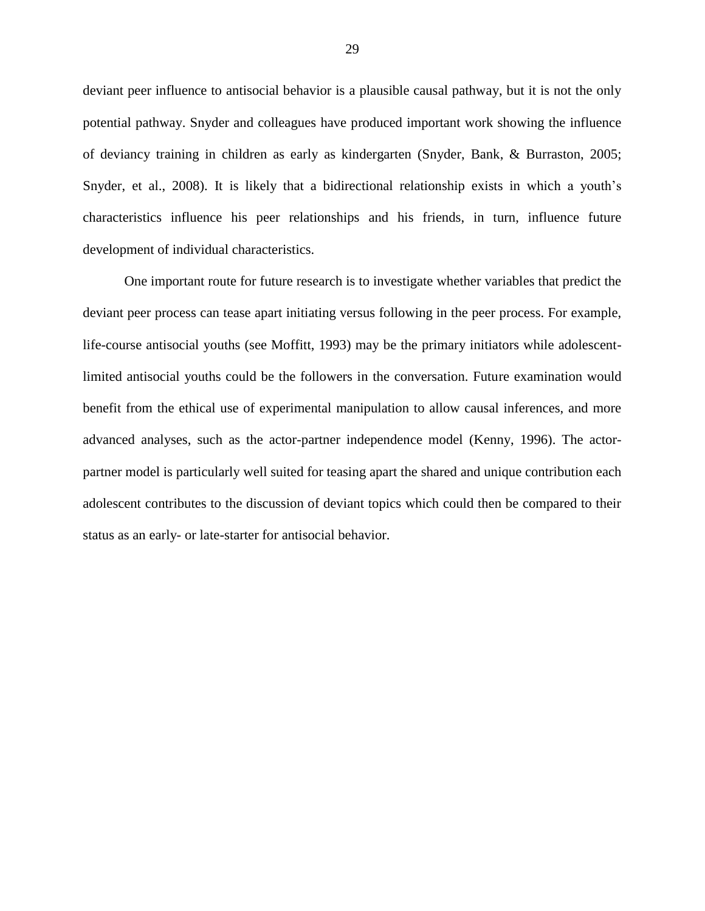deviant peer influence to antisocial behavior is a plausible causal pathway, but it is not the only potential pathway. Snyder and colleagues have produced important work showing the influence of deviancy training in children as early as kindergarten (Snyder, Bank, & Burraston, 2005; Snyder, et al., 2008). It is likely that a bidirectional relationship exists in which a youth's characteristics influence his peer relationships and his friends, in turn, influence future development of individual characteristics.

One important route for future research is to investigate whether variables that predict the deviant peer process can tease apart initiating versus following in the peer process. For example, life-course antisocial youths (see Moffitt, 1993) may be the primary initiators while adolescent-limited antisocial youths could be the followers in the conversation. Future examination would benefit from the ethical use of experimental manipulation to allow causal inferences, and more advanced analyses, such as the actor-partner independence model (Kenny, 1996). The actor-partner model is particularly well suited for teasing apart the shared and unique contribution each adolescent contributes to the discussion of deviant topics which could then be compared to their status as an early- or late-starter for antisocial behavior.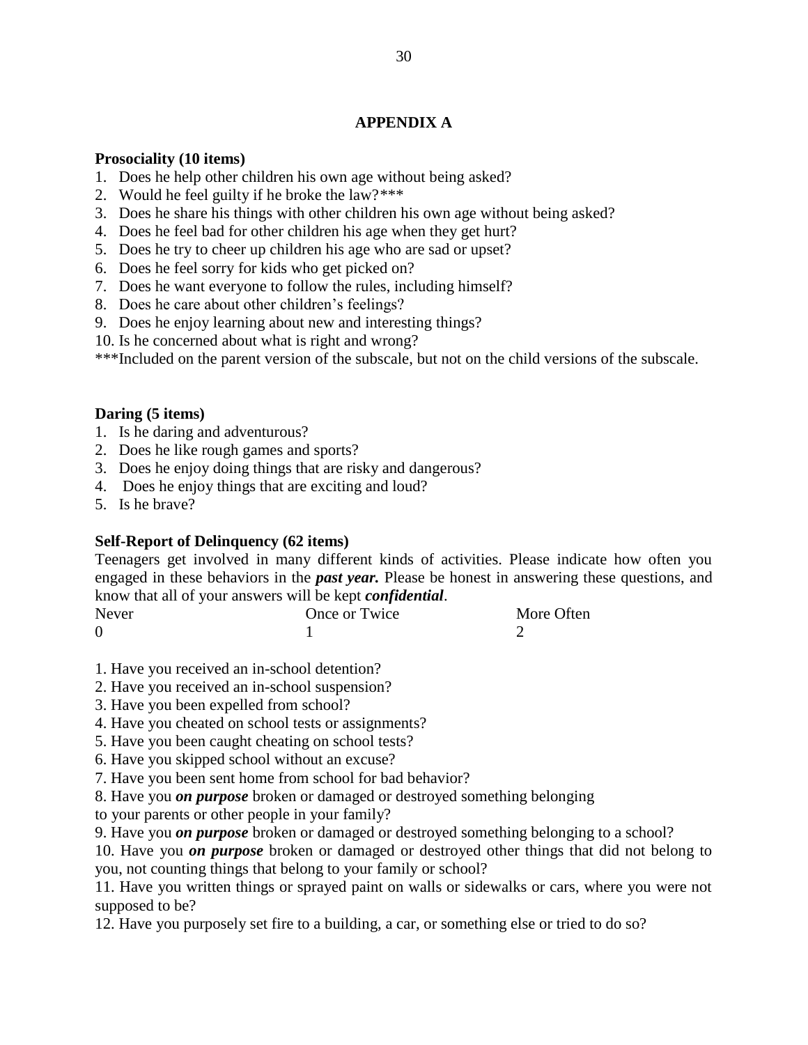## APPENDIX A

**Prosociality (10 items)**

1. Does he help other children his own age without being asked?
2. Would he feel guilty if he broke the law?***
3. Does he share his things with other children his own age without being asked?
4. Does he feel bad for other children his age when they get hurt?
5. Does he try to cheer up children his age who are sad or upset?
6. Does he feel sorry for kids who get picked on?
7. Does he want everyone to follow the rules, including himself?
8. Does he care about other children's feelings?
9. Does he enjoy learning about new and interesting things?
10. Is he concerned about what is right and wrong?

***Included on the parent version of the subscale, but not on the child versions of the subscale.

**Daring (5 items)**

1. Is he daring and adventurous?
2. Does he like rough games and sports?
3. Does he enjoy doing things that are risky and dangerous?
4. Does he enjoy things that are exciting and loud?
5. Is he brave?

**Self-Report of Delinquency (62 items)**

Teenagers get involved in many different kinds of activities. Please indicate how often you engaged in these behaviors in the ***past year.*** Please be honest in answering these questions, and know that all of your answers will be kept ***confidential***.

| Never | Once or Twice | More Often |
|---|---|---|
| 0 | 1 | 2 |

1. Have you received an in-school detention?
2. Have you received an in-school suspension?
3. Have you been expelled from school?
4. Have you cheated on school tests or assignments?
5. Have you been caught cheating on school tests?
6. Have you skipped school without an excuse?
7. Have you been sent home from school for bad behavior?
8. Have you ***on purpose*** broken or damaged or destroyed something belonging to your parents or other people in your family?
9. Have you ***on purpose*** broken or damaged or destroyed something belonging to a school?
10. Have you ***on purpose*** broken or damaged or destroyed other things that did not belong to you, not counting things that belong to your family or school?
11. Have you written things or sprayed paint on walls or sidewalks or cars, where you were not supposed to be?
12. Have you purposely set fire to a building, a car, or something else or tried to do so?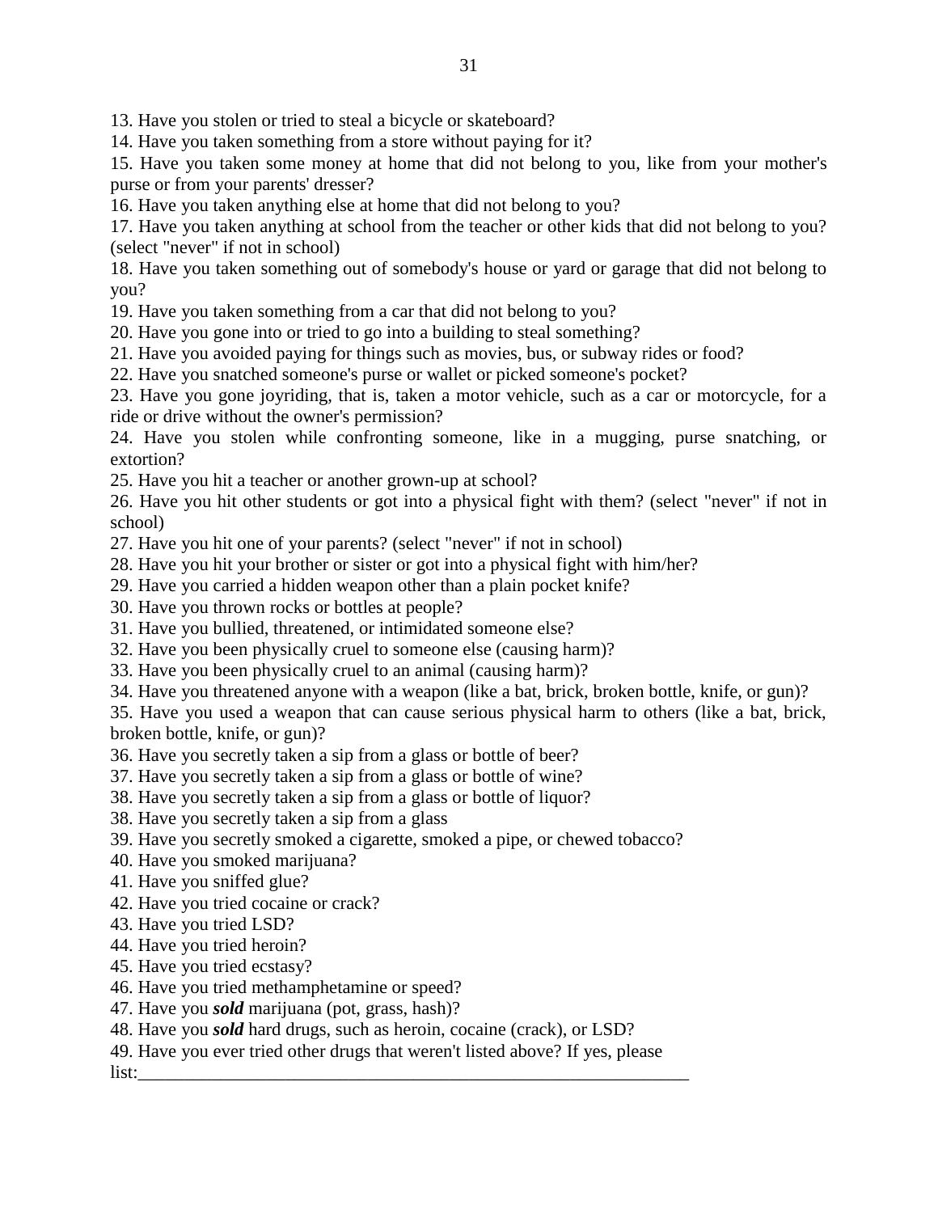13. Have you stolen or tried to steal a bicycle or skateboard?
14. Have you taken something from a store without paying for it?
15. Have you taken some money at home that did not belong to you, like from your mother's purse or from your parents' dresser?
16. Have you taken anything else at home that did not belong to you?
17. Have you taken anything at school from the teacher or other kids that did not belong to you? (select "never" if not in school)
18. Have you taken something out of somebody's house or yard or garage that did not belong to you?
19. Have you taken something from a car that did not belong to you?
20. Have you gone into or tried to go into a building to steal something?
21. Have you avoided paying for things such as movies, bus, or subway rides or food?
22. Have you snatched someone's purse or wallet or picked someone's pocket?
23. Have you gone joyriding, that is, taken a motor vehicle, such as a car or motorcycle, for a ride or drive without the owner's permission?
24. Have you stolen while confronting someone, like in a mugging, purse snatching, or extortion?
25. Have you hit a teacher or another grown-up at school?
26. Have you hit other students or got into a physical fight with them? (select "never" if not in school)
27. Have you hit one of your parents? (select "never" if not in school)
28. Have you hit your brother or sister or got into a physical fight with him/her?
29. Have you carried a hidden weapon other than a plain pocket knife?
30. Have you thrown rocks or bottles at people?
31. Have you bullied, threatened, or intimidated someone else?
32. Have you been physically cruel to someone else (causing harm)?
33. Have you been physically cruel to an animal (causing harm)?
34. Have you threatened anyone with a weapon (like a bat, brick, broken bottle, knife, or gun)?
35. Have you used a weapon that can cause serious physical harm to others (like a bat, brick, broken bottle, knife, or gun)?
36. Have you secretly taken a sip from a glass or bottle of beer?
37. Have you secretly taken a sip from a glass or bottle of wine?
38. Have you secretly taken a sip from a glass or bottle of liquor?
38. Have you secretly taken a sip from a glass
39. Have you secretly smoked a cigarette, smoked a pipe, or chewed tobacco?
40. Have you smoked marijuana?
41. Have you sniffed glue?
42. Have you tried cocaine or crack?
43. Have you tried LSD?
44. Have you tried heroin?
45. Have you tried ecstasy?
46. Have you tried methamphetamine or speed?
47. Have you ***sold*** marijuana (pot, grass, hash)?
48. Have you ***sold*** hard drugs, such as heroin, cocaine (crack), or LSD?
49. Have you ever tried other drugs that weren't listed above? If yes, please list:_______________________________________________________________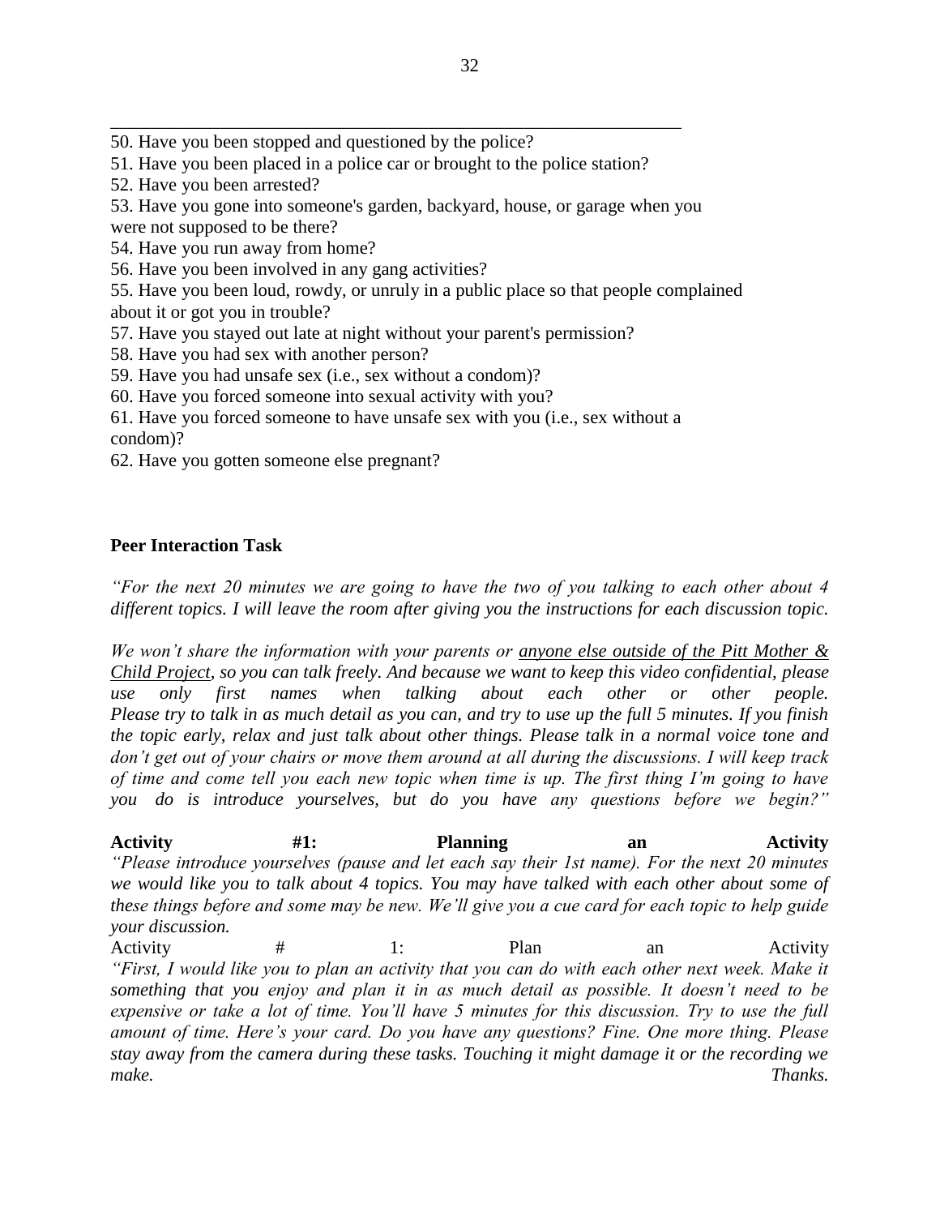50. Have you been stopped and questioned by the police?
51. Have you been placed in a police car or brought to the police station?
52. Have you been arrested?
53. Have you gone into someone's garden, backyard, house, or garage when you were not supposed to be there?
54. Have you run away from home?
56. Have you been involved in any gang activities?
55. Have you been loud, rowdy, or unruly in a public place so that people complained about it or got you in trouble?
57. Have you stayed out late at night without your parent's permission?
58. Have you had sex with another person?
59. Have you had unsafe sex (i.e., sex without a condom)?
60. Have you forced someone into sexual activity with you?
61. Have you forced someone to have unsafe sex with you (i.e., sex without a condom)?
62. Have you gotten someone else pregnant?

**Peer Interaction Task**

*"For the next 20 minutes we are going to have the two of you talking to each other about 4 different topics. I will leave the room after giving you the instructions for each discussion topic.*

*We won't share the information with your parents or anyone else outside of the Pitt Mother & Child Project, so you can talk freely. And because we want to keep this video confidential, please use only first names when talking about each other or other people. Please try to talk in as much detail as you can, and try to use up the full 5 minutes. If you finish the topic early, relax and just talk about other things. Please talk in a normal voice tone and don't get out of your chairs or move them around at all during the discussions. I will keep track of time and come tell you each new topic when time is up. The first thing I'm going to have you do is introduce yourselves, but do you have any questions before we begin?"*

**Activity #1: Planning an Activity**
*"Please introduce yourselves (pause and let each say their 1st name). For the next 20 minutes we would like you to talk about 4 topics. You may have talked with each other about some of these things before and some may be new. We'll give you a cue card for each topic to help guide your discussion.*

Activity # 1: Plan an Activity
*"First, I would like you to plan an activity that you can do with each other next week. Make it something that you enjoy and plan it in as much detail as possible. It doesn't need to be expensive or take a lot of time. You'll have 5 minutes for this discussion. Try to use the full amount of time. Here's your card. Do you have any questions? Fine. One more thing. Please stay away from the camera during these tasks. Touching it might damage it or the recording we make. Thanks.*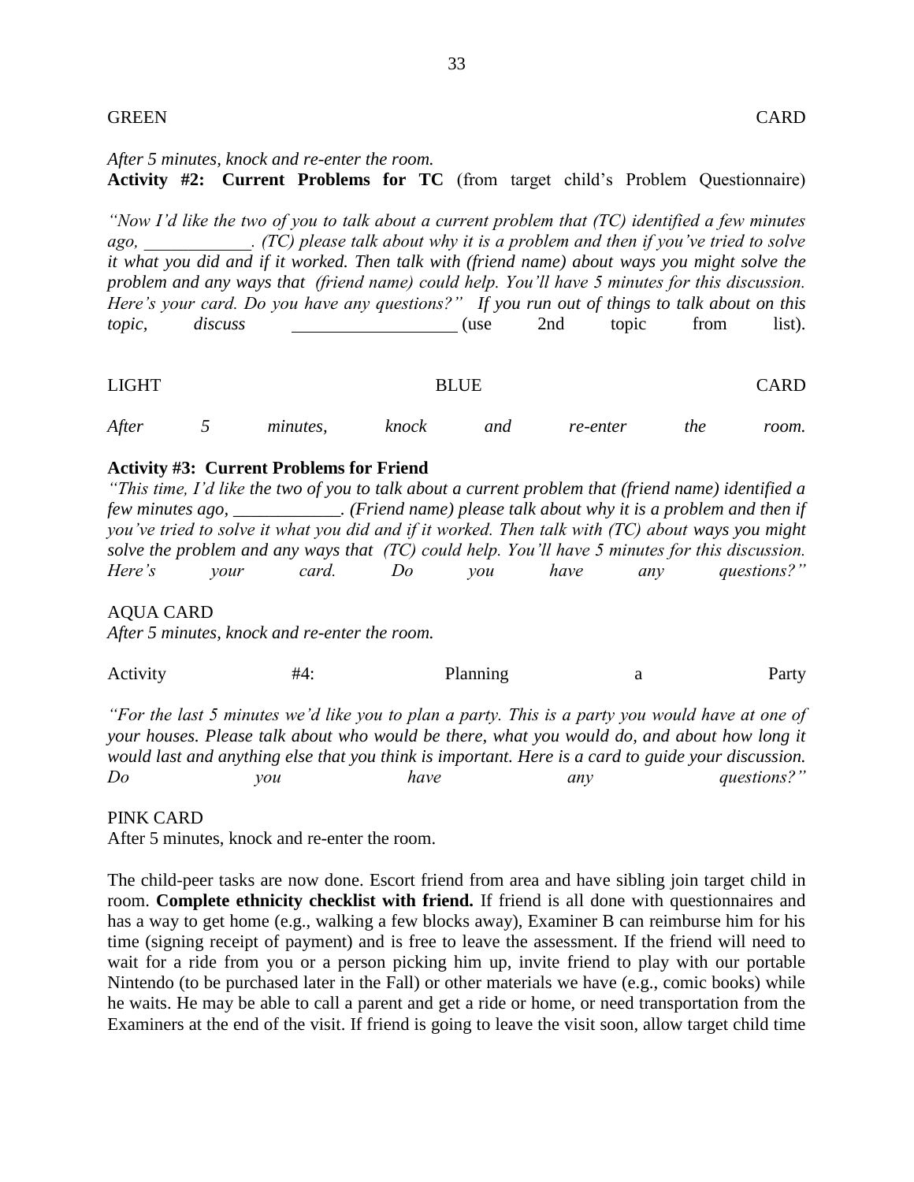GREEN CARD

*After 5 minutes, knock and re-enter the room.*

**Activity #2: Current Problems for TC** (from target child's Problem Questionnaire)

*"Now I'd like the two of you to talk about a current problem that (TC) identified a few minutes ago, ____________. (TC) please talk about why it is a problem and then if you've tried to solve it what you did and if it worked. Then talk with (friend name) about ways you might solve the problem and any ways that (friend name) could help. You'll have 5 minutes for this discussion. Here's your card. Do you have any questions?"* ***If you run out of things to talk about on this topic, discuss*** __________________ (use 2nd topic from list).

LIGHT BLUE CARD

*After 5 minutes, knock and re-enter the room.*

**Activity #3: Current Problems for Friend**

*"This time, I'd like the two of you to talk about a current problem that (friend name) identified a few minutes ago, ____________. (Friend name) please talk about why it is a problem and then if you've tried to solve it what you did and if it worked. Then talk with (TC) about ways you might solve the problem and any ways that (TC) could help. You'll have 5 minutes for this discussion. Here's your card. Do you have any questions?"*

AQUA CARD

*After 5 minutes, knock and re-enter the room.*

Activity #4: Planning a Party

*"For the last 5 minutes we'd like you to plan a party. This is a party you would have at one of your houses. Please talk about who would be there, what you would do, and about how long it would last and anything else that you think is important. Here is a card to guide your discussion. Do you have any questions?"*

PINK CARD

After 5 minutes, knock and re-enter the room.

The child-peer tasks are now done. Escort friend from area and have sibling join target child in room. **Complete ethnicity checklist with friend.** If friend is all done with questionnaires and has a way to get home (e.g., walking a few blocks away), Examiner B can reimburse him for his time (signing receipt of payment) and is free to leave the assessment. If the friend will need to wait for a ride from you or a person picking him up, invite friend to play with our portable Nintendo (to be purchased later in the Fall) or other materials we have (e.g., comic books) while he waits. He may be able to call a parent and get a ride or home, or need transportation from the Examiners at the end of the visit. If friend is going to leave the visit soon, allow target child time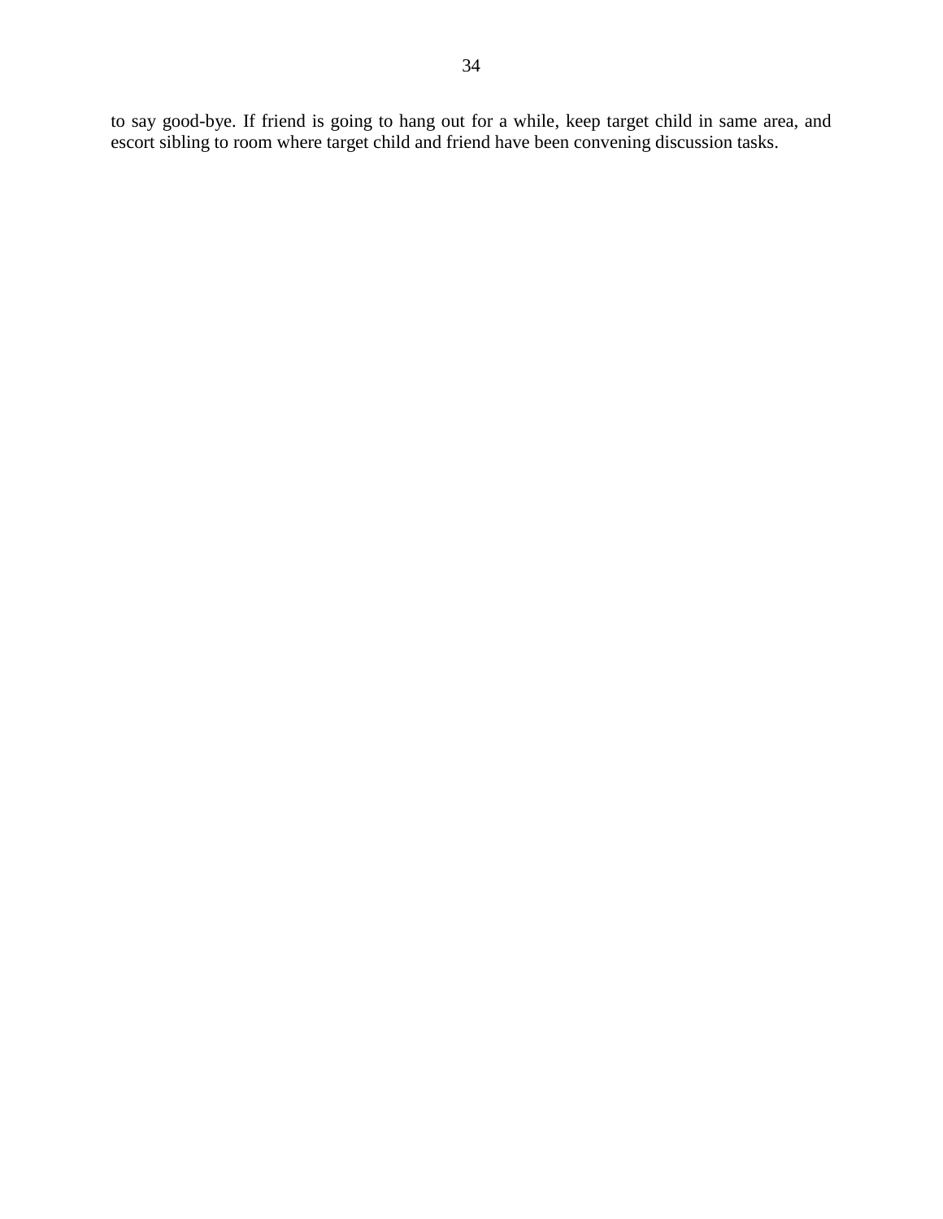to say good-bye. If friend is going to hang out for a while, keep target child in same area, and escort sibling to room where target child and friend have been convening discussion tasks.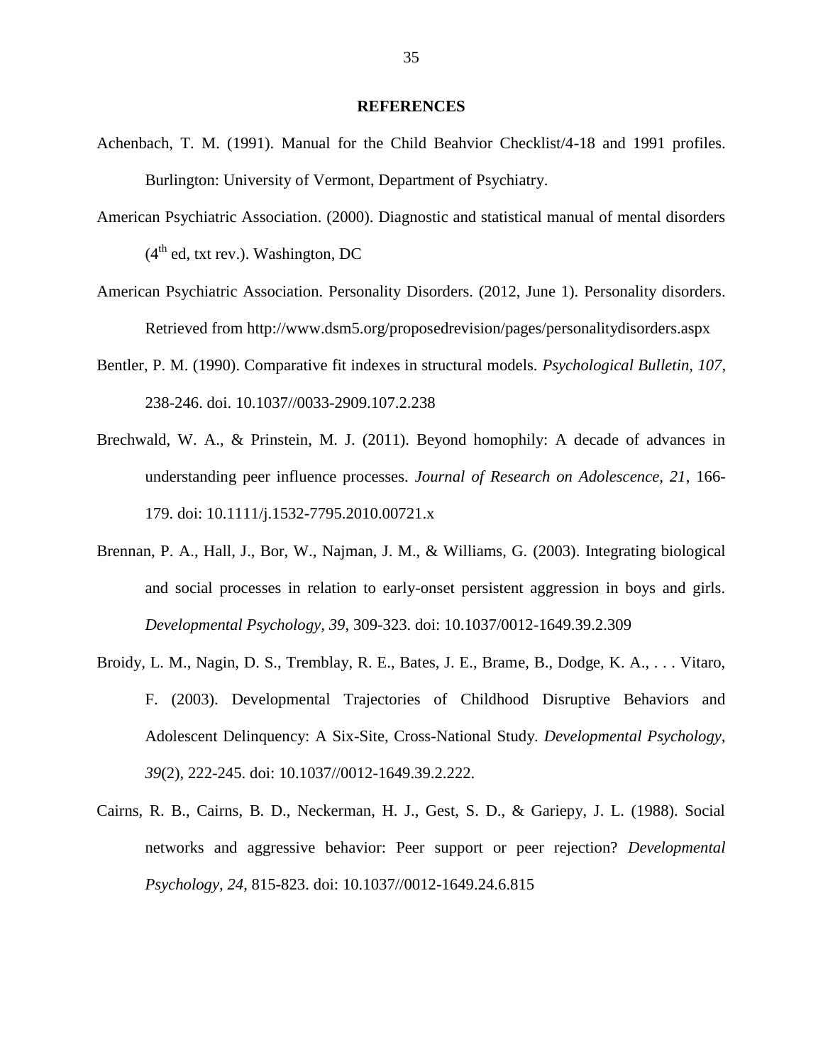## REFERENCES

Achenbach, T. M. (1991). Manual for the Child Beahvior Checklist/4-18 and 1991 profiles. Burlington: University of Vermont, Department of Psychiatry.

American Psychiatric Association. (2000). Diagnostic and statistical manual of mental disorders (4th ed, txt rev.). Washington, DC

American Psychiatric Association. Personality Disorders. (2012, June 1). Personality disorders. Retrieved from http://www.dsm5.org/proposedrevision/pages/personalitydisorders.aspx

Bentler, P. M. (1990). Comparative fit indexes in structural models. *Psychological Bulletin, 107*, 238-246. doi. 10.1037//0033-2909.107.2.238

Brechwald, W. A., & Prinstein, M. J. (2011). Beyond homophily: A decade of advances in understanding peer influence processes. *Journal of Research on Adolescence, 21*, 166-179. doi: 10.1111/j.1532-7795.2010.00721.x

Brennan, P. A., Hall, J., Bor, W., Najman, J. M., & Williams, G. (2003). Integrating biological and social processes in relation to early-onset persistent aggression in boys and girls. *Developmental Psychology, 39*, 309-323. doi: 10.1037/0012-1649.39.2.309

Broidy, L. M., Nagin, D. S., Tremblay, R. E., Bates, J. E., Brame, B., Dodge, K. A., . . . Vitaro, F. (2003). Developmental Trajectories of Childhood Disruptive Behaviors and Adolescent Delinquency: A Six-Site, Cross-National Study. *Developmental Psychology, 39*(2), 222-245. doi: 10.1037//0012-1649.39.2.222.

Cairns, R. B., Cairns, B. D., Neckerman, H. J., Gest, S. D., & Gariepy, J. L. (1988). Social networks and aggressive behavior: Peer support or peer rejection? *Developmental Psychology, 24*, 815-823. doi: 10.1037//0012-1649.24.6.815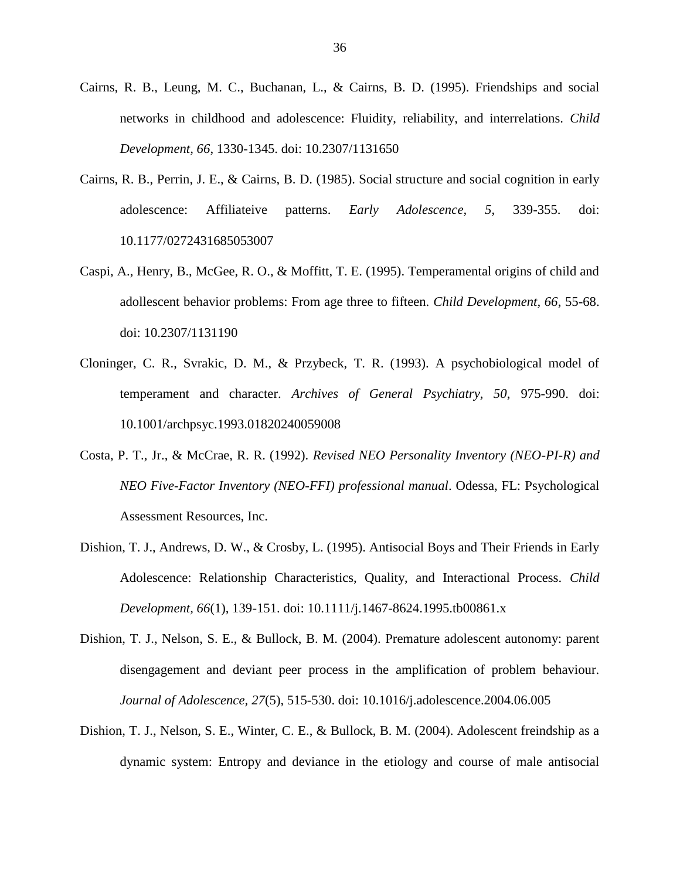Cairns, R. B., Leung, M. C., Buchanan, L., & Cairns, B. D. (1995). Friendships and social networks in childhood and adolescence: Fluidity, reliability, and interrelations. *Child Development, 66*, 1330-1345. doi: 10.2307/1131650

Cairns, R. B., Perrin, J. E., & Cairns, B. D. (1985). Social structure and social cognition in early adolescence: Affiliateive patterns. *Early Adolescence, 5*, 339-355. doi: 10.1177/0272431685053007

Caspi, A., Henry, B., McGee, R. O., & Moffitt, T. E. (1995). Temperamental origins of child and adollescent behavior problems: From age three to fifteen. *Child Development, 66*, 55-68. doi: 10.2307/1131190

Cloninger, C. R., Svrakic, D. M., & Przybeck, T. R. (1993). A psychobiological model of temperament and character. *Archives of General Psychiatry, 50*, 975-990. doi: 10.1001/archpsyc.1993.01820240059008

Costa, P. T., Jr., & McCrae, R. R. (1992). *Revised NEO Personality Inventory (NEO-PI-R) and NEO Five-Factor Inventory (NEO-FFI) professional manual*. Odessa, FL: Psychological Assessment Resources, Inc.

Dishion, T. J., Andrews, D. W., & Crosby, L. (1995). Antisocial Boys and Their Friends in Early Adolescence: Relationship Characteristics, Quality, and Interactional Process. *Child Development, 66*(1), 139-151. doi: 10.1111/j.1467-8624.1995.tb00861.x

Dishion, T. J., Nelson, S. E., & Bullock, B. M. (2004). Premature adolescent autonomy: parent disengagement and deviant peer process in the amplification of problem behaviour. *Journal of Adolescence, 27*(5), 515-530. doi: 10.1016/j.adolescence.2004.06.005

Dishion, T. J., Nelson, S. E., Winter, C. E., & Bullock, B. M. (2004). Adolescent freindship as a dynamic system: Entropy and deviance in the etiology and course of male antisocial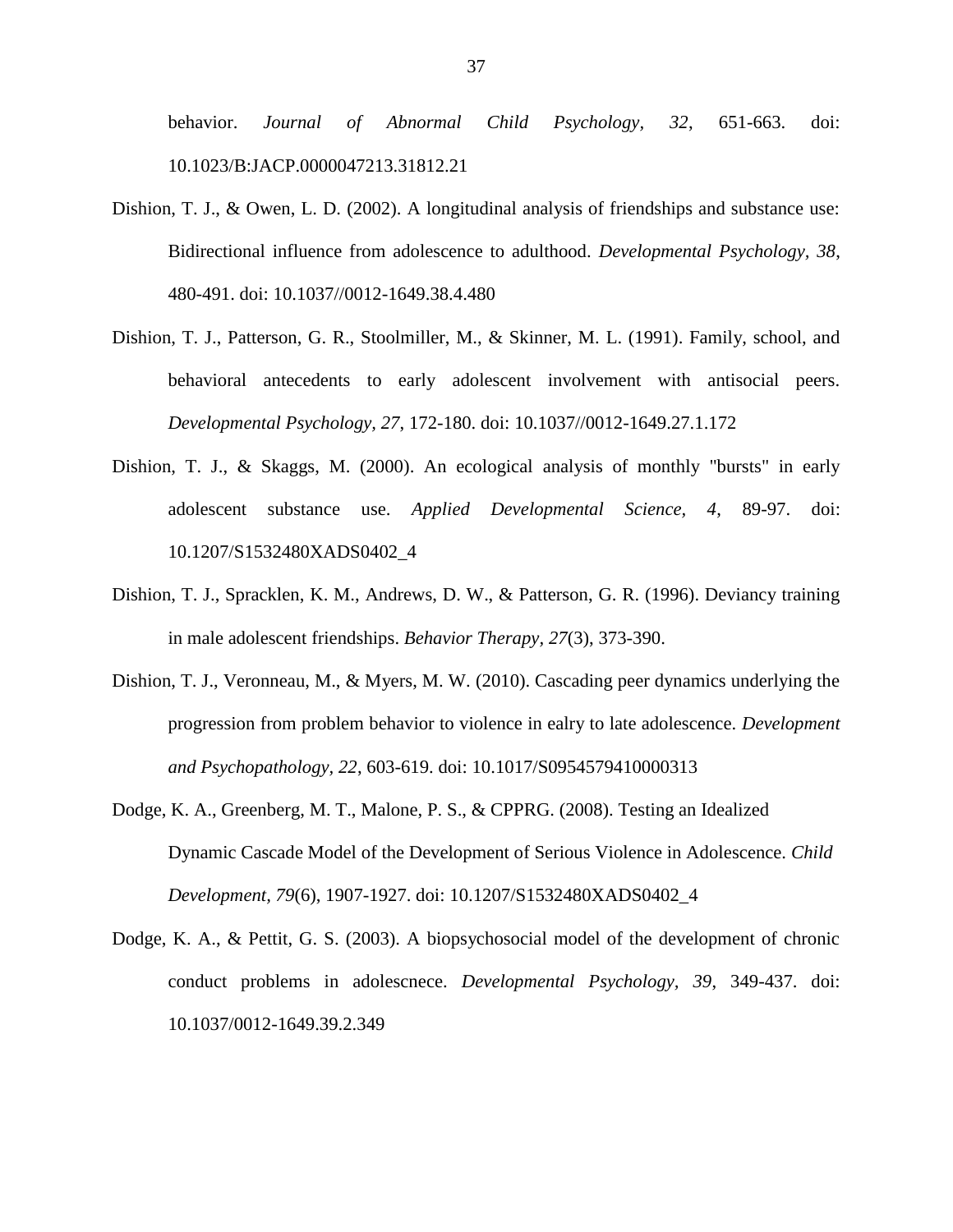behavior. *Journal of Abnormal Child Psychology*, *32*, 651-663. doi: 10.1023/B:JACP.0000047213.31812.21

Dishion, T. J., & Owen, L. D. (2002). A longitudinal analysis of friendships and substance use: Bidirectional influence from adolescence to adulthood. *Developmental Psychology*, *38*, 480-491. doi: 10.1037//0012-1649.38.4.480

Dishion, T. J., Patterson, G. R., Stoolmiller, M., & Skinner, M. L. (1991). Family, school, and behavioral antecedents to early adolescent involvement with antisocial peers. *Developmental Psychology, 27*, 172-180. doi: 10.1037//0012-1649.27.1.172

Dishion, T. J., & Skaggs, M. (2000). An ecological analysis of monthly "bursts" in early adolescent substance use. *Applied Developmental Science*, *4*, 89-97. doi: 10.1207/S1532480XADS0402_4

Dishion, T. J., Spracklen, K. M., Andrews, D. W., & Patterson, G. R. (1996). Deviancy training in male adolescent friendships. *Behavior Therapy*, *27*(3), 373-390.

Dishion, T. J., Veronneau, M., & Myers, M. W. (2010). Cascading peer dynamics underlying the progression from problem behavior to violence in ealry to late adolescence. *Development and Psychopathology, 22*, 603-619. doi: 10.1017/S0954579410000313

Dodge, K. A., Greenberg, M. T., Malone, P. S., & CPPRG. (2008). Testing an Idealized Dynamic Cascade Model of the Development of Serious Violence in Adolescence. *Child Development, 79*(6), 1907-1927. doi: 10.1207/S1532480XADS0402_4

Dodge, K. A., & Pettit, G. S. (2003). A biopsychosocial model of the development of chronic conduct problems in adolescnece. *Developmental Psychology*, *39*, 349-437. doi: 10.1037/0012-1649.39.2.349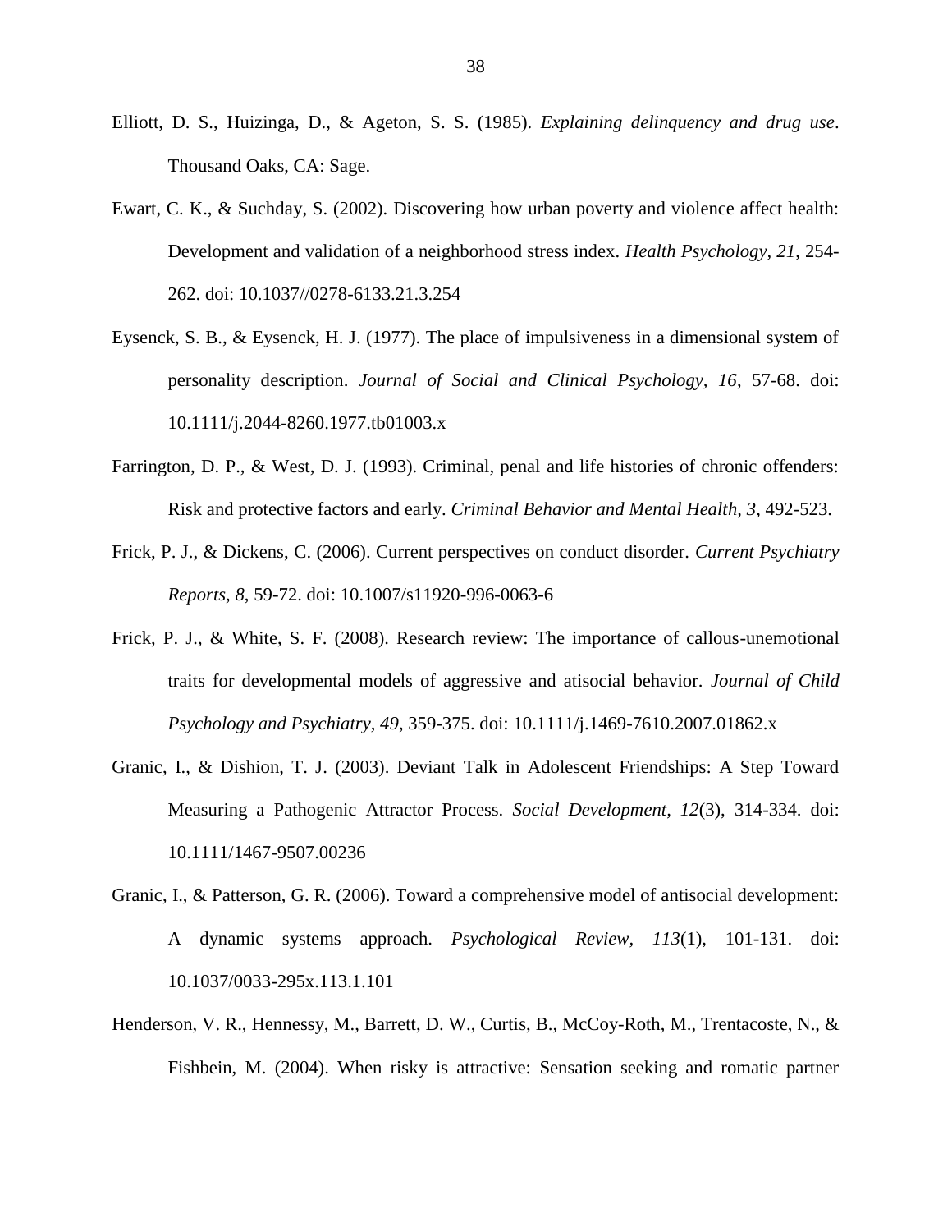Elliott, D. S., Huizinga, D., & Ageton, S. S. (1985). *Explaining delinquency and drug use*. Thousand Oaks, CA: Sage.

Ewart, C. K., & Suchday, S. (2002). Discovering how urban poverty and violence affect health: Development and validation of a neighborhood stress index. *Health Psychology, 21*, 254-262. doi: 10.1037//0278-6133.21.3.254

Eysenck, S. B., & Eysenck, H. J. (1977). The place of impulsiveness in a dimensional system of personality description. *Journal of Social and Clinical Psychology, 16*, 57-68. doi: 10.1111/j.2044-8260.1977.tb01003.x

Farrington, D. P., & West, D. J. (1993). Criminal, penal and life histories of chronic offenders: Risk and protective factors and early. *Criminal Behavior and Mental Health, 3*, 492-523.

Frick, P. J., & Dickens, C. (2006). Current perspectives on conduct disorder. *Current Psychiatry Reports, 8*, 59-72. doi: 10.1007/s11920-996-0063-6

Frick, P. J., & White, S. F. (2008). Research review: The importance of callous-unemotional traits for developmental models of aggressive and atisocial behavior. *Journal of Child Psychology and Psychiatry, 49*, 359-375. doi: 10.1111/j.1469-7610.2007.01862.x

Granic, I., & Dishion, T. J. (2003). Deviant Talk in Adolescent Friendships: A Step Toward Measuring a Pathogenic Attractor Process. *Social Development, 12*(3), 314-334. doi: 10.1111/1467-9507.00236

Granic, I., & Patterson, G. R. (2006). Toward a comprehensive model of antisocial development: A dynamic systems approach. *Psychological Review, 113*(1), 101-131. doi: 10.1037/0033-295x.113.1.101

Henderson, V. R., Hennessy, M., Barrett, D. W., Curtis, B., McCoy-Roth, M., Trentacoste, N., & Fishbein, M. (2004). When risky is attractive: Sensation seeking and romatic partner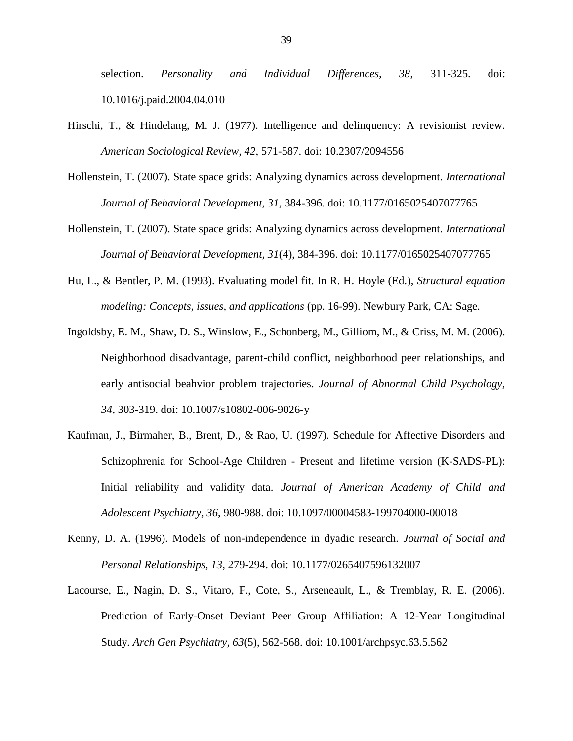selection. *Personality and Individual Differences, 38*, 311-325. doi: 10.1016/j.paid.2004.04.010

Hirschi, T., & Hindelang, M. J. (1977). Intelligence and delinquency: A revisionist review. *American Sociological Review, 42*, 571-587. doi: 10.2307/2094556

Hollenstein, T. (2007). State space grids: Analyzing dynamics across development. *International Journal of Behavioral Development, 31*, 384-396. doi: 10.1177/0165025407077765

Hollenstein, T. (2007). State space grids: Analyzing dynamics across development. *International Journal of Behavioral Development, 31*(4), 384-396. doi: 10.1177/0165025407077765

Hu, L., & Bentler, P. M. (1993). Evaluating model fit. In R. H. Hoyle (Ed.), *Structural equation modeling: Concepts, issues, and applications* (pp. 16-99). Newbury Park, CA: Sage.

Ingoldsby, E. M., Shaw, D. S., Winslow, E., Schonberg, M., Gilliom, M., & Criss, M. M. (2006). Neighborhood disadvantage, parent-child conflict, neighborhood peer relationships, and early antisocial beahvior problem trajectories. *Journal of Abnormal Child Psychology, 34*, 303-319. doi: 10.1007/s10802-006-9026-y

Kaufman, J., Birmaher, B., Brent, D., & Rao, U. (1997). Schedule for Affective Disorders and Schizophrenia for School-Age Children - Present and lifetime version (K-SADS-PL): Initial reliability and validity data. *Journal of American Academy of Child and Adolescent Psychiatry, 36*, 980-988. doi: 10.1097/00004583-199704000-00018

Kenny, D. A. (1996). Models of non-independence in dyadic research. *Journal of Social and Personal Relationships, 13*, 279-294. doi: 10.1177/0265407596132007

Lacourse, E., Nagin, D. S., Vitaro, F., Cote, S., Arseneault, L., & Tremblay, R. E. (2006). Prediction of Early-Onset Deviant Peer Group Affiliation: A 12-Year Longitudinal Study. *Arch Gen Psychiatry, 63*(5), 562-568. doi: 10.1001/archpsyc.63.5.562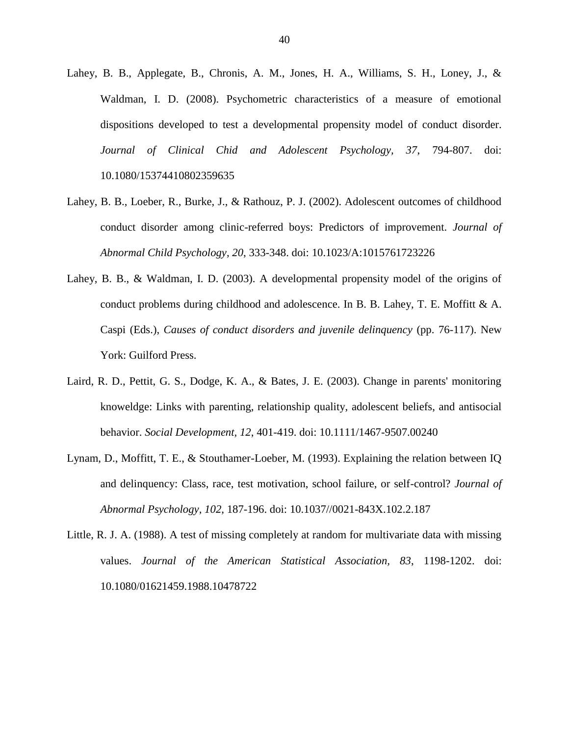Lahey, B. B., Applegate, B., Chronis, A. M., Jones, H. A., Williams, S. H., Loney, J., & Waldman, I. D. (2008). Psychometric characteristics of a measure of emotional dispositions developed to test a developmental propensity model of conduct disorder. *Journal of Clinical Chid and Adolescent Psychology, 37*, 794-807. doi: 10.1080/15374410802359635

Lahey, B. B., Loeber, R., Burke, J., & Rathouz, P. J. (2002). Adolescent outcomes of childhood conduct disorder among clinic-referred boys: Predictors of improvement. *Journal of Abnormal Child Psychology, 20*, 333-348. doi: 10.1023/A:1015761723226

Lahey, B. B., & Waldman, I. D. (2003). A developmental propensity model of the origins of conduct problems during childhood and adolescence. In B. B. Lahey, T. E. Moffitt & A. Caspi (Eds.), *Causes of conduct disorders and juvenile delinquency* (pp. 76-117). New York: Guilford Press.

Laird, R. D., Pettit, G. S., Dodge, K. A., & Bates, J. E. (2003). Change in parents' monitoring knoweldge: Links with parenting, relationship quality, adolescent beliefs, and antisocial behavior. *Social Development, 12*, 401-419. doi: 10.1111/1467-9507.00240

Lynam, D., Moffitt, T. E., & Stouthamer-Loeber, M. (1993). Explaining the relation between IQ and delinquency: Class, race, test motivation, school failure, or self-control? *Journal of Abnormal Psychology, 102*, 187-196. doi: 10.1037//0021-843X.102.2.187

Little, R. J. A. (1988). A test of missing completely at random for multivariate data with missing values. *Journal of the American Statistical Association, 83*, 1198-1202. doi: 10.1080/01621459.1988.10478722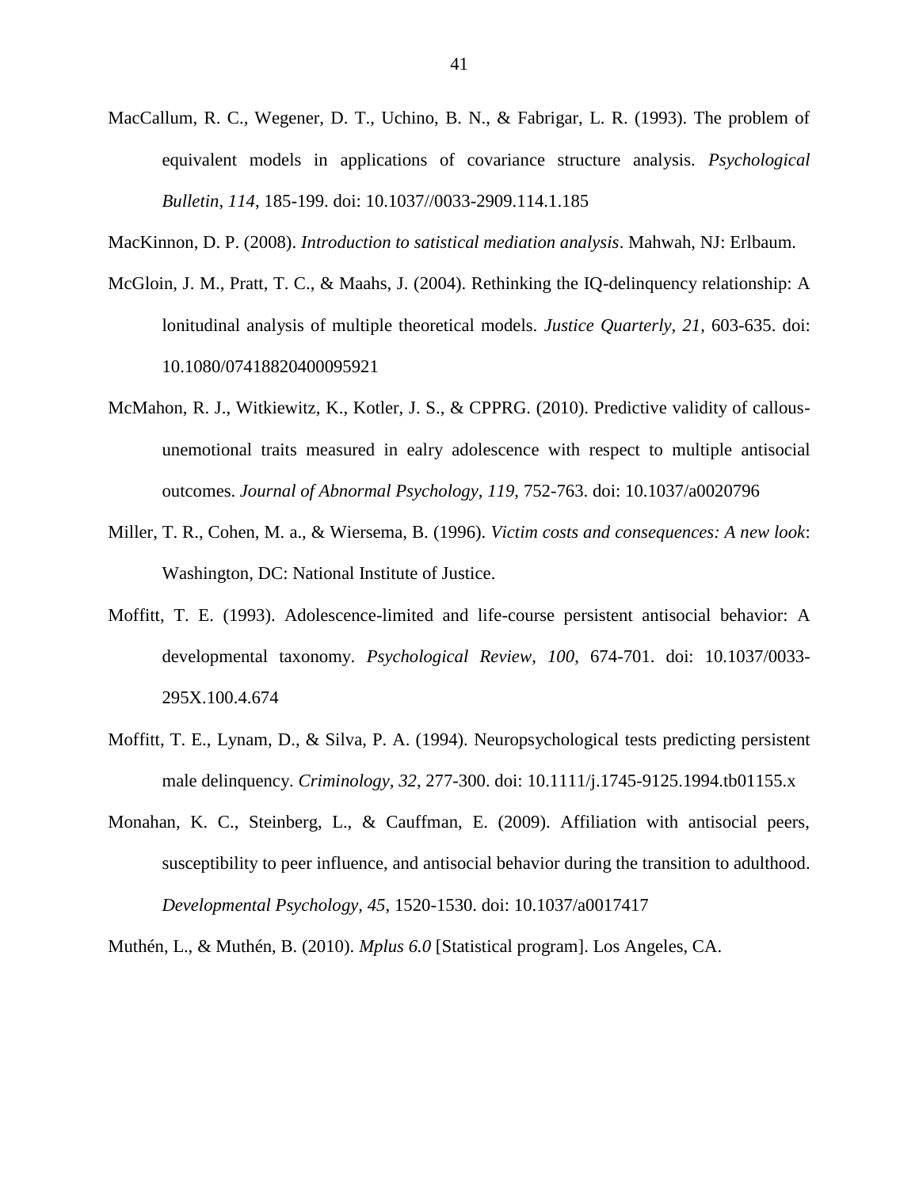MacCallum, R. C., Wegener, D. T., Uchino, B. N., & Fabrigar, L. R. (1993). The problem of equivalent models in applications of covariance structure analysis. *Psychological Bulletin, 114*, 185-199. doi: 10.1037//0033-2909.114.1.185

MacKinnon, D. P. (2008). *Introduction to satistical mediation analysis*. Mahwah, NJ: Erlbaum.

McGloin, J. M., Pratt, T. C., & Maahs, J. (2004). Rethinking the IQ-delinquency relationship: A lonitudinal analysis of multiple theoretical models. *Justice Quarterly, 21*, 603-635. doi: 10.1080/07418820400095921

McMahon, R. J., Witkiewitz, K., Kotler, J. S., & CPPRG. (2010). Predictive validity of callous-unemotional traits measured in ealry adolescence with respect to multiple antisocial outcomes. *Journal of Abnormal Psychology, 119*, 752-763. doi: 10.1037/a0020796

Miller, T. R., Cohen, M. a., & Wiersema, B. (1996). *Victim costs and consequences: A new look*: Washington, DC: National Institute of Justice.

Moffitt, T. E. (1993). Adolescence-limited and life-course persistent antisocial behavior: A developmental taxonomy. *Psychological Review, 100*, 674-701. doi: 10.1037/0033-295X.100.4.674

Moffitt, T. E., Lynam, D., & Silva, P. A. (1994). Neuropsychological tests predicting persistent male delinquency. *Criminology, 32*, 277-300. doi: 10.1111/j.1745-9125.1994.tb01155.x

Monahan, K. C., Steinberg, L., & Cauffman, E. (2009). Affiliation with antisocial peers, susceptibility to peer influence, and antisocial behavior during the transition to adulthood. *Developmental Psychology, 45*, 1520-1530. doi: 10.1037/a0017417

Muthén, L., & Muthén, B. (2010). *Mplus 6.0* [Statistical program]. Los Angeles, CA.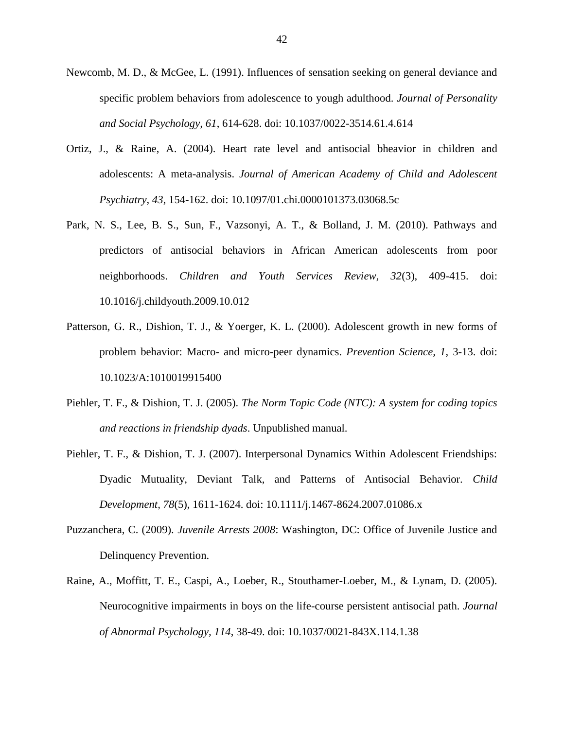Newcomb, M. D., & McGee, L. (1991). Influences of sensation seeking on general deviance and specific problem behaviors from adolescence to yough adulthood. *Journal of Personality and Social Psychology, 61*, 614-628. doi: 10.1037/0022-3514.61.4.614

Ortiz, J., & Raine, A. (2004). Heart rate level and antisocial bheavior in children and adolescents: A meta-analysis. *Journal of American Academy of Child and Adolescent Psychiatry, 43*, 154-162. doi: 10.1097/01.chi.0000101373.03068.5c

Park, N. S., Lee, B. S., Sun, F., Vazsonyi, A. T., & Bolland, J. M. (2010). Pathways and predictors of antisocial behaviors in African American adolescents from poor neighborhoods. *Children and Youth Services Review, 32*(3), 409-415. doi: 10.1016/j.childyouth.2009.10.012

Patterson, G. R., Dishion, T. J., & Yoerger, K. L. (2000). Adolescent growth in new forms of problem behavior: Macro- and micro-peer dynamics. *Prevention Science, 1*, 3-13. doi: 10.1023/A:1010019915400

Piehler, T. F., & Dishion, T. J. (2005). *The Norm Topic Code (NTC): A system for coding topics and reactions in friendship dyads*. Unpublished manual.

Piehler, T. F., & Dishion, T. J. (2007). Interpersonal Dynamics Within Adolescent Friendships: Dyadic Mutuality, Deviant Talk, and Patterns of Antisocial Behavior. *Child Development, 78*(5), 1611-1624. doi: 10.1111/j.1467-8624.2007.01086.x

Puzzanchera, C. (2009). *Juvenile Arrests 2008*: Washington, DC: Office of Juvenile Justice and Delinquency Prevention.

Raine, A., Moffitt, T. E., Caspi, A., Loeber, R., Stouthamer-Loeber, M., & Lynam, D. (2005). Neurocognitive impairments in boys on the life-course persistent antisocial path. *Journal of Abnormal Psychology, 114*, 38-49. doi: 10.1037/0021-843X.114.1.38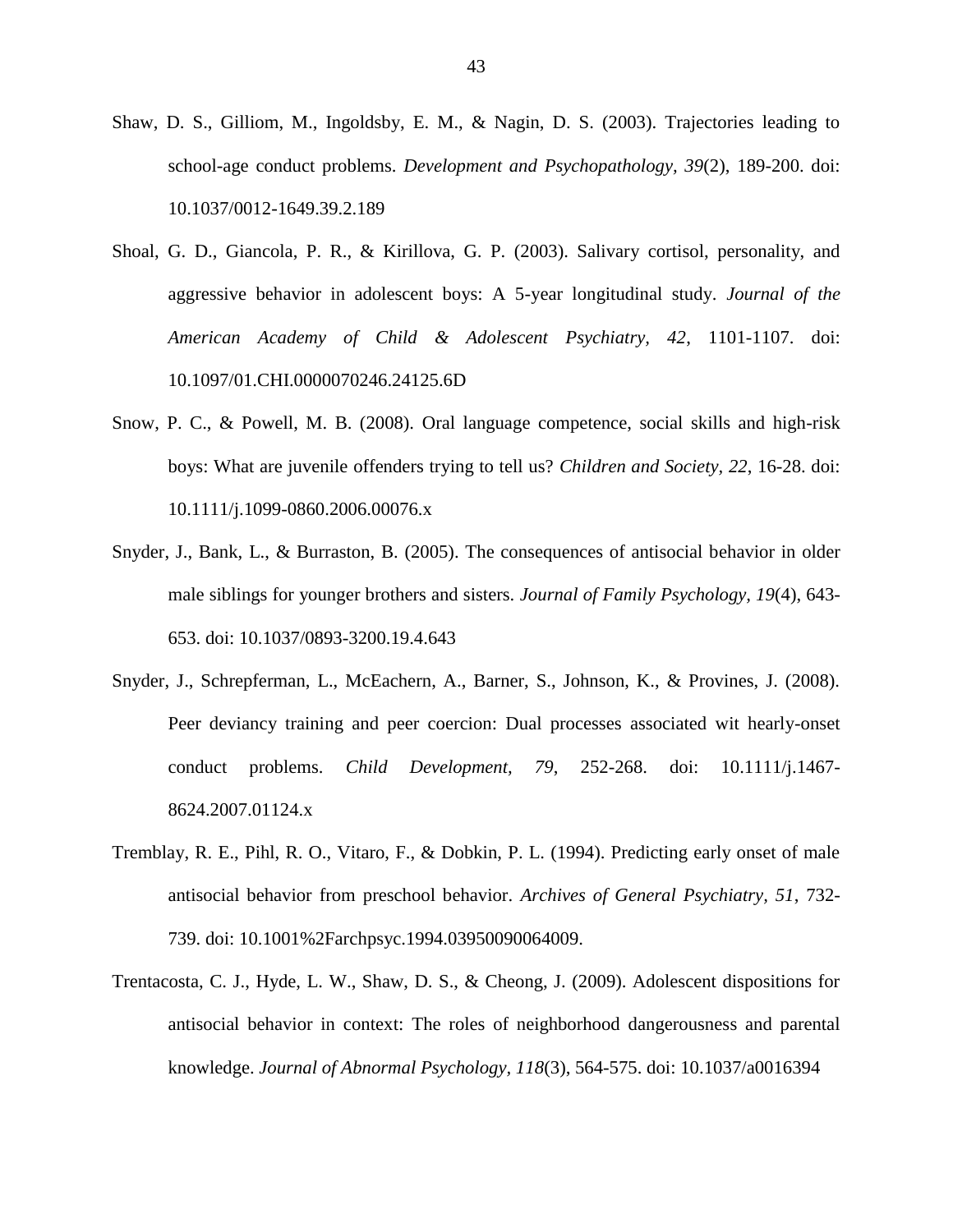Shaw, D. S., Gilliom, M., Ingoldsby, E. M., & Nagin, D. S. (2003). Trajectories leading to school-age conduct problems. *Development and Psychopathology, 39*(2), 189-200. doi: 10.1037/0012-1649.39.2.189

Shoal, G. D., Giancola, P. R., & Kirillova, G. P. (2003). Salivary cortisol, personality, and aggressive behavior in adolescent boys: A 5-year longitudinal study. *Journal of the American Academy of Child & Adolescent Psychiatry, 42*, 1101-1107. doi: 10.1097/01.CHI.0000070246.24125.6D

Snow, P. C., & Powell, M. B. (2008). Oral language competence, social skills and high-risk boys: What are juvenile offenders trying to tell us? *Children and Society, 22*, 16-28. doi: 10.1111/j.1099-0860.2006.00076.x

Snyder, J., Bank, L., & Burraston, B. (2005). The consequences of antisocial behavior in older male siblings for younger brothers and sisters. *Journal of Family Psychology, 19*(4), 643-653. doi: 10.1037/0893-3200.19.4.643

Snyder, J., Schrepferman, L., McEachern, A., Barner, S., Johnson, K., & Provines, J. (2008). Peer deviancy training and peer coercion: Dual processes associated wit hearly-onset conduct problems. *Child Development, 79*, 252-268. doi: 10.1111/j.1467-8624.2007.01124.x

Tremblay, R. E., Pihl, R. O., Vitaro, F., & Dobkin, P. L. (1994). Predicting early onset of male antisocial behavior from preschool behavior. *Archives of General Psychiatry, 51*, 732-739. doi: 10.1001%2Farchpsyc.1994.03950090064009.

Trentacosta, C. J., Hyde, L. W., Shaw, D. S., & Cheong, J. (2009). Adolescent dispositions for antisocial behavior in context: The roles of neighborhood dangerousness and parental knowledge. *Journal of Abnormal Psychology, 118*(3), 564-575. doi: 10.1037/a0016394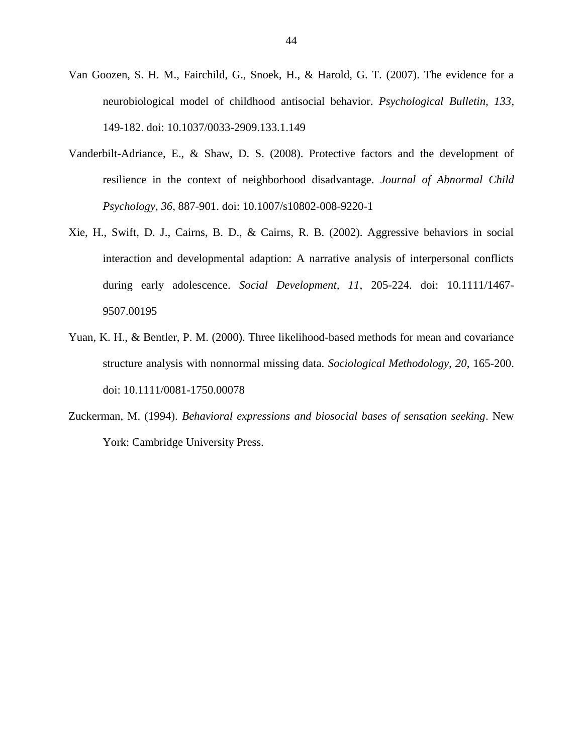Van Goozen, S. H. M., Fairchild, G., Snoek, H., & Harold, G. T. (2007). The evidence for a neurobiological model of childhood antisocial behavior. *Psychological Bulletin, 133*, 149-182. doi: 10.1037/0033-2909.133.1.149

Vanderbilt-Adriance, E., & Shaw, D. S. (2008). Protective factors and the development of resilience in the context of neighborhood disadvantage. *Journal of Abnormal Child Psychology, 36*, 887-901. doi: 10.1007/s10802-008-9220-1

Xie, H., Swift, D. J., Cairns, B. D., & Cairns, R. B. (2002). Aggressive behaviors in social interaction and developmental adaption: A narrative analysis of interpersonal conflicts during early adolescence. *Social Development, 11*, 205-224. doi: 10.1111/1467-9507.00195

Yuan, K. H., & Bentler, P. M. (2000). Three likelihood-based methods for mean and covariance structure analysis with nonnormal missing data. *Sociological Methodology, 20*, 165-200. doi: 10.1111/0081-1750.00078

Zuckerman, M. (1994). *Behavioral expressions and biosocial bases of sensation seeking*. New York: Cambridge University Press.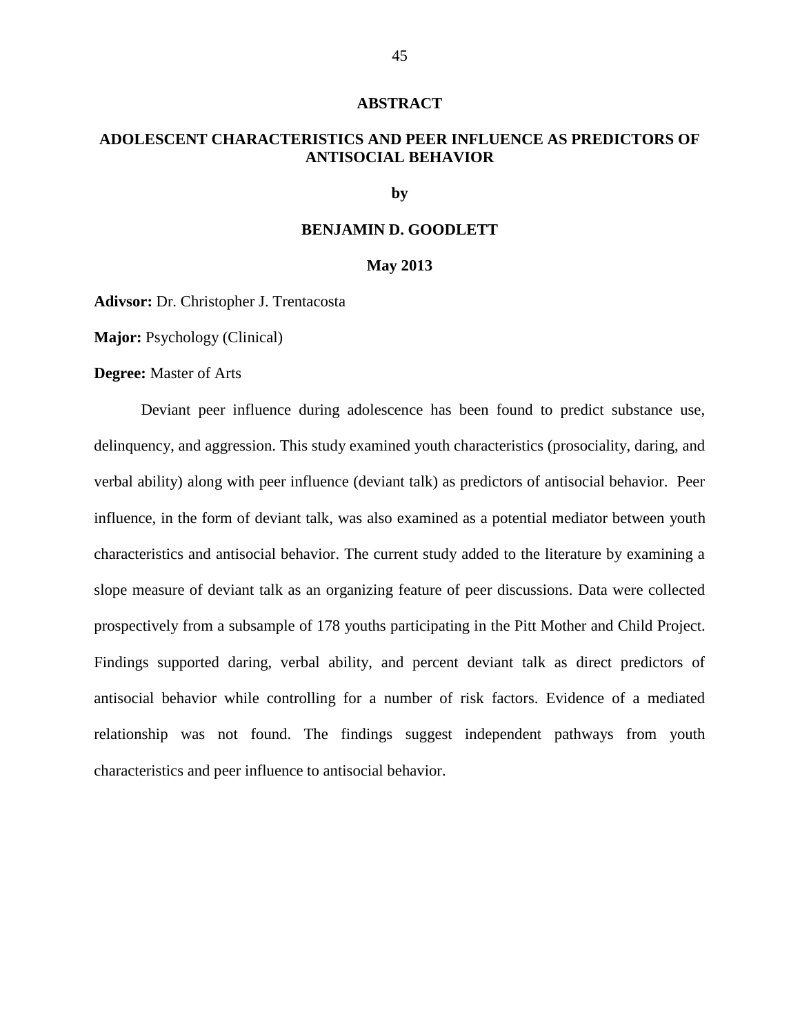# ABSTRACT

## ADOLESCENT CHARACTERISTICS AND PEER INFLUENCE AS PREDICTORS OF ANTISOCIAL BEHAVIOR

**by**

**BENJAMIN D. GOODLETT**

**May 2013**

**Adivsor:** Dr. Christopher J. Trentacosta

**Major:** Psychology (Clinical)

**Degree:** Master of Arts

Deviant peer influence during adolescence has been found to predict substance use, delinquency, and aggression. This study examined youth characteristics (prosociality, daring, and verbal ability) along with peer influence (deviant talk) as predictors of antisocial behavior. Peer influence, in the form of deviant talk, was also examined as a potential mediator between youth characteristics and antisocial behavior. The current study added to the literature by examining a slope measure of deviant talk as an organizing feature of peer discussions. Data were collected prospectively from a subsample of 178 youths participating in the Pitt Mother and Child Project. Findings supported daring, verbal ability, and percent deviant talk as direct predictors of antisocial behavior while controlling for a number of risk factors. Evidence of a mediated relationship was not found. The findings suggest independent pathways from youth characteristics and peer influence to antisocial behavior.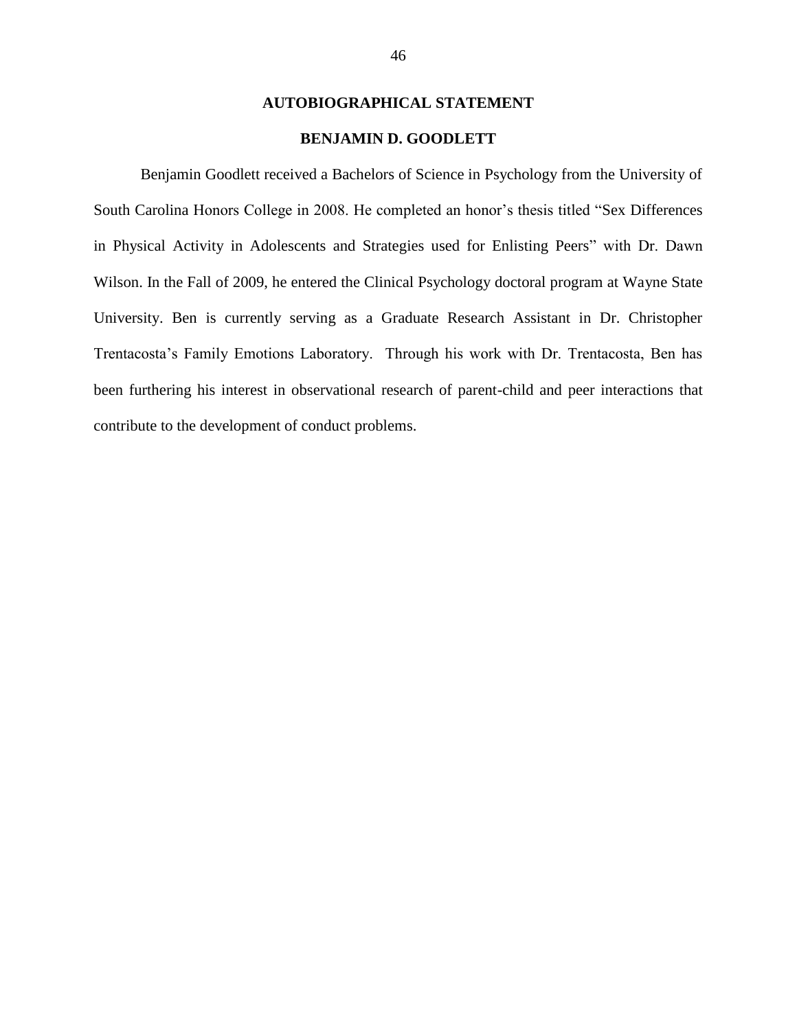# AUTOBIOGRAPHICAL STATEMENT

## BENJAMIN D. GOODLETT

Benjamin Goodlett received a Bachelors of Science in Psychology from the University of South Carolina Honors College in 2008. He completed an honor's thesis titled "Sex Differences in Physical Activity in Adolescents and Strategies used for Enlisting Peers" with Dr. Dawn Wilson. In the Fall of 2009, he entered the Clinical Psychology doctoral program at Wayne State University. Ben is currently serving as a Graduate Research Assistant in Dr. Christopher Trentacosta's Family Emotions Laboratory. Through his work with Dr. Trentacosta, Ben has been furthering his interest in observational research of parent-child and peer interactions that contribute to the development of conduct problems.